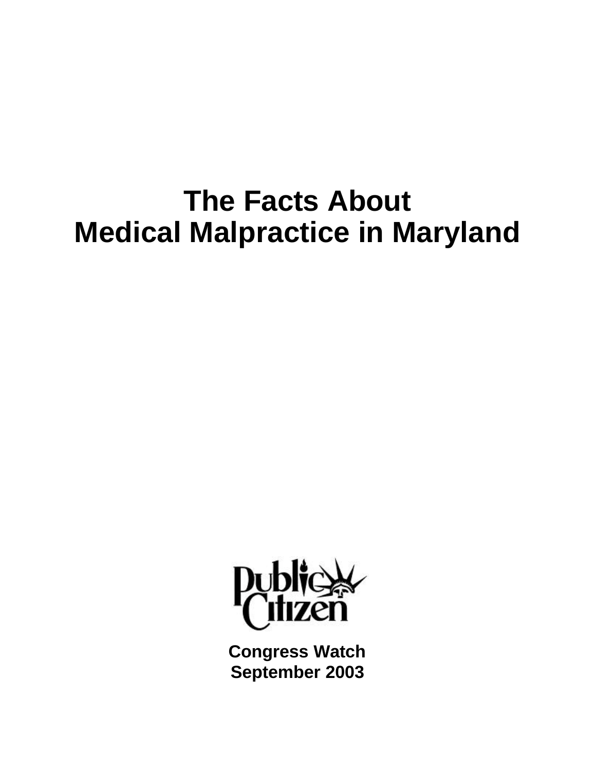# The Facts About Medical Malpractice in Maryland

Public Citizen

**Congress Watch**
**September 2003**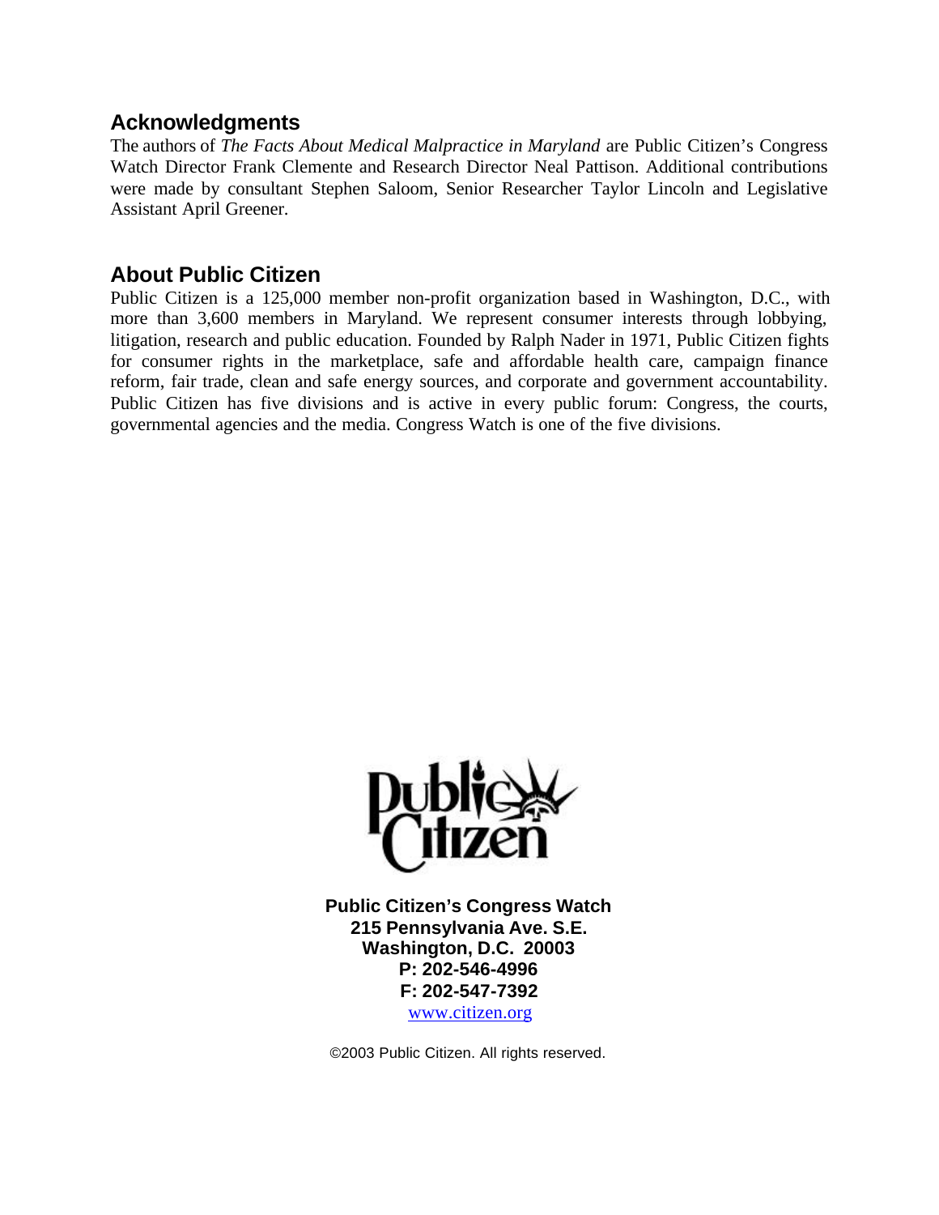## Acknowledgments

The authors of *The Facts About Medical Malpractice in Maryland* are Public Citizen's Congress Watch Director Frank Clemente and Research Director Neal Pattison. Additional contributions were made by consultant Stephen Saloom, Senior Researcher Taylor Lincoln and Legislative Assistant April Greener.

## About Public Citizen

Public Citizen is a 125,000 member non-profit organization based in Washington, D.C., with more than 3,600 members in Maryland. We represent consumer interests through lobbying, litigation, research and public education. Founded by Ralph Nader in 1971, Public Citizen fights for consumer rights in the marketplace, safe and affordable health care, campaign finance reform, fair trade, clean and safe energy sources, and corporate and government accountability. Public Citizen has five divisions and is active in every public forum: Congress, the courts, governmental agencies and the media. Congress Watch is one of the five divisions.

**Public Citizen's Congress Watch**
**215 Pennsylvania Ave. S.E.**
**Washington, D.C. 20003**
**P: 202-546-4996**
**F: 202-547-7392**
www.citizen.org

©2003 Public Citizen. All rights reserved.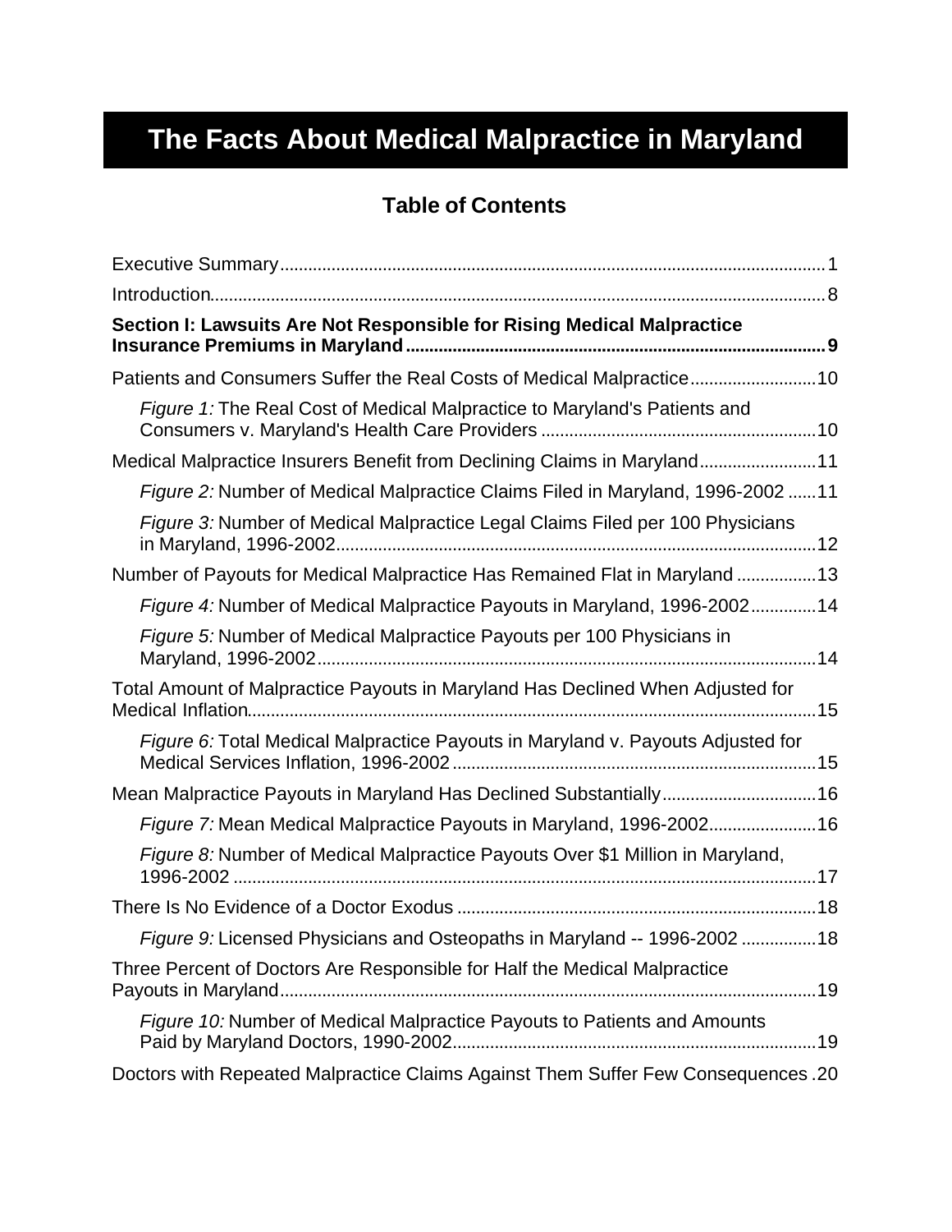# The Facts About Medical Malpractice in Maryland

## Table of Contents

Executive Summary ........................................................................................................ 1

Introduction ..................................................................................................................... 8

**Section I: Lawsuits Are Not Responsible for Rising Medical Malpractice Insurance Premiums in Maryland ........................................................................................ 9**

Patients and Consumers Suffer the Real Costs of Medical Malpractice ........................ 10

*Figure 1:* The Real Cost of Medical Malpractice to Maryland's Patients and Consumers v. Maryland's Health Care Providers ........................................................ 10

Medical Malpractice Insurers Benefit from Declining Claims in Maryland ....................... 11

*Figure 2:* Number of Medical Malpractice Claims Filed in Maryland, 1996-2002 ...... 11

*Figure 3:* Number of Medical Malpractice Legal Claims Filed per 100 Physicians in Maryland, 1996-2002 ................................................................................................ 12

Number of Payouts for Medical Malpractice Has Remained Flat in Maryland ................. 13

*Figure 4:* Number of Medical Malpractice Payouts in Maryland, 1996-2002 ............. 14

*Figure 5:* Number of Medical Malpractice Payouts per 100 Physicians in Maryland, 1996-2002 ................................................................................................ 14

Total Amount of Malpractice Payouts in Maryland Has Declined When Adjusted for Medical Inflation ............................................................................................................ 15

*Figure 6:* Total Medical Malpractice Payouts in Maryland v. Payouts Adjusted for Medical Services Inflation, 1996-2002 ............................................................................ 15

Mean Malpractice Payouts in Maryland Has Declined Substantially ................................ 16

*Figure 7:* Mean Medical Malpractice Payouts in Maryland, 1996-2002 ...................... 16

*Figure 8:* Number of Medical Malpractice Payouts Over $1 Million in Maryland, 1996-2002 ................................................................................................................... 17

There Is No Evidence of a Doctor Exodus ..................................................................... 18

*Figure 9:* Licensed Physicians and Osteopaths in Maryland -- 1996-2002 ................ 18

Three Percent of Doctors Are Responsible for Half the Medical Malpractice Payouts in Maryland ........................................................................................................ 19

*Figure 10:* Number of Medical Malpractice Payouts to Patients and Amounts Paid by Maryland Doctors, 1990-2002 ............................................................................ 19

Doctors with Repeated Malpractice Claims Against Them Suffer Few Consequences . 20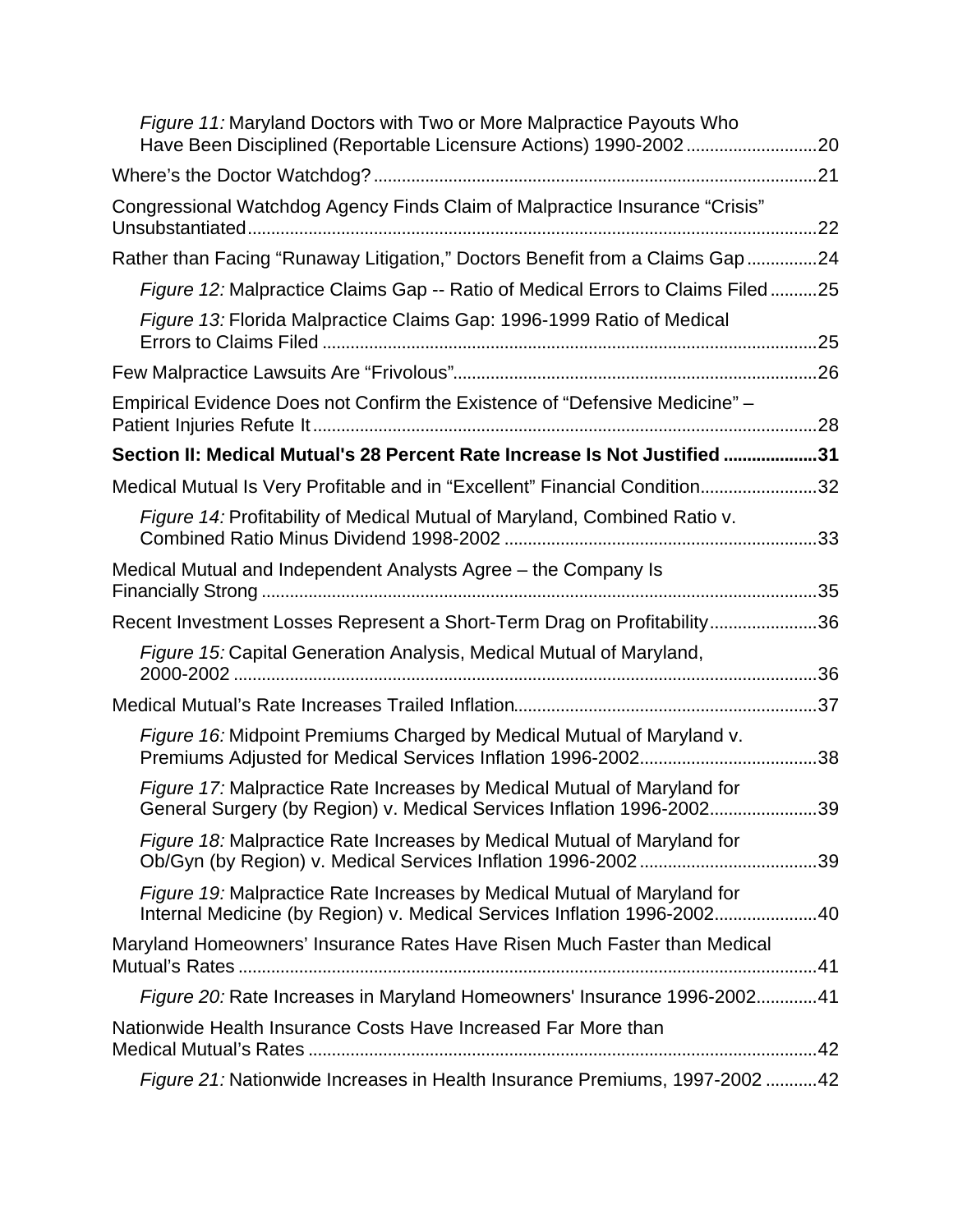*Figure 11:* Maryland Doctors with Two or More Malpractice Payouts Who Have Been Disciplined (Reportable Licensure Actions) 1990-2002 ............................20

Where's the Doctor Watchdog? ............................................................................................21

Congressional Watchdog Agency Finds Claim of Malpractice Insurance "Crisis" Unsubstantiated ..........................................................................................................22

Rather than Facing "Runaway Litigation," Doctors Benefit from a Claims Gap ...............24

*Figure 12:* Malpractice Claims Gap -- Ratio of Medical Errors to Claims Filed ..........25

*Figure 13:* Florida Malpractice Claims Gap: 1996-1999 Ratio of Medical Errors to Claims Filed .........................................................................................................25

Few Malpractice Lawsuits Are "Frivolous" ..........................................................................26

Empirical Evidence Does not Confirm the Existence of "Defensive Medicine" – Patient Injuries Refute It ..........................................................................................................28

**Section II: Medical Mutual's 28 Percent Rate Increase Is Not Justified ....................31**

Medical Mutual Is Very Profitable and in "Excellent" Financial Condition .........................32

*Figure 14:* Profitability of Medical Mutual of Maryland, Combined Ratio v. Combined Ratio Minus Dividend 1998-2002 ..................................................................33

Medical Mutual and Independent Analysts Agree – the Company Is Financially Strong ......................................................................................................................35

Recent Investment Losses Represent a Short-Term Drag on Profitability .......................36

*Figure 15:* Capital Generation Analysis, Medical Mutual of Maryland, 2000-2002 ............................................................................................................................36

Medical Mutual's Rate Increases Trailed Inflation ................................................................37

*Figure 16:* Midpoint Premiums Charged by Medical Mutual of Maryland v. Premiums Adjusted for Medical Services Inflation 1996-2002 ......................................38

*Figure 17:* Malpractice Rate Increases by Medical Mutual of Maryland for General Surgery (by Region) v. Medical Services Inflation 1996-2002 .......................39

*Figure 18:* Malpractice Rate Increases by Medical Mutual of Maryland for Ob/Gyn (by Region) v. Medical Services Inflation 1996-2002 ......................................39

*Figure 19:* Malpractice Rate Increases by Medical Mutual of Maryland for Internal Medicine (by Region) v. Medical Services Inflation 1996-2002 ......................40

Maryland Homeowners' Insurance Rates Have Risen Much Faster than Medical Mutual's Rates ..........................................................................................................41

*Figure 20:* Rate Increases in Maryland Homeowners' Insurance 1996-2002 .............41

Nationwide Health Insurance Costs Have Increased Far More than Medical Mutual's Rates ..........................................................................................................42

*Figure 21:* Nationwide Increases in Health Insurance Premiums, 1997-2002 ...........42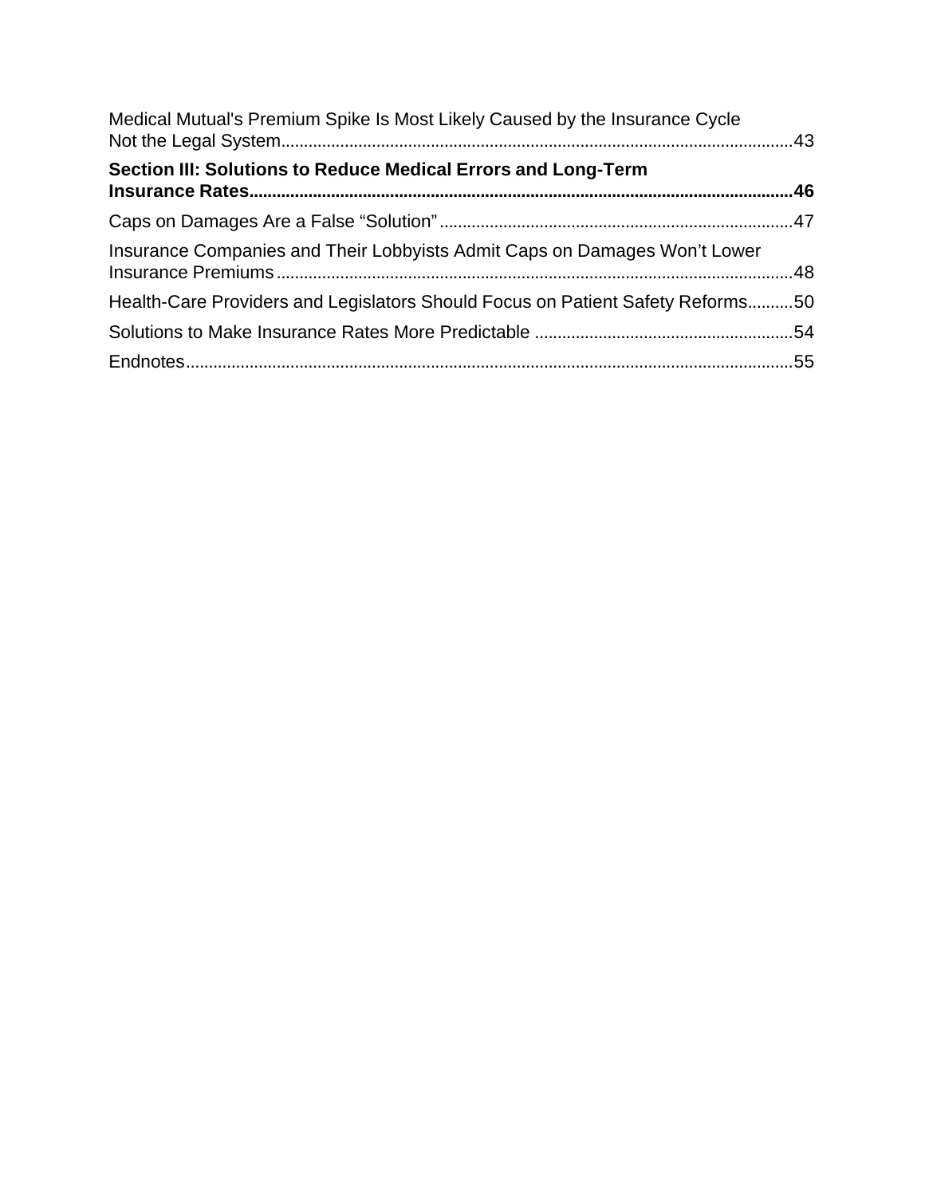Medical Mutual's Premium Spike Is Most Likely Caused by the Insurance Cycle Not the Legal System....................................................43

**Section III: Solutions to Reduce Medical Errors and Long-Term Insurance Rates....................................................46**

Caps on Damages Are a False “Solution”....................................................47

Insurance Companies and Their Lobbyists Admit Caps on Damages Won’t Lower Insurance Premiums....................................................48

Health-Care Providers and Legislators Should Focus on Patient Safety Reforms..........50

Solutions to Make Insurance Rates More Predictable ....................................................54

Endnotes....................................................55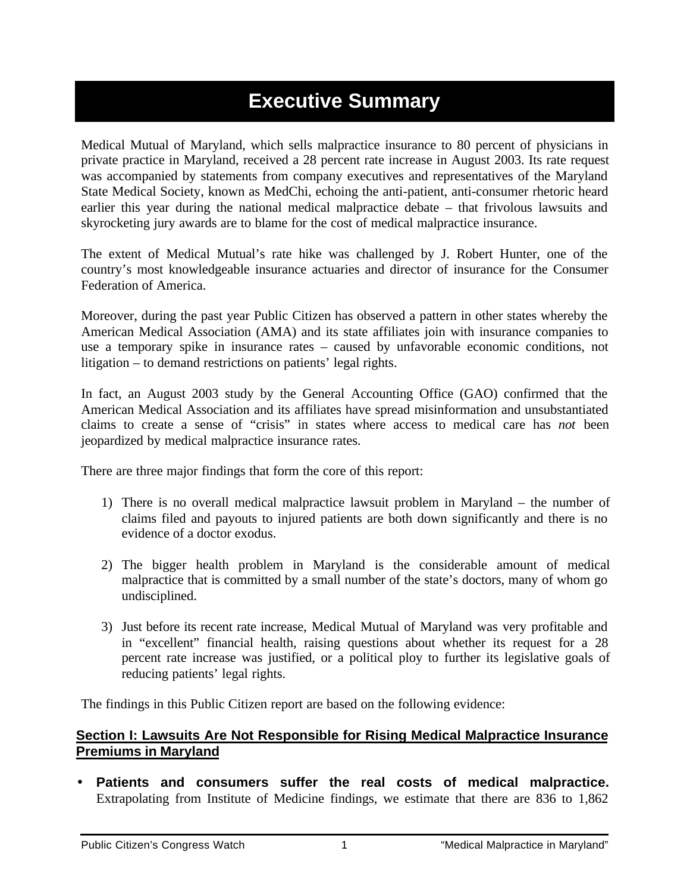# Executive Summary

Medical Mutual of Maryland, which sells malpractice insurance to 80 percent of physicians in private practice in Maryland, received a 28 percent rate increase in August 2003. Its rate request was accompanied by statements from company executives and representatives of the Maryland State Medical Society, known as MedChi, echoing the anti-patient, anti-consumer rhetoric heard earlier this year during the national medical malpractice debate – that frivolous lawsuits and skyrocketing jury awards are to blame for the cost of medical malpractice insurance.

The extent of Medical Mutual's rate hike was challenged by J. Robert Hunter, one of the country's most knowledgeable insurance actuaries and director of insurance for the Consumer Federation of America.

Moreover, during the past year Public Citizen has observed a pattern in other states whereby the American Medical Association (AMA) and its state affiliates join with insurance companies to use a temporary spike in insurance rates – caused by unfavorable economic conditions, not litigation – to demand restrictions on patients' legal rights.

In fact, an August 2003 study by the General Accounting Office (GAO) confirmed that the American Medical Association and its affiliates have spread misinformation and unsubstantiated claims to create a sense of "crisis" in states where access to medical care has *not* been jeopardized by medical malpractice insurance rates.

There are three major findings that form the core of this report:

1) There is no overall medical malpractice lawsuit problem in Maryland – the number of claims filed and payouts to injured patients are both down significantly and there is no evidence of a doctor exodus.

2) The bigger health problem in Maryland is the considerable amount of medical malpractice that is committed by a small number of the state's doctors, many of whom go undisciplined.

3) Just before its recent rate increase, Medical Mutual of Maryland was very profitable and in "excellent" financial health, raising questions about whether its request for a 28 percent rate increase was justified, or a political ploy to further its legislative goals of reducing patients' legal rights.

The findings in this Public Citizen report are based on the following evidence:

## Section I: Lawsuits Are Not Responsible for Rising Medical Malpractice Insurance Premiums in Maryland

- **Patients and consumers suffer the real costs of medical malpractice.** Extrapolating from Institute of Medicine findings, we estimate that there are 836 to 1,862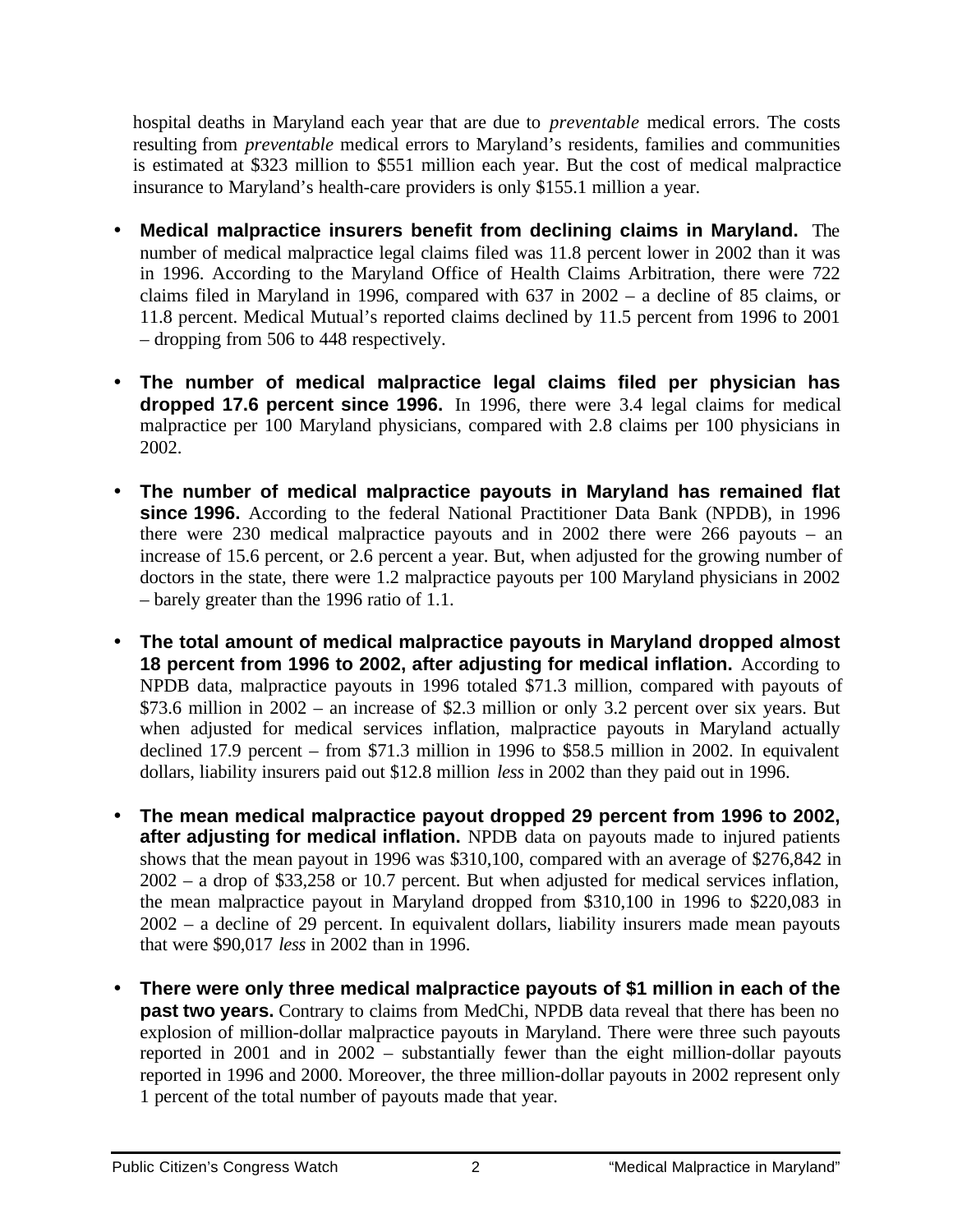hospital deaths in Maryland each year that are due to *preventable* medical errors. The costs resulting from *preventable* medical errors to Maryland's residents, families and communities is estimated at $323 million to $551 million each year. But the cost of medical malpractice insurance to Maryland's health-care providers is only $155.1 million a year.

- **Medical malpractice insurers benefit from declining claims in Maryland.** The number of medical malpractice legal claims filed was 11.8 percent lower in 2002 than it was in 1996. According to the Maryland Office of Health Claims Arbitration, there were 722 claims filed in Maryland in 1996, compared with 637 in 2002 – a decline of 85 claims, or 11.8 percent. Medical Mutual's reported claims declined by 11.5 percent from 1996 to 2001 – dropping from 506 to 448 respectively.

- **The number of medical malpractice legal claims filed per physician has dropped 17.6 percent since 1996.** In 1996, there were 3.4 legal claims for medical malpractice per 100 Maryland physicians, compared with 2.8 claims per 100 physicians in 2002.

- **The number of medical malpractice payouts in Maryland has remained flat since 1996.** According to the federal National Practitioner Data Bank (NPDB), in 1996 there were 230 medical malpractice payouts and in 2002 there were 266 payouts – an increase of 15.6 percent, or 2.6 percent a year. But, when adjusted for the growing number of doctors in the state, there were 1.2 malpractice payouts per 100 Maryland physicians in 2002 – barely greater than the 1996 ratio of 1.1.

- **The total amount of medical malpractice payouts in Maryland dropped almost 18 percent from 1996 to 2002, after adjusting for medical inflation.** According to NPDB data, malpractice payouts in 1996 totaled $71.3 million, compared with payouts of $73.6 million in 2002 – an increase of $2.3 million or only 3.2 percent over six years. But when adjusted for medical services inflation, malpractice payouts in Maryland actually declined 17.9 percent – from $71.3 million in 1996 to $58.5 million in 2002. In equivalent dollars, liability insurers paid out $12.8 million *less* in 2002 than they paid out in 1996.

- **The mean medical malpractice payout dropped 29 percent from 1996 to 2002, after adjusting for medical inflation.** NPDB data on payouts made to injured patients shows that the mean payout in 1996 was $310,100, compared with an average of $276,842 in 2002 – a drop of $33,258 or 10.7 percent. But when adjusted for medical services inflation, the mean malpractice payout in Maryland dropped from $310,100 in 1996 to $220,083 in 2002 – a decline of 29 percent. In equivalent dollars, liability insurers made mean payouts that were $90,017 *less* in 2002 than in 1996.

- **There were only three medical malpractice payouts of $1 million in each of the past two years.** Contrary to claims from MedChi, NPDB data reveal that there has been no explosion of million-dollar malpractice payouts in Maryland. There were three such payouts reported in 2001 and in 2002 – substantially fewer than the eight million-dollar payouts reported in 1996 and 2000. Moreover, the three million-dollar payouts in 2002 represent only 1 percent of the total number of payouts made that year.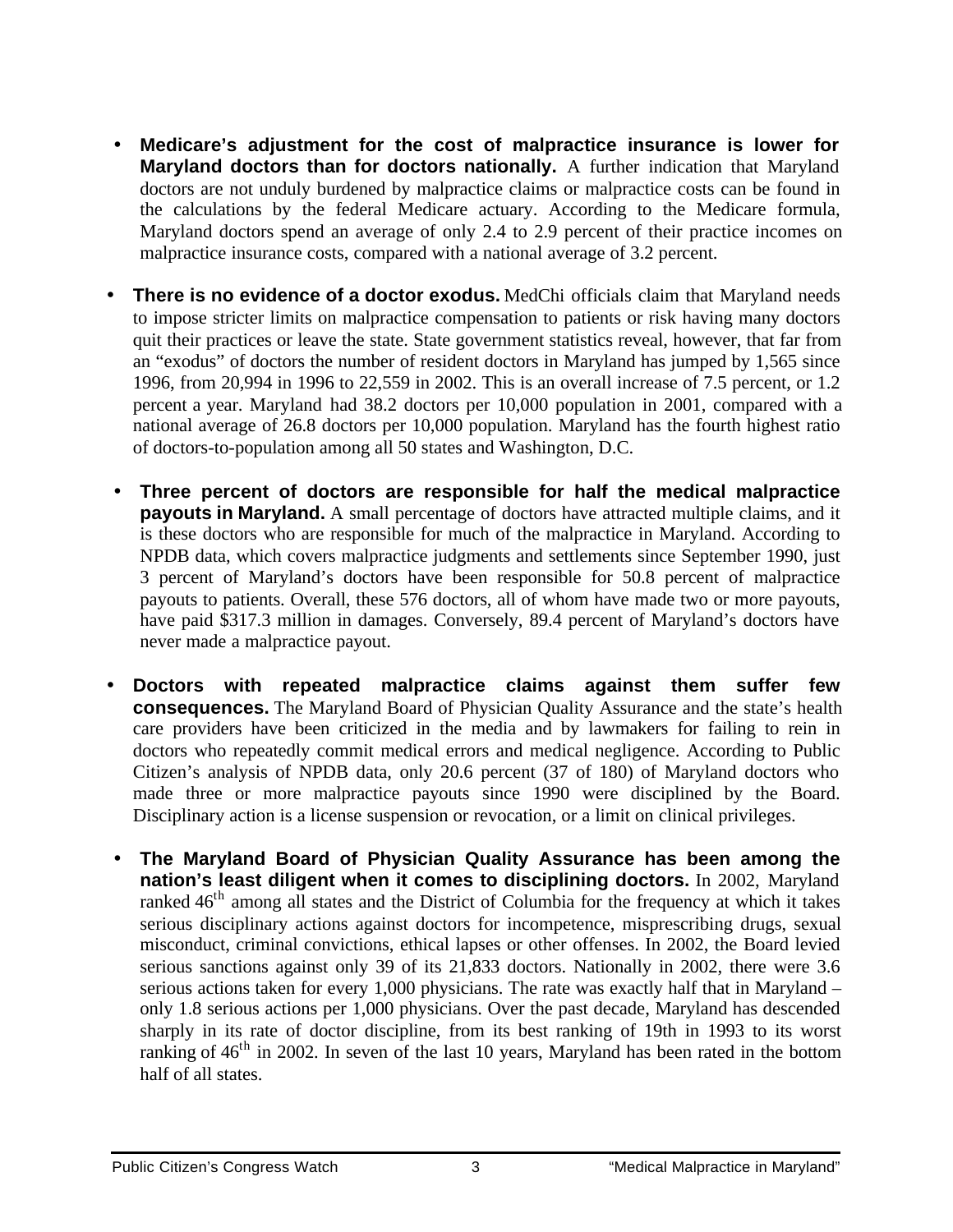- **Medicare's adjustment for the cost of malpractice insurance is lower for Maryland doctors than for doctors nationally.** A further indication that Maryland doctors are not unduly burdened by malpractice claims or malpractice costs can be found in the calculations by the federal Medicare actuary. According to the Medicare formula, Maryland doctors spend an average of only 2.4 to 2.9 percent of their practice incomes on malpractice insurance costs, compared with a national average of 3.2 percent.

- **There is no evidence of a doctor exodus.** MedChi officials claim that Maryland needs to impose stricter limits on malpractice compensation to patients or risk having many doctors quit their practices or leave the state. State government statistics reveal, however, that far from an "exodus" of doctors the number of resident doctors in Maryland has jumped by 1,565 since 1996, from 20,994 in 1996 to 22,559 in 2002. This is an overall increase of 7.5 percent, or 1.2 percent a year. Maryland had 38.2 doctors per 10,000 population in 2001, compared with a national average of 26.8 doctors per 10,000 population. Maryland has the fourth highest ratio of doctors-to-population among all 50 states and Washington, D.C.

- **Three percent of doctors are responsible for half the medical malpractice payouts in Maryland.** A small percentage of doctors have attracted multiple claims, and it is these doctors who are responsible for much of the malpractice in Maryland. According to NPDB data, which covers malpractice judgments and settlements since September 1990, just 3 percent of Maryland's doctors have been responsible for 50.8 percent of malpractice payouts to patients. Overall, these 576 doctors, all of whom have made two or more payouts, have paid $317.3 million in damages. Conversely, 89.4 percent of Maryland's doctors have never made a malpractice payout.

- **Doctors with repeated malpractice claims against them suffer few consequences.** The Maryland Board of Physician Quality Assurance and the state's health care providers have been criticized in the media and by lawmakers for failing to rein in doctors who repeatedly commit medical errors and medical negligence. According to Public Citizen's analysis of NPDB data, only 20.6 percent (37 of 180) of Maryland doctors who made three or more malpractice payouts since 1990 were disciplined by the Board. Disciplinary action is a license suspension or revocation, or a limit on clinical privileges.

- **The Maryland Board of Physician Quality Assurance has been among the nation's least diligent when it comes to disciplining doctors.** In 2002, Maryland ranked 46th among all states and the District of Columbia for the frequency at which it takes serious disciplinary actions against doctors for incompetence, misprescribing drugs, sexual misconduct, criminal convictions, ethical lapses or other offenses. In 2002, the Board levied serious sanctions against only 39 of its 21,833 doctors. Nationally in 2002, there were 3.6 serious actions taken for every 1,000 physicians. The rate was exactly half that in Maryland – only 1.8 serious actions per 1,000 physicians. Over the past decade, Maryland has descended sharply in its rate of doctor discipline, from its best ranking of 19th in 1993 to its worst ranking of 46th in 2002. In seven of the last 10 years, Maryland has been rated in the bottom half of all states.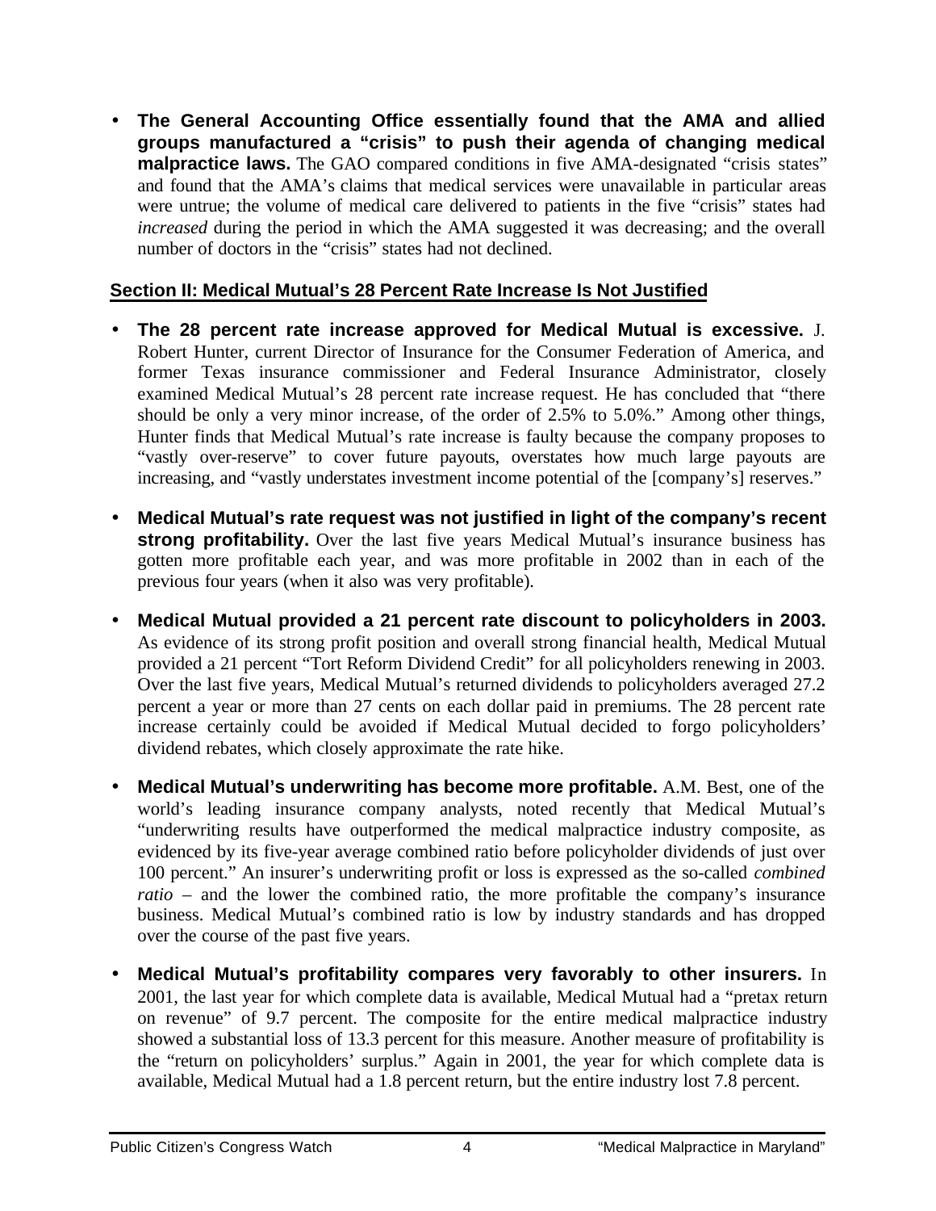- **The General Accounting Office essentially found that the AMA and allied groups manufactured a "crisis" to push their agenda of changing medical malpractice laws.** The GAO compared conditions in five AMA-designated "crisis states" and found that the AMA's claims that medical services were unavailable in particular areas were untrue; the volume of medical care delivered to patients in the five "crisis" states had *increased* during the period in which the AMA suggested it was decreasing; and the overall number of doctors in the "crisis" states had not declined.

## Section II: Medical Mutual's 28 Percent Rate Increase Is Not Justified

- **The 28 percent rate increase approved for Medical Mutual is excessive.** J. Robert Hunter, current Director of Insurance for the Consumer Federation of America, and former Texas insurance commissioner and Federal Insurance Administrator, closely examined Medical Mutual's 28 percent rate increase request. He has concluded that "there should be only a very minor increase, of the order of 2.5% to 5.0%." Among other things, Hunter finds that Medical Mutual's rate increase is faulty because the company proposes to "vastly over-reserve" to cover future payouts, overstates how much large payouts are increasing, and "vastly understates investment income potential of the [company's] reserves."

- **Medical Mutual's rate request was not justified in light of the company's recent strong profitability.** Over the last five years Medical Mutual's insurance business has gotten more profitable each year, and was more profitable in 2002 than in each of the previous four years (when it also was very profitable).

- **Medical Mutual provided a 21 percent rate discount to policyholders in 2003.** As evidence of its strong profit position and overall strong financial health, Medical Mutual provided a 21 percent "Tort Reform Dividend Credit" for all policyholders renewing in 2003. Over the last five years, Medical Mutual's returned dividends to policyholders averaged 27.2 percent a year or more than 27 cents on each dollar paid in premiums. The 28 percent rate increase certainly could be avoided if Medical Mutual decided to forgo policyholders' dividend rebates, which closely approximate the rate hike.

- **Medical Mutual's underwriting has become more profitable.** A.M. Best, one of the world's leading insurance company analysts, noted recently that Medical Mutual's "underwriting results have outperformed the medical malpractice industry composite, as evidenced by its five-year average combined ratio before policyholder dividends of just over 100 percent." An insurer's underwriting profit or loss is expressed as the so-called *combined ratio* – and the lower the combined ratio, the more profitable the company's insurance business. Medical Mutual's combined ratio is low by industry standards and has dropped over the course of the past five years.

- **Medical Mutual's profitability compares very favorably to other insurers.** In 2001, the last year for which complete data is available, Medical Mutual had a "pretax return on revenue" of 9.7 percent. The composite for the entire medical malpractice industry showed a substantial loss of 13.3 percent for this measure. Another measure of profitability is the "return on policyholders' surplus." Again in 2001, the year for which complete data is available, Medical Mutual had a 1.8 percent return, but the entire industry lost 7.8 percent.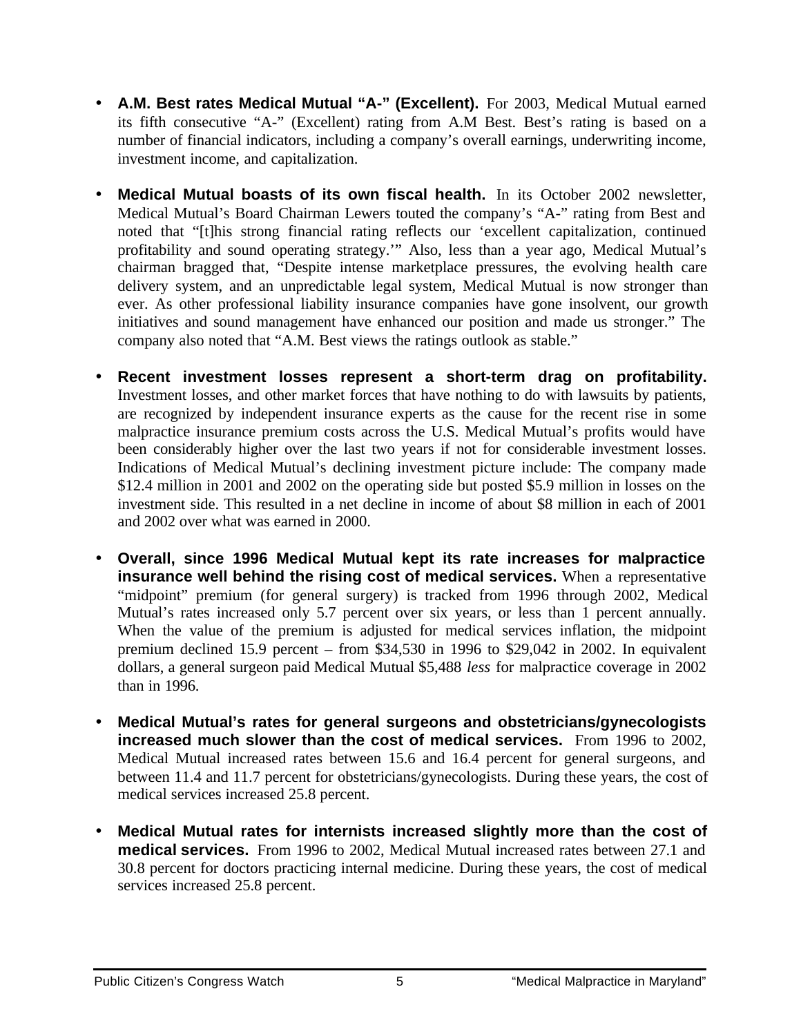- **A.M. Best rates Medical Mutual "A-" (Excellent).** For 2003, Medical Mutual earned its fifth consecutive "A-" (Excellent) rating from A.M Best. Best's rating is based on a number of financial indicators, including a company's overall earnings, underwriting income, investment income, and capitalization.

- **Medical Mutual boasts of its own fiscal health.** In its October 2002 newsletter, Medical Mutual's Board Chairman Lewers touted the company's "A-" rating from Best and noted that "[t]his strong financial rating reflects our 'excellent capitalization, continued profitability and sound operating strategy.'" Also, less than a year ago, Medical Mutual's chairman bragged that, "Despite intense marketplace pressures, the evolving health care delivery system, and an unpredictable legal system, Medical Mutual is now stronger than ever. As other professional liability insurance companies have gone insolvent, our growth initiatives and sound management have enhanced our position and made us stronger." The company also noted that "A.M. Best views the ratings outlook as stable."

- **Recent investment losses represent a short-term drag on profitability.** Investment losses, and other market forces that have nothing to do with lawsuits by patients, are recognized by independent insurance experts as the cause for the recent rise in some malpractice insurance premium costs across the U.S. Medical Mutual's profits would have been considerably higher over the last two years if not for considerable investment losses. Indications of Medical Mutual's declining investment picture include: The company made $12.4 million in 2001 and 2002 on the operating side but posted $5.9 million in losses on the investment side. This resulted in a net decline in income of about $8 million in each of 2001 and 2002 over what was earned in 2000.

- **Overall, since 1996 Medical Mutual kept its rate increases for malpractice insurance well behind the rising cost of medical services.** When a representative "midpoint" premium (for general surgery) is tracked from 1996 through 2002, Medical Mutual's rates increased only 5.7 percent over six years, or less than 1 percent annually. When the value of the premium is adjusted for medical services inflation, the midpoint premium declined 15.9 percent – from $34,530 in 1996 to $29,042 in 2002. In equivalent dollars, a general surgeon paid Medical Mutual $5,488 *less* for malpractice coverage in 2002 than in 1996.

- **Medical Mutual's rates for general surgeons and obstetricians/gynecologists increased much slower than the cost of medical services.** From 1996 to 2002, Medical Mutual increased rates between 15.6 and 16.4 percent for general surgeons, and between 11.4 and 11.7 percent for obstetricians/gynecologists. During these years, the cost of medical services increased 25.8 percent.

- **Medical Mutual rates for internists increased slightly more than the cost of medical services.** From 1996 to 2002, Medical Mutual increased rates between 27.1 and 30.8 percent for doctors practicing internal medicine. During these years, the cost of medical services increased 25.8 percent.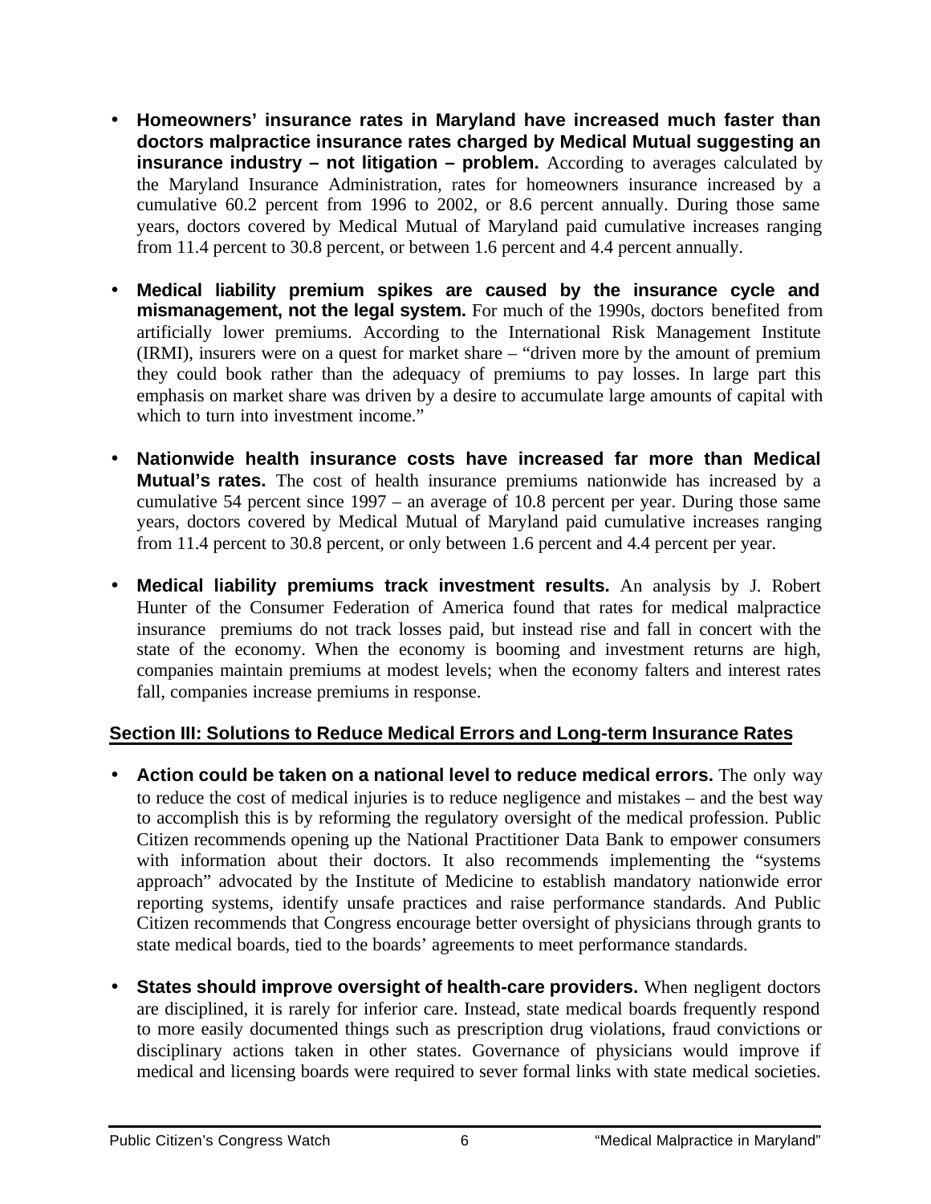- **Homeowners' insurance rates in Maryland have increased much faster than doctors malpractice insurance rates charged by Medical Mutual suggesting an insurance industry – not litigation – problem.** According to averages calculated by the Maryland Insurance Administration, rates for homeowners insurance increased by a cumulative 60.2 percent from 1996 to 2002, or 8.6 percent annually. During those same years, doctors covered by Medical Mutual of Maryland paid cumulative increases ranging from 11.4 percent to 30.8 percent, or between 1.6 percent and 4.4 percent annually.

- **Medical liability premium spikes are caused by the insurance cycle and mismanagement, not the legal system.** For much of the 1990s, doctors benefited from artificially lower premiums. According to the International Risk Management Institute (IRMI), insurers were on a quest for market share – "driven more by the amount of premium they could book rather than the adequacy of premiums to pay losses. In large part this emphasis on market share was driven by a desire to accumulate large amounts of capital with which to turn into investment income."

- **Nationwide health insurance costs have increased far more than Medical Mutual's rates.** The cost of health insurance premiums nationwide has increased by a cumulative 54 percent since 1997 – an average of 10.8 percent per year. During those same years, doctors covered by Medical Mutual of Maryland paid cumulative increases ranging from 11.4 percent to 30.8 percent, or only between 1.6 percent and 4.4 percent per year.

- **Medical liability premiums track investment results.** An analysis by J. Robert Hunter of the Consumer Federation of America found that rates for medical malpractice insurance premiums do not track losses paid, but instead rise and fall in concert with the state of the economy. When the economy is booming and investment returns are high, companies maintain premiums at modest levels; when the economy falters and interest rates fall, companies increase premiums in response.

## Section III: Solutions to Reduce Medical Errors and Long-term Insurance Rates

- **Action could be taken on a national level to reduce medical errors.** The only way to reduce the cost of medical injuries is to reduce negligence and mistakes – and the best way to accomplish this is by reforming the regulatory oversight of the medical profession. Public Citizen recommends opening up the National Practitioner Data Bank to empower consumers with information about their doctors. It also recommends implementing the "systems approach" advocated by the Institute of Medicine to establish mandatory nationwide error reporting systems, identify unsafe practices and raise performance standards. And Public Citizen recommends that Congress encourage better oversight of physicians through grants to state medical boards, tied to the boards' agreements to meet performance standards.

- **States should improve oversight of health-care providers.** When negligent doctors are disciplined, it is rarely for inferior care. Instead, state medical boards frequently respond to more easily documented things such as prescription drug violations, fraud convictions or disciplinary actions taken in other states. Governance of physicians would improve if medical and licensing boards were required to sever formal links with state medical societies.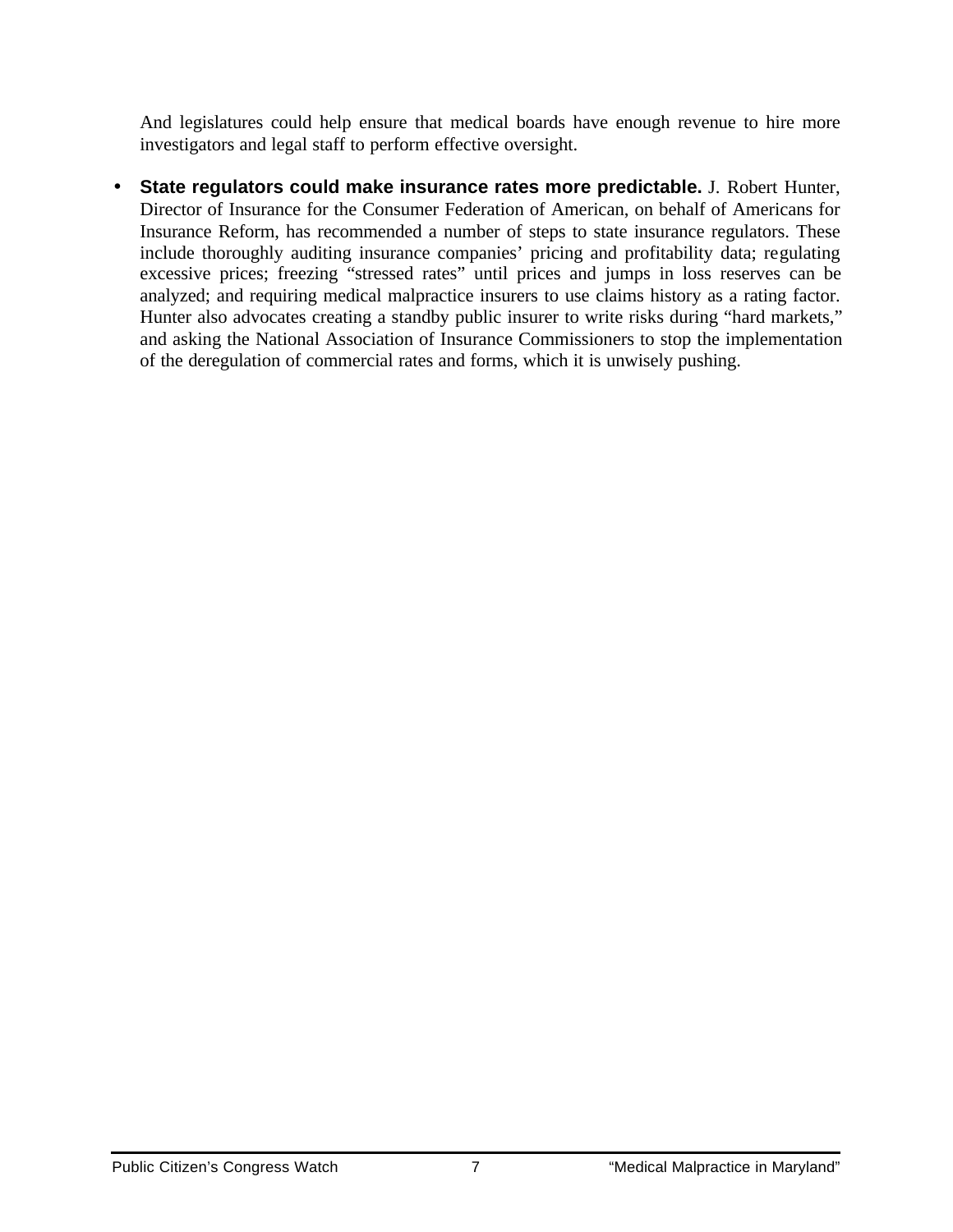And legislatures could help ensure that medical boards have enough revenue to hire more investigators and legal staff to perform effective oversight.

- **State regulators could make insurance rates more predictable.** J. Robert Hunter, Director of Insurance for the Consumer Federation of American, on behalf of Americans for Insurance Reform, has recommended a number of steps to state insurance regulators. These include thoroughly auditing insurance companies' pricing and profitability data; regulating excessive prices; freezing "stressed rates" until prices and jumps in loss reserves can be analyzed; and requiring medical malpractice insurers to use claims history as a rating factor. Hunter also advocates creating a standby public insurer to write risks during "hard markets," and asking the National Association of Insurance Commissioners to stop the implementation of the deregulation of commercial rates and forms, which it is unwisely pushing.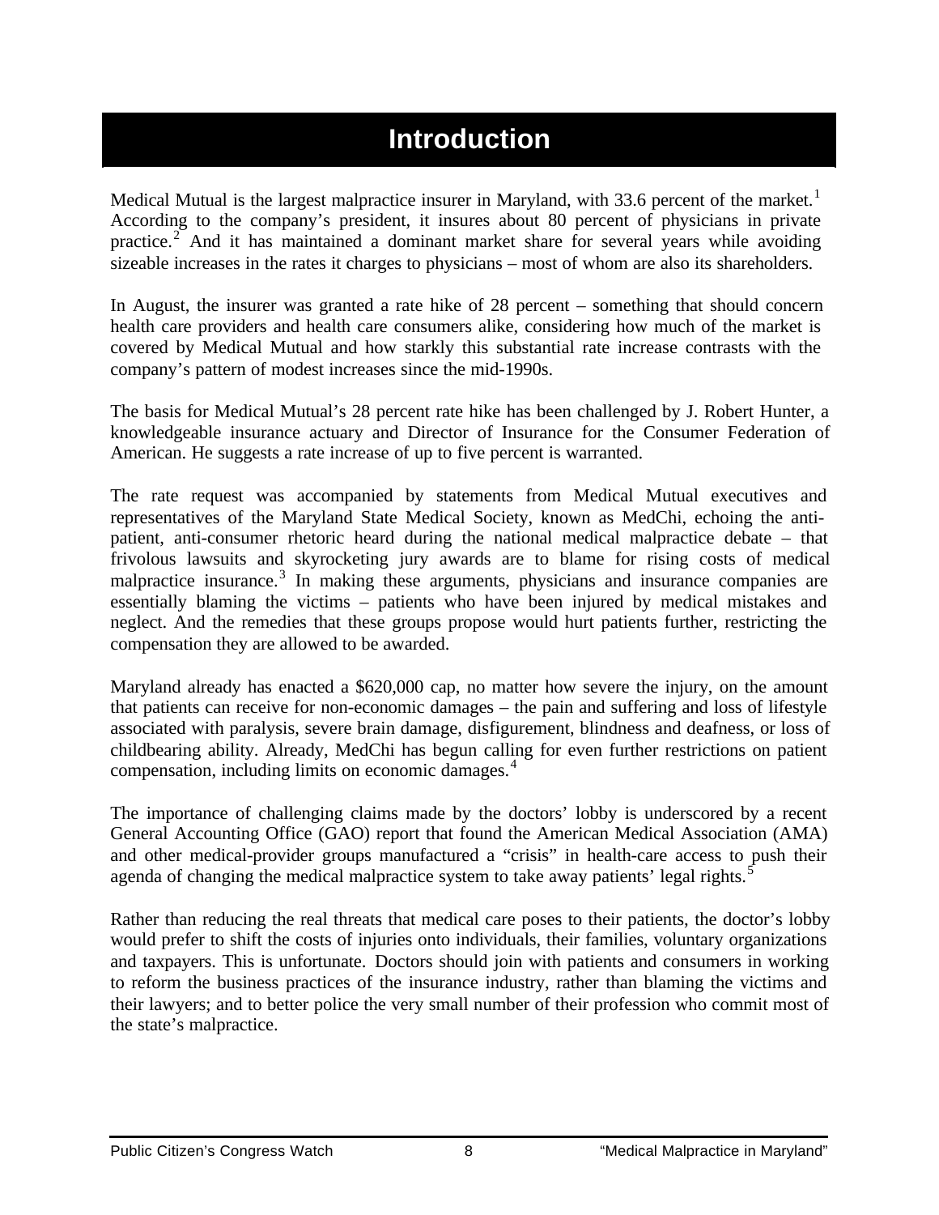# Introduction

Medical Mutual is the largest malpractice insurer in Maryland, with 33.6 percent of the market.[1] According to the company's president, it insures about 80 percent of physicians in private practice.[2] And it has maintained a dominant market share for several years while avoiding sizeable increases in the rates it charges to physicians – most of whom are also its shareholders.

In August, the insurer was granted a rate hike of 28 percent – something that should concern health care providers and health care consumers alike, considering how much of the market is covered by Medical Mutual and how starkly this substantial rate increase contrasts with the company's pattern of modest increases since the mid-1990s.

The basis for Medical Mutual's 28 percent rate hike has been challenged by J. Robert Hunter, a knowledgeable insurance actuary and Director of Insurance for the Consumer Federation of American. He suggests a rate increase of up to five percent is warranted.

The rate request was accompanied by statements from Medical Mutual executives and representatives of the Maryland State Medical Society, known as MedChi, echoing the anti-patient, anti-consumer rhetoric heard during the national medical malpractice debate – that frivolous lawsuits and skyrocketing jury awards are to blame for rising costs of medical malpractice insurance.[3] In making these arguments, physicians and insurance companies are essentially blaming the victims – patients who have been injured by medical mistakes and neglect. And the remedies that these groups propose would hurt patients further, restricting the compensation they are allowed to be awarded.

Maryland already has enacted a $620,000 cap, no matter how severe the injury, on the amount that patients can receive for non-economic damages – the pain and suffering and loss of lifestyle associated with paralysis, severe brain damage, disfigurement, blindness and deafness, or loss of childbearing ability. Already, MedChi has begun calling for even further restrictions on patient compensation, including limits on economic damages.[4]

The importance of challenging claims made by the doctors' lobby is underscored by a recent General Accounting Office (GAO) report that found the American Medical Association (AMA) and other medical-provider groups manufactured a "crisis" in health-care access to push their agenda of changing the medical malpractice system to take away patients' legal rights.[5]

Rather than reducing the real threats that medical care poses to their patients, the doctor's lobby would prefer to shift the costs of injuries onto individuals, their families, voluntary organizations and taxpayers. This is unfortunate. Doctors should join with patients and consumers in working to reform the business practices of the insurance industry, rather than blaming the victims and their lawyers; and to better police the very small number of their profession who commit most of the state's malpractice.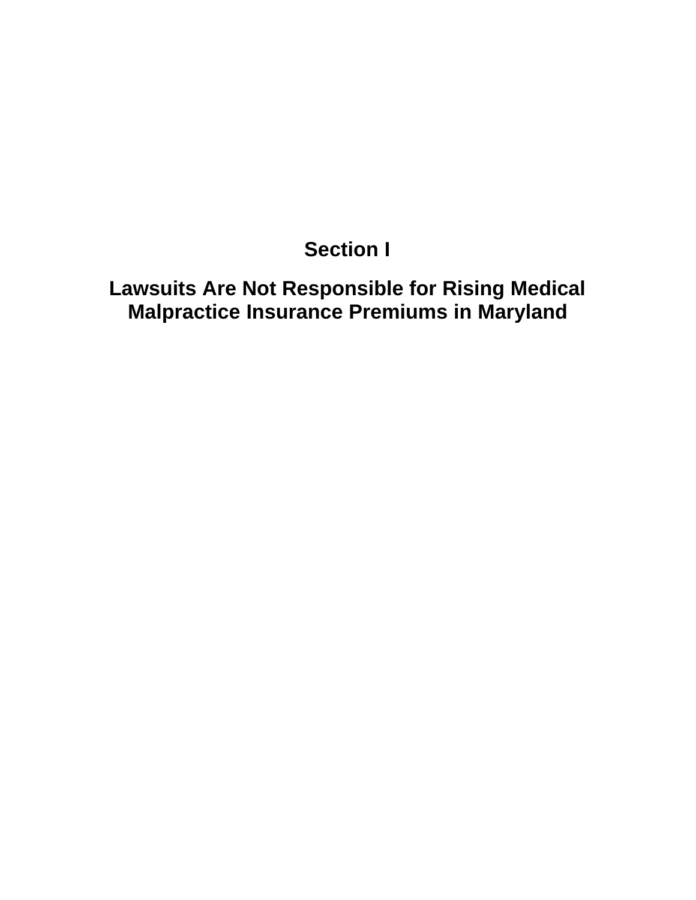# Section I

## Lawsuits Are Not Responsible for Rising Medical Malpractice Insurance Premiums in Maryland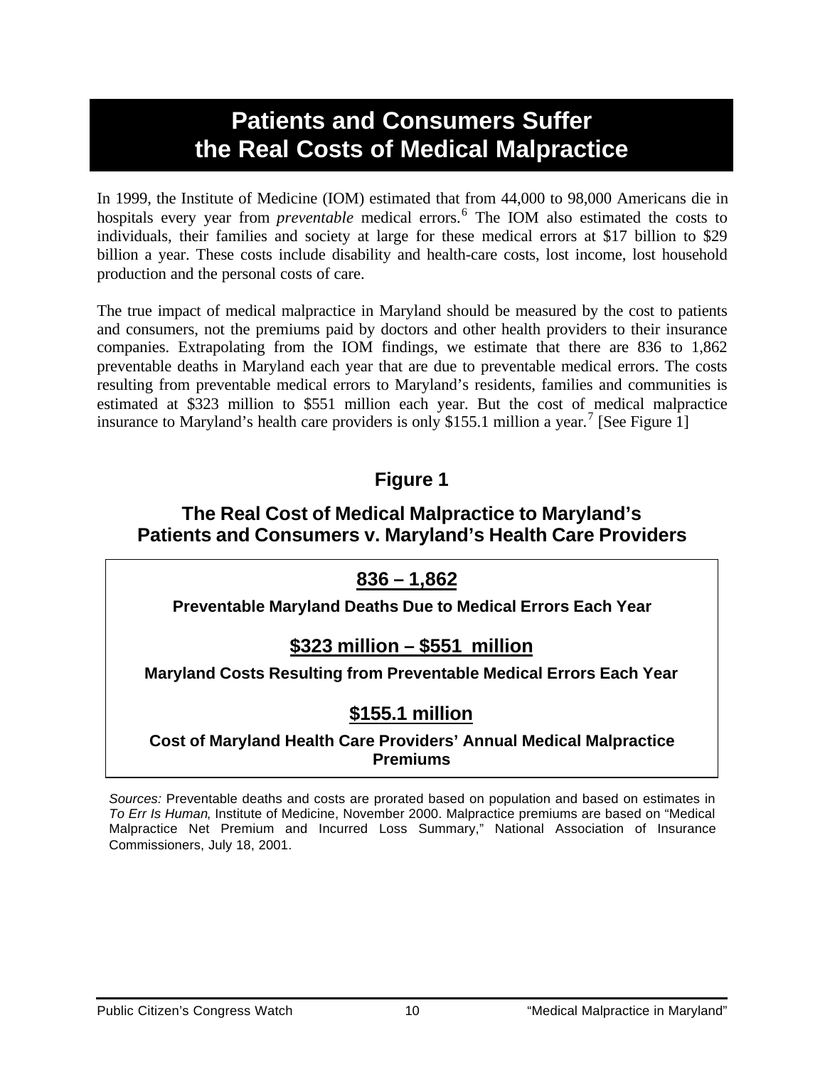# Patients and Consumers Suffer the Real Costs of Medical Malpractice

In 1999, the Institute of Medicine (IOM) estimated that from 44,000 to 98,000 Americans die in hospitals every year from *preventable* medical errors.[6] The IOM also estimated the costs to individuals, their families and society at large for these medical errors at $17 billion to $29 billion a year. These costs include disability and health-care costs, lost income, lost household production and the personal costs of care.

The true impact of medical malpractice in Maryland should be measured by the cost to patients and consumers, not the premiums paid by doctors and other health providers to their insurance companies. Extrapolating from the IOM findings, we estimate that there are 836 to 1,862 preventable deaths in Maryland each year that are due to preventable medical errors. The costs resulting from preventable medical errors to Maryland's residents, families and communities is estimated at $323 million to $551 million each year. But the cost of medical malpractice insurance to Maryland's health care providers is only $155.1 million a year.[7] [See Figure 1]

## Figure 1

### The Real Cost of Medical Malpractice to Maryland's Patients and Consumers v. Maryland's Health Care Providers

**836 – 1,862**

**Preventable Maryland Deaths Due to Medical Errors Each Year**

**$323 million – $551 million**

**Maryland Costs Resulting from Preventable Medical Errors Each Year**

**$155.1 million**

**Cost of Maryland Health Care Providers' Annual Medical Malpractice Premiums**

*Sources:* Preventable deaths and costs are prorated based on population and based on estimates in *To Err Is Human*, Institute of Medicine, November 2000. Malpractice premiums are based on "Medical Malpractice Net Premium and Incurred Loss Summary," National Association of Insurance Commissioners, July 18, 2001.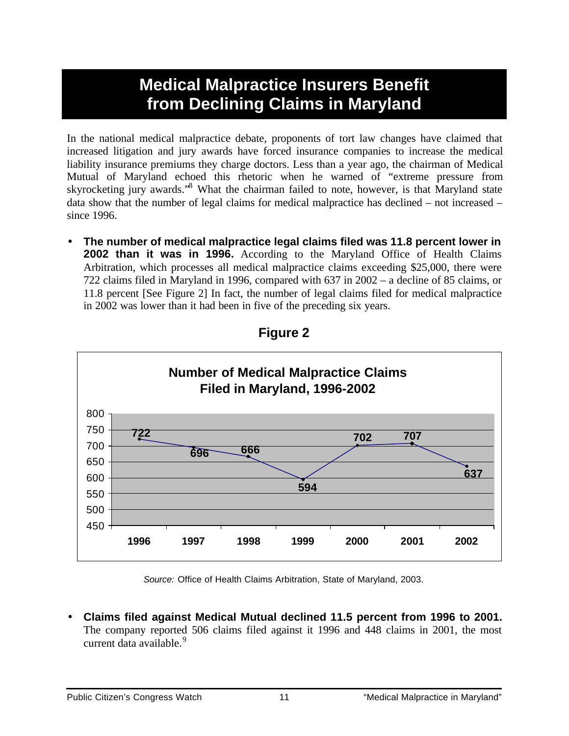# Medical Malpractice Insurers Benefit from Declining Claims in Maryland

In the national medical malpractice debate, proponents of tort law changes have claimed that increased litigation and jury awards have forced insurance companies to increase the medical liability insurance premiums they charge doctors. Less than a year ago, the chairman of Medical Mutual of Maryland echoed this rhetoric when he warned of "extreme pressure from skyrocketing jury awards."[8] What the chairman failed to note, however, is that Maryland state data show that the number of legal claims for medical malpractice has declined – not increased – since 1996.

- **The number of medical malpractice legal claims filed was 11.8 percent lower in 2002 than it was in 1996.** According to the Maryland Office of Health Claims Arbitration, which processes all medical malpractice claims exceeding $25,000, there were 722 claims filed in Maryland in 1996, compared with 637 in 2002 – a decline of 85 claims, or 11.8 percent [See Figure 2] In fact, the number of legal claims filed for medical malpractice in 2002 was lower than it had been in five of the preceding six years.

**Figure 2**

**Number of Medical Malpractice Claims Filed in Maryland, 1996-2002**

| Year | Claims |
|---|---|
| 1996 | 722 |
| 1997 | 696 |
| 1998 | 666 |
| 1999 | 594 |
| 2000 | 702 |
| 2001 | 707 |
| 2002 | 637 |

*Source:* Office of Health Claims Arbitration, State of Maryland, 2003.

- **Claims filed against Medical Mutual declined 11.5 percent from 1996 to 2001.** The company reported 506 claims filed against it 1996 and 448 claims in 2001, the most current data available.[9]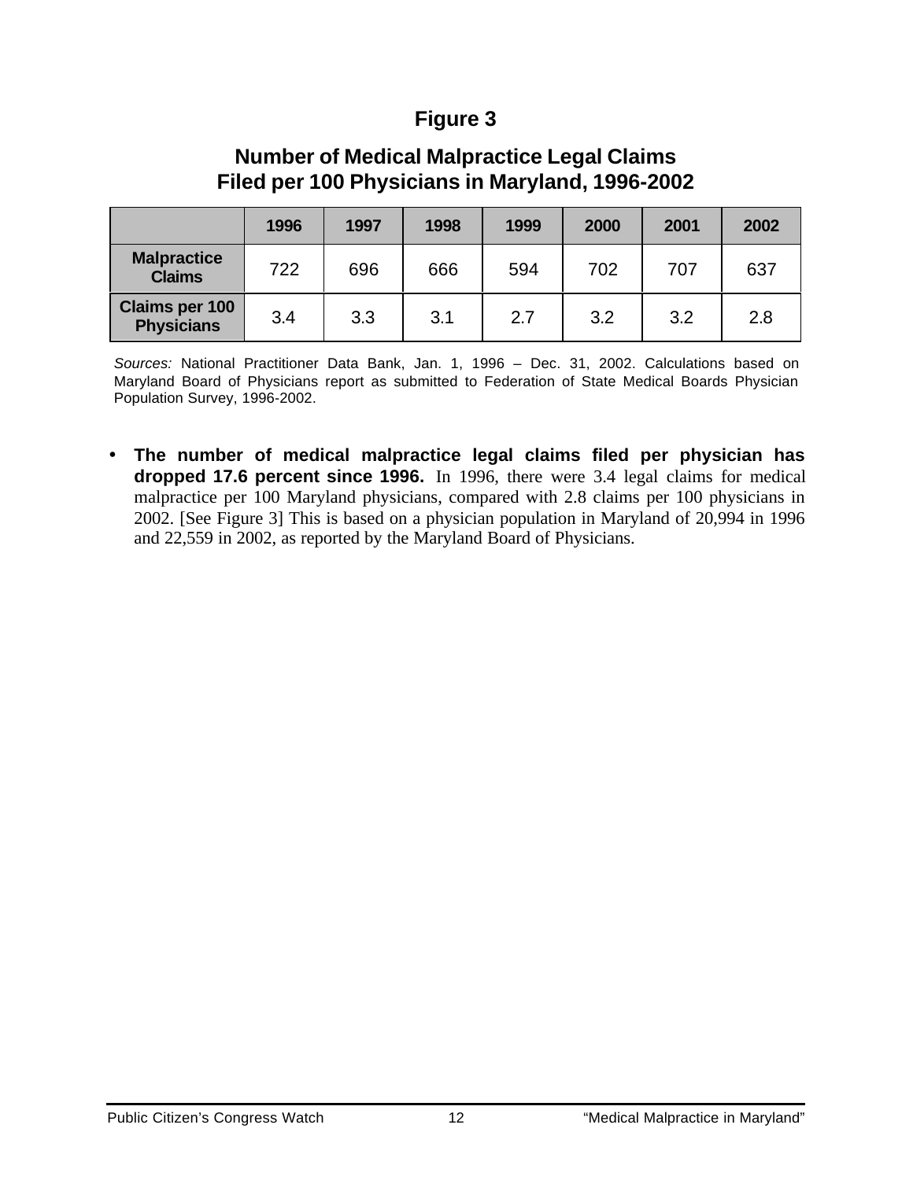## Figure 3

### Number of Medical Malpractice Legal Claims Filed per 100 Physicians in Maryland, 1996-2002

| | 1996 | 1997 | 1998 | 1999 | 2000 | 2001 | 2002 |
|---|---|---|---|---|---|---|---|
| **Malpractice Claims** | 722 | 696 | 666 | 594 | 702 | 707 | 637 |
| **Claims per 100 Physicians** | 3.4 | 3.3 | 3.1 | 2.7 | 3.2 | 3.2 | 2.8 |

*Sources:* National Practitioner Data Bank, Jan. 1, 1996 – Dec. 31, 2002. Calculations based on Maryland Board of Physicians report as submitted to Federation of State Medical Boards Physician Population Survey, 1996-2002.

- **The number of medical malpractice legal claims filed per physician has dropped 17.6 percent since 1996.** In 1996, there were 3.4 legal claims for medical malpractice per 100 Maryland physicians, compared with 2.8 claims per 100 physicians in 2002. [See Figure 3] This is based on a physician population in Maryland of 20,994 in 1996 and 22,559 in 2002, as reported by the Maryland Board of Physicians.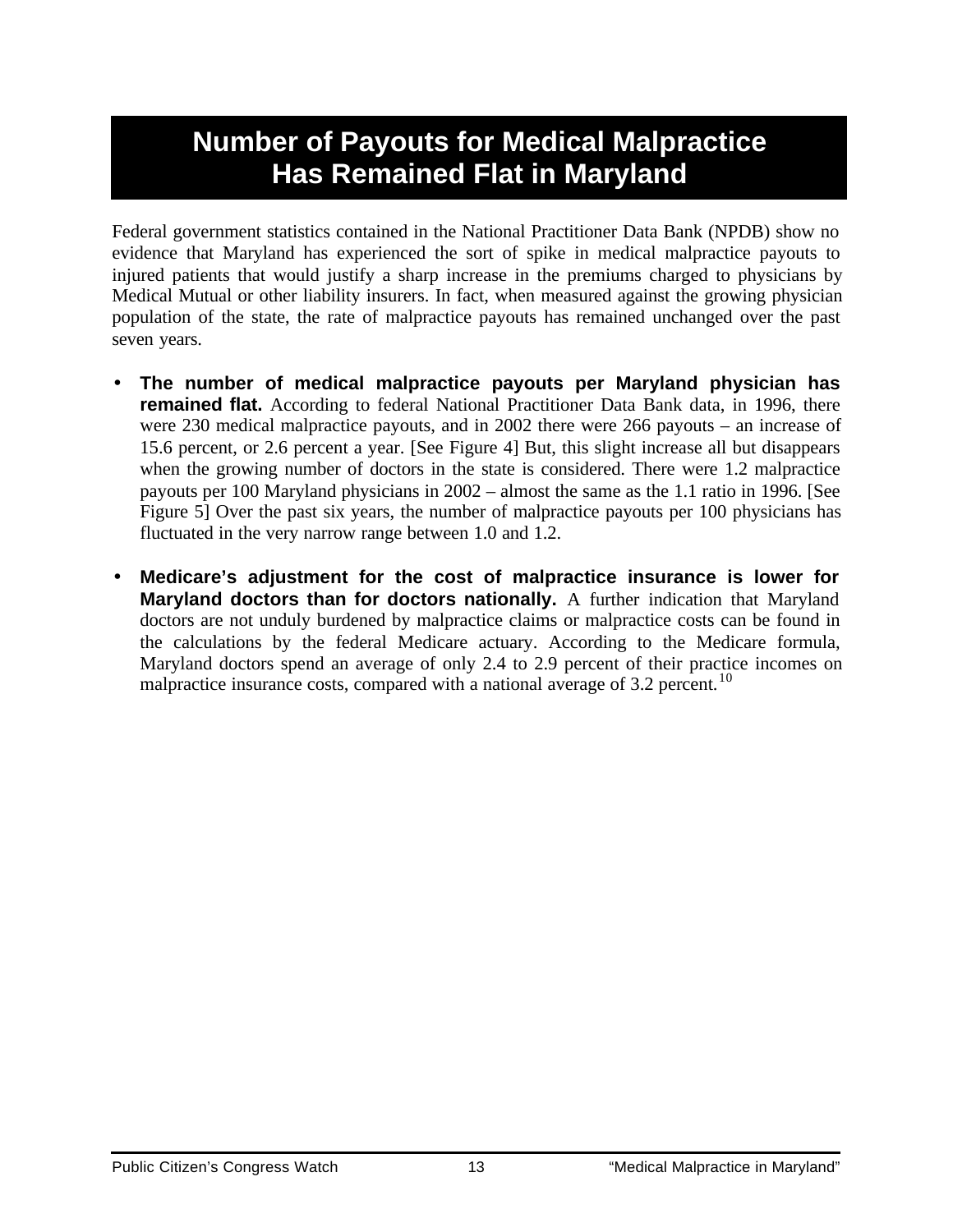# Number of Payouts for Medical Malpractice Has Remained Flat in Maryland

Federal government statistics contained in the National Practitioner Data Bank (NPDB) show no evidence that Maryland has experienced the sort of spike in medical malpractice payouts to injured patients that would justify a sharp increase in the premiums charged to physicians by Medical Mutual or other liability insurers. In fact, when measured against the growing physician population of the state, the rate of malpractice payouts has remained unchanged over the past seven years.

- **The number of medical malpractice payouts per Maryland physician has remained flat.** According to federal National Practitioner Data Bank data, in 1996, there were 230 medical malpractice payouts, and in 2002 there were 266 payouts – an increase of 15.6 percent, or 2.6 percent a year. [See Figure 4] But, this slight increase all but disappears when the growing number of doctors in the state is considered. There were 1.2 malpractice payouts per 100 Maryland physicians in 2002 – almost the same as the 1.1 ratio in 1996. [See Figure 5] Over the past six years, the number of malpractice payouts per 100 physicians has fluctuated in the very narrow range between 1.0 and 1.2.

- **Medicare's adjustment for the cost of malpractice insurance is lower for Maryland doctors than for doctors nationally.** A further indication that Maryland doctors are not unduly burdened by malpractice claims or malpractice costs can be found in the calculations by the federal Medicare actuary. According to the Medicare formula, Maryland doctors spend an average of only 2.4 to 2.9 percent of their practice incomes on malpractice insurance costs, compared with a national average of 3.2 percent.[10]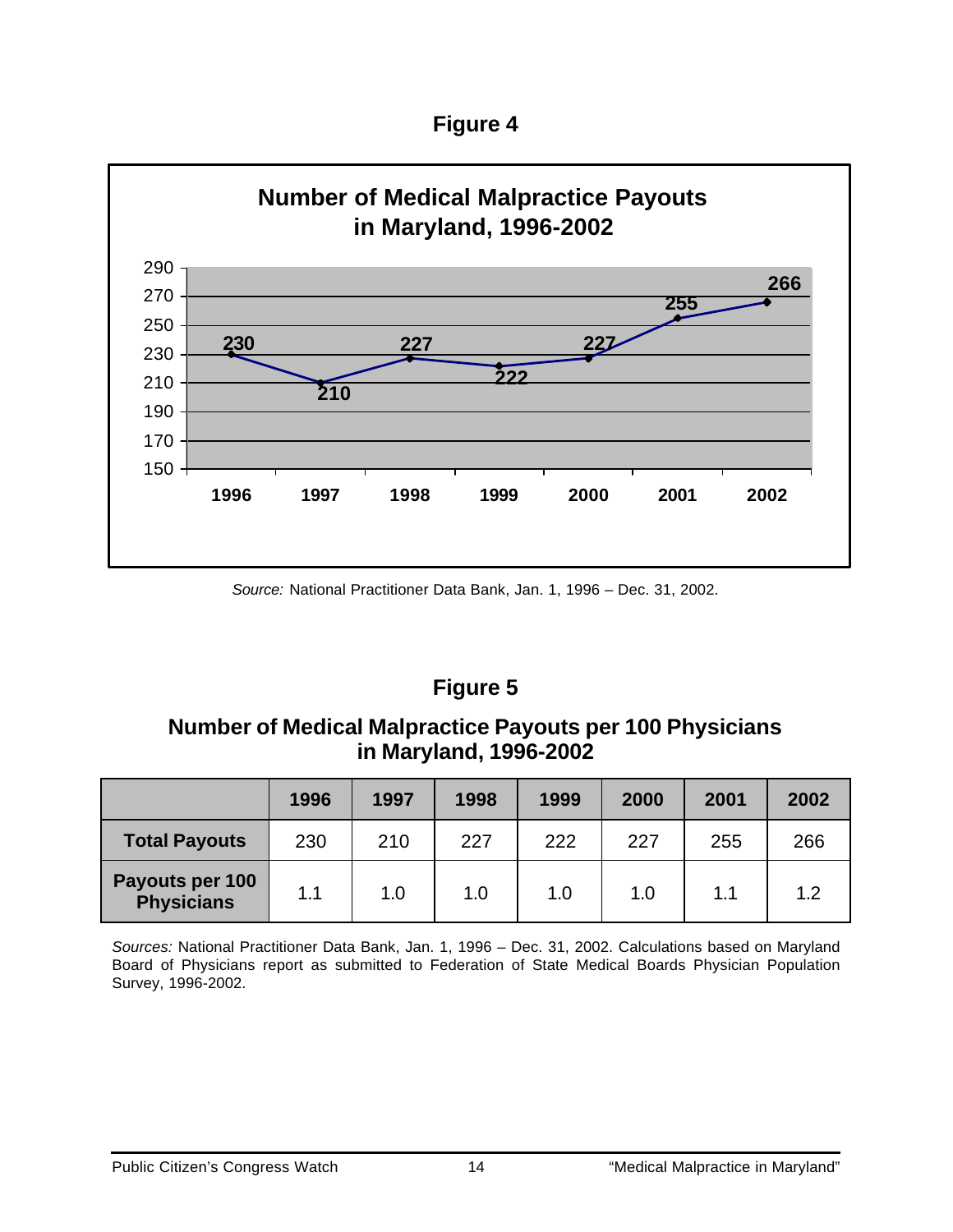## Figure 4

**Number of Medical Malpractice Payouts in Maryland, 1996-2002**

| Year | 1996 | 1997 | 1998 | 1999 | 2000 | 2001 | 2002 |
|---|---|---|---|---|---|---|---|
| Payouts | 230 | 210 | 227 | 222 | 227 | 255 | 266 |

*Source:* National Practitioner Data Bank, Jan. 1, 1996 – Dec. 31, 2002.

## Figure 5

### Number of Medical Malpractice Payouts per 100 Physicians in Maryland, 1996-2002

| | 1996 | 1997 | 1998 | 1999 | 2000 | 2001 | 2002 |
|---|---|---|---|---|---|---|---|
| **Total Payouts** | 230 | 210 | 227 | 222 | 227 | 255 | 266 |
| **Payouts per 100 Physicians** | 1.1 | 1.0 | 1.0 | 1.0 | 1.0 | 1.1 | 1.2 |

*Sources:* National Practitioner Data Bank, Jan. 1, 1996 – Dec. 31, 2002. Calculations based on Maryland Board of Physicians report as submitted to Federation of State Medical Boards Physician Population Survey, 1996-2002.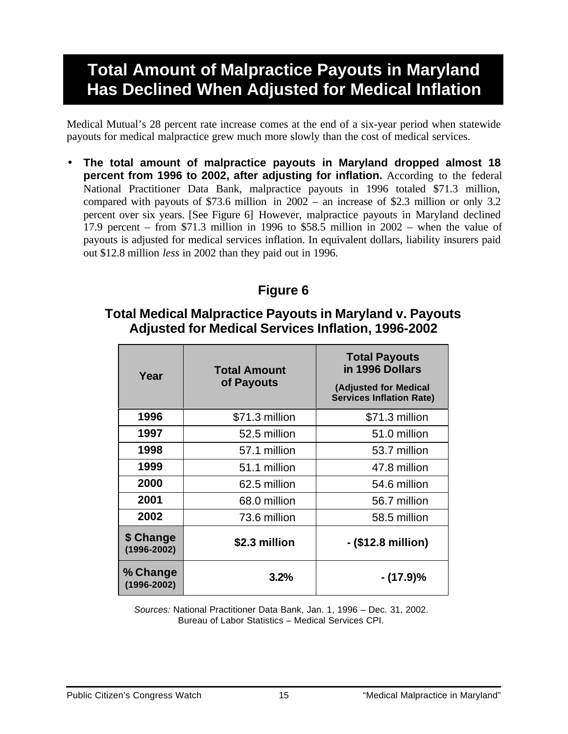# Total Amount of Malpractice Payouts in Maryland Has Declined When Adjusted for Medical Inflation

Medical Mutual's 28 percent rate increase comes at the end of a six-year period when statewide payouts for medical malpractice grew much more slowly than the cost of medical services.

- **The total amount of malpractice payouts in Maryland dropped almost 18 percent from 1996 to 2002, after adjusting for inflation.** According to the federal National Practitioner Data Bank, malpractice payouts in 1996 totaled $71.3 million, compared with payouts of $73.6 million in 2002 – an increase of $2.3 million or only 3.2 percent over six years. [See Figure 6] However, malpractice payouts in Maryland declined 17.9 percent – from $71.3 million in 1996 to $58.5 million in 2002 – when the value of payouts is adjusted for medical services inflation. In equivalent dollars, liability insurers paid out $12.8 million *less* in 2002 than they paid out in 1996.

### Figure 6

### Total Medical Malpractice Payouts in Maryland v. Payouts Adjusted for Medical Services Inflation, 1996-2002

| Year | Total Amount of Payouts | Total Payouts in 1996 Dollars (Adjusted for Medical Services Inflation Rate) |
|---|---|---|
| **1996** | $71.3 million | $71.3 million |
| **1997** | 52.5 million | 51.0 million |
| **1998** | 57.1 million | 53.7 million |
| **1999** | 51.1 million | 47.8 million |
| **2000** | 62.5 million | 54.6 million |
| **2001** | 68.0 million | 56.7 million |
| **2002** | 73.6 million | 58.5 million |
| **$ Change (1996-2002)** | **$2.3 million** | **- ($12.8 million)** |
| **% Change (1996-2002)** | **3.2%** | **- (17.9)%** |

*Sources:* National Practitioner Data Bank, Jan. 1, 1996 – Dec. 31, 2002.
Bureau of Labor Statistics – Medical Services CPI.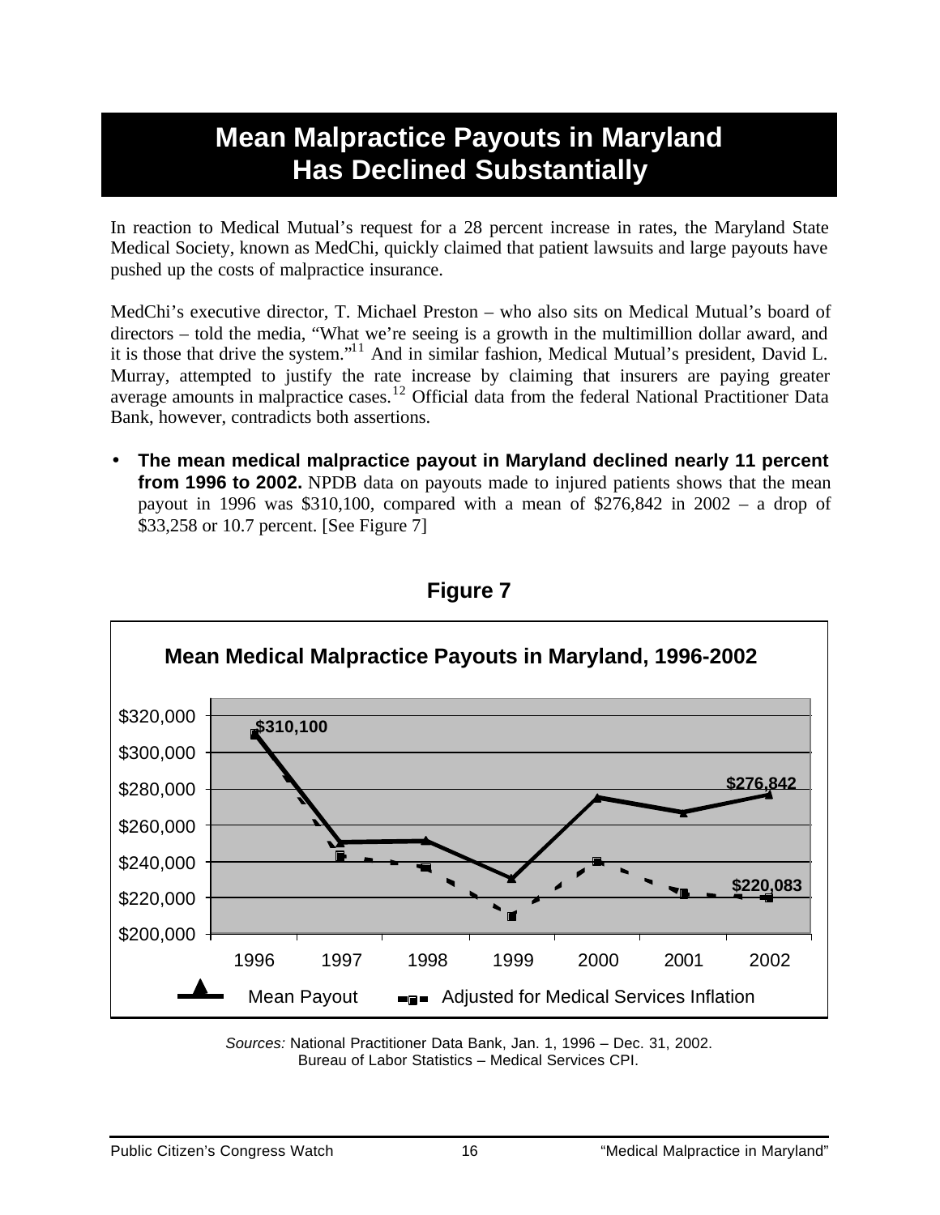# Mean Malpractice Payouts in Maryland Has Declined Substantially

In reaction to Medical Mutual's request for a 28 percent increase in rates, the Maryland State Medical Society, known as MedChi, quickly claimed that patient lawsuits and large payouts have pushed up the costs of malpractice insurance.

MedChi's executive director, T. Michael Preston – who also sits on Medical Mutual's board of directors – told the media, "What we're seeing is a growth in the multimillion dollar award, and it is those that drive the system."[11] And in similar fashion, Medical Mutual's president, David L. Murray, attempted to justify the rate increase by claiming that insurers are paying greater average amounts in malpractice cases.[12] Official data from the federal National Practitioner Data Bank, however, contradicts both assertions.

- **The mean medical malpractice payout in Maryland declined nearly 11 percent from 1996 to 2002.** NPDB data on payouts made to injured patients shows that the mean payout in 1996 was $310,100, compared with a mean of $276,842 in 2002 – a drop of $33,258 or 10.7 percent. [See Figure 7]

## Figure 7

**Mean Medical Malpractice Payouts in Maryland, 1996-2002**

| Year | Mean Payout | Adjusted for Medical Services Inflation |
|---|---|---|
| 1996 | $310,100 | |
| 2002 | $276,842 | $220,083 |

*Sources:* National Practitioner Data Bank, Jan. 1, 1996 – Dec. 31, 2002.
Bureau of Labor Statistics – Medical Services CPI.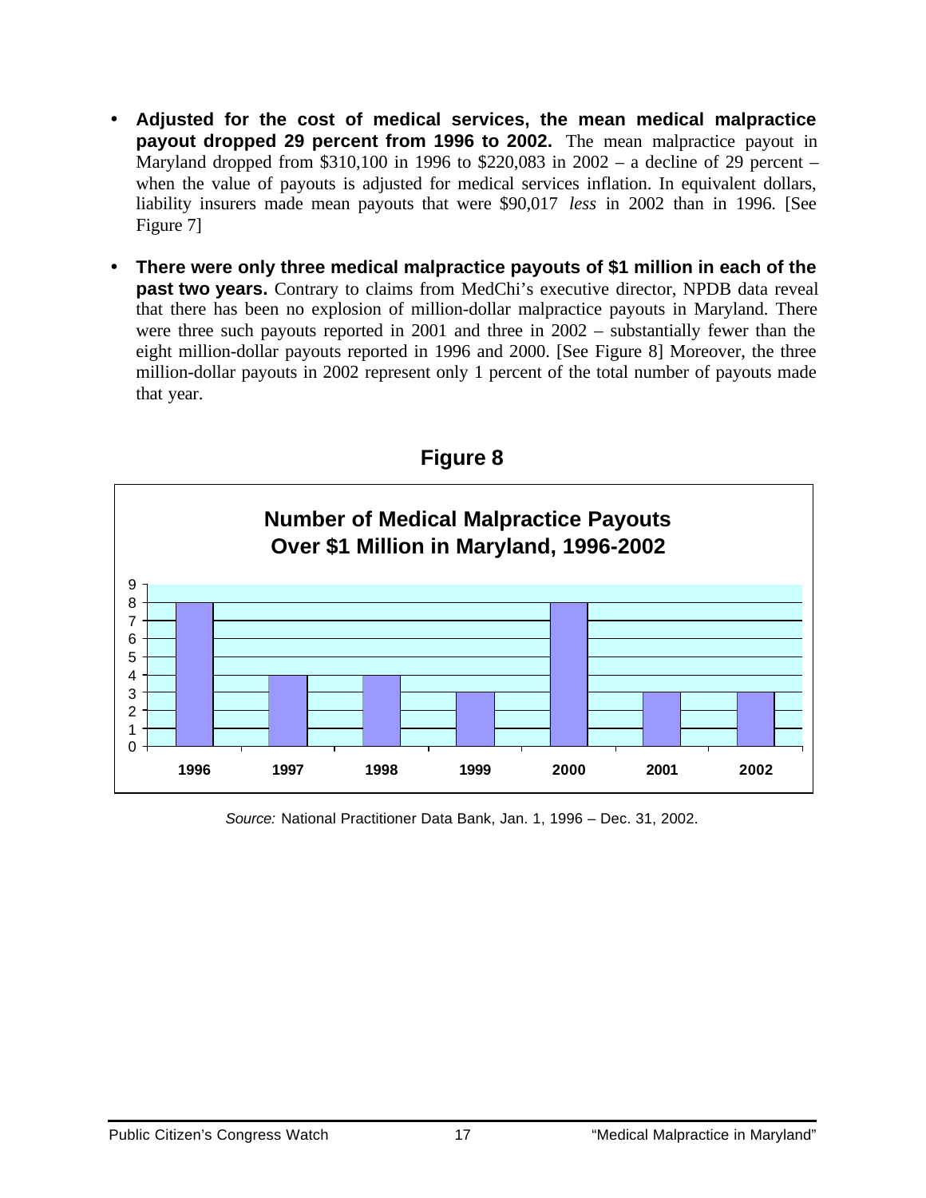- **Adjusted for the cost of medical services, the mean medical malpractice payout dropped 29 percent from 1996 to 2002.** The mean malpractice payout in Maryland dropped from $310,100 in 1996 to $220,083 in 2002 – a decline of 29 percent – when the value of payouts is adjusted for medical services inflation. In equivalent dollars, liability insurers made mean payouts that were $90,017 *less* in 2002 than in 1996. [See Figure 7]

- **There were only three medical malpractice payouts of $1 million in each of the past two years.** Contrary to claims from MedChi's executive director, NPDB data reveal that there has been no explosion of million-dollar malpractice payouts in Maryland. There were three such payouts reported in 2001 and three in 2002 – substantially fewer than the eight million-dollar payouts reported in 1996 and 2000. [See Figure 8] Moreover, the three million-dollar payouts in 2002 represent only 1 percent of the total number of payouts made that year.

## Figure 8

**Number of Medical Malpractice Payouts Over $1 Million in Maryland, 1996-2002**

| Year | Number of Payouts |
|---|---|
| 1996 | 8 |
| 1997 | 4 |
| 1998 | 4 |
| 1999 | 3 |
| 2000 | 8 |
| 2001 | 3 |
| 2002 | 3 |

*Source:* National Practitioner Data Bank, Jan. 1, 1996 – Dec. 31, 2002.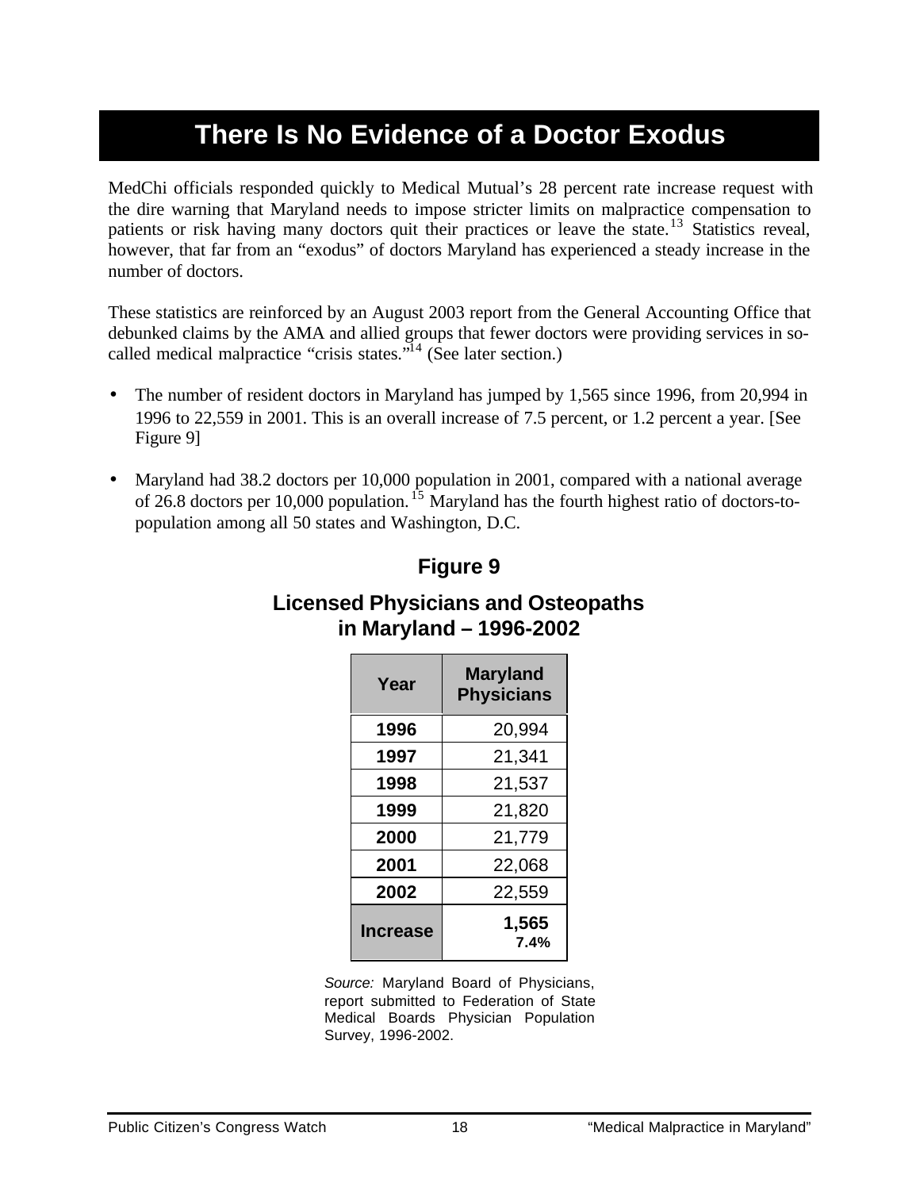# There Is No Evidence of a Doctor Exodus

MedChi officials responded quickly to Medical Mutual's 28 percent rate increase request with the dire warning that Maryland needs to impose stricter limits on malpractice compensation to patients or risk having many doctors quit their practices or leave the state.[13] Statistics reveal, however, that far from an "exodus" of doctors Maryland has experienced a steady increase in the number of doctors.

These statistics are reinforced by an August 2003 report from the General Accounting Office that debunked claims by the AMA and allied groups that fewer doctors were providing services in so-called medical malpractice "crisis states."[14] (See later section.)

- The number of resident doctors in Maryland has jumped by 1,565 since 1996, from 20,994 in 1996 to 22,559 in 2001. This is an overall increase of 7.5 percent, or 1.2 percent a year. [See Figure 9]
- Maryland had 38.2 doctors per 10,000 population in 2001, compared with a national average of 26.8 doctors per 10,000 population.[15] Maryland has the fourth highest ratio of doctors-to-population among all 50 states and Washington, D.C.

## Figure 9

### Licensed Physicians and Osteopaths in Maryland – 1996-2002

| Year | Maryland Physicians |
|---|---|
| **1996** | 20,994 |
| **1997** | 21,341 |
| **1998** | 21,537 |
| **1999** | 21,820 |
| **2000** | 21,779 |
| **2001** | 22,068 |
| **2002** | 22,559 |
| **Increase** | **1,565** **7.4%** |

*Source:* Maryland Board of Physicians, report submitted to Federation of State Medical Boards Physician Population Survey, 1996-2002.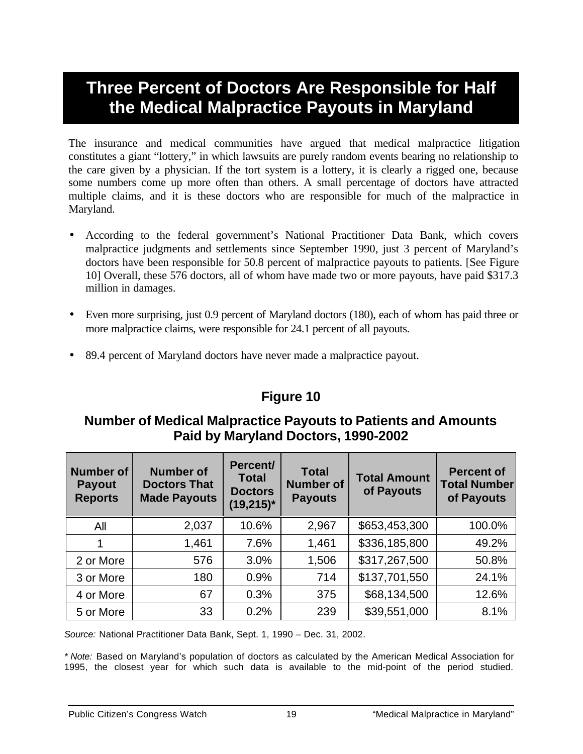# Three Percent of Doctors Are Responsible for Half the Medical Malpractice Payouts in Maryland

The insurance and medical communities have argued that medical malpractice litigation constitutes a giant "lottery," in which lawsuits are purely random events bearing no relationship to the care given by a physician. If the tort system is a lottery, it is clearly a rigged one, because some numbers come up more often than others. A small percentage of doctors have attracted multiple claims, and it is these doctors who are responsible for much of the malpractice in Maryland.

- According to the federal government's National Practitioner Data Bank, which covers malpractice judgments and settlements since September 1990, just 3 percent of Maryland's doctors have been responsible for 50.8 percent of malpractice payouts to patients. [See Figure 10] Overall, these 576 doctors, all of whom have made two or more payouts, have paid $317.3 million in damages.

- Even more surprising, just 0.9 percent of Maryland doctors (180), each of whom has paid three or more malpractice claims, were responsible for 24.1 percent of all payouts.

- 89.4 percent of Maryland doctors have never made a malpractice payout.

### Figure 10

### Number of Medical Malpractice Payouts to Patients and Amounts Paid by Maryland Doctors, 1990-2002

| Number of Payout Reports | Number of Doctors That Made Payouts | Percent/ Total Doctors (19,215)* | Total Number of Payouts | Total Amount of Payouts | Percent of Total Number of Payouts |
|---|---|---|---|---|---|
| All | 2,037 | 10.6% | 2,967 | $653,453,300 | 100.0% |
| 1 | 1,461 | 7.6% | 1,461 | $336,185,800 | 49.2% |
| 2 or More | 576 | 3.0% | 1,506 | $317,267,500 | 50.8% |
| 3 or More | 180 | 0.9% | 714 | $137,701,550 | 24.1% |
| 4 or More | 67 | 0.3% | 375 | $68,134,500 | 12.6% |
| 5 or More | 33 | 0.2% | 239 | $39,551,000 | 8.1% |

*Source:* National Practitioner Data Bank, Sept. 1, 1990 – Dec. 31, 2002.

* *Note:* Based on Maryland's population of doctors as calculated by the American Medical Association for 1995, the closest year for which such data is available to the mid-point of the period studied.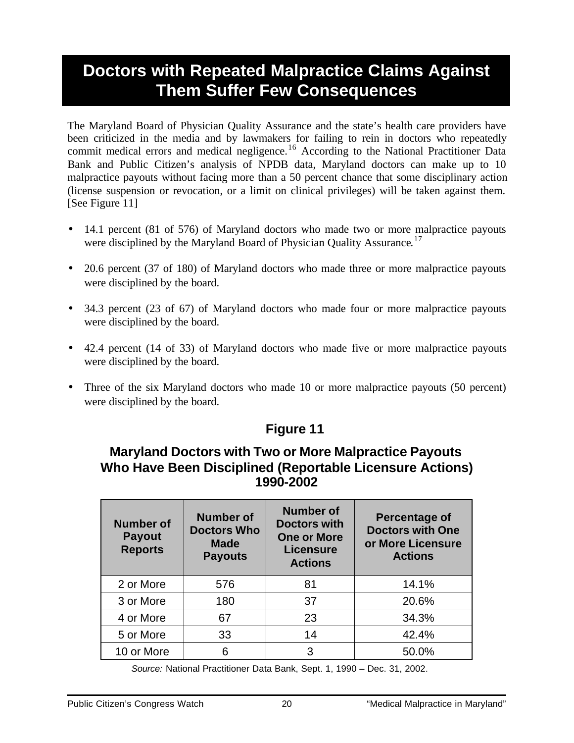# Doctors with Repeated Malpractice Claims Against Them Suffer Few Consequences

The Maryland Board of Physician Quality Assurance and the state's health care providers have been criticized in the media and by lawmakers for failing to rein in doctors who repeatedly commit medical errors and medical negligence.[16] According to the National Practitioner Data Bank and Public Citizen's analysis of NPDB data, Maryland doctors can make up to 10 malpractice payouts without facing more than a 50 percent chance that some disciplinary action (license suspension or revocation, or a limit on clinical privileges) will be taken against them. [See Figure 11]

- 14.1 percent (81 of 576) of Maryland doctors who made two or more malpractice payouts were disciplined by the Maryland Board of Physician Quality Assurance.[17]
- 20.6 percent (37 of 180) of Maryland doctors who made three or more malpractice payouts were disciplined by the board.
- 34.3 percent (23 of 67) of Maryland doctors who made four or more malpractice payouts were disciplined by the board.
- 42.4 percent (14 of 33) of Maryland doctors who made five or more malpractice payouts were disciplined by the board.
- Three of the six Maryland doctors who made 10 or more malpractice payouts (50 percent) were disciplined by the board.

## Figure 11

### Maryland Doctors with Two or More Malpractice Payouts Who Have Been Disciplined (Reportable Licensure Actions) 1990-2002

| Number of Payout Reports | Number of Doctors Who Made Payouts | Number of Doctors with One or More Licensure Actions | Percentage of Doctors with One or More Licensure Actions |
|---|---|---|---|
| 2 or More | 576 | 81 | 14.1% |
| 3 or More | 180 | 37 | 20.6% |
| 4 or More | 67 | 23 | 34.3% |
| 5 or More | 33 | 14 | 42.4% |
| 10 or More | 6 | 3 | 50.0% |

*Source:* National Practitioner Data Bank, Sept. 1, 1990 – Dec. 31, 2002.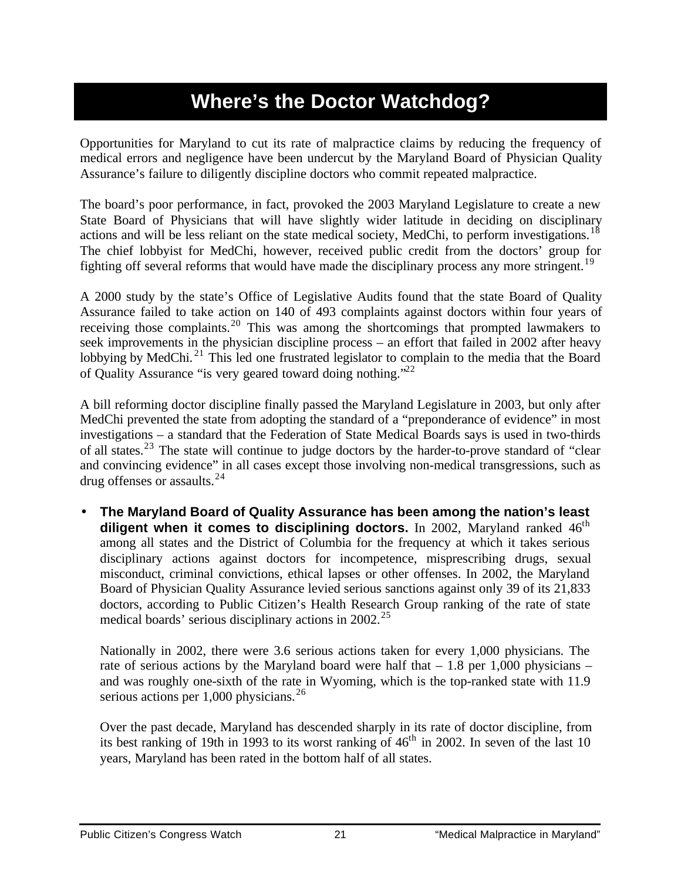# Where's the Doctor Watchdog?

Opportunities for Maryland to cut its rate of malpractice claims by reducing the frequency of medical errors and negligence have been undercut by the Maryland Board of Physician Quality Assurance's failure to diligently discipline doctors who commit repeated malpractice.

The board's poor performance, in fact, provoked the 2003 Maryland Legislature to create a new State Board of Physicians that will have slightly wider latitude in deciding on disciplinary actions and will be less reliant on the state medical society, MedChi, to perform investigations.[18] The chief lobbyist for MedChi, however, received public credit from the doctors' group for fighting off several reforms that would have made the disciplinary process any more stringent.[19]

A 2000 study by the state's Office of Legislative Audits found that the state Board of Quality Assurance failed to take action on 140 of 493 complaints against doctors within four years of receiving those complaints.[20] This was among the shortcomings that prompted lawmakers to seek improvements in the physician discipline process – an effort that failed in 2002 after heavy lobbying by MedChi.[21] This led one frustrated legislator to complain to the media that the Board of Quality Assurance "is very geared toward doing nothing."[22]

A bill reforming doctor discipline finally passed the Maryland Legislature in 2003, but only after MedChi prevented the state from adopting the standard of a "preponderance of evidence" in most investigations – a standard that the Federation of State Medical Boards says is used in two-thirds of all states.[23] The state will continue to judge doctors by the harder-to-prove standard of "clear and convincing evidence" in all cases except those involving non-medical transgressions, such as drug offenses or assaults.[24]

- **The Maryland Board of Quality Assurance has been among the nation's least diligent when it comes to disciplining doctors.** In 2002, Maryland ranked 46th among all states and the District of Columbia for the frequency at which it takes serious disciplinary actions against doctors for incompetence, misprescribing drugs, sexual misconduct, criminal convictions, ethical lapses or other offenses. In 2002, the Maryland Board of Physician Quality Assurance levied serious sanctions against only 39 of its 21,833 doctors, according to Public Citizen's Health Research Group ranking of the rate of state medical boards' serious disciplinary actions in 2002.[25]

  Nationally in 2002, there were 3.6 serious actions taken for every 1,000 physicians. The rate of serious actions by the Maryland board were half that – 1.8 per 1,000 physicians – and was roughly one-sixth of the rate in Wyoming, which is the top-ranked state with 11.9 serious actions per 1,000 physicians.[26]

  Over the past decade, Maryland has descended sharply in its rate of doctor discipline, from its best ranking of 19th in 1993 to its worst ranking of 46th in 2002. In seven of the last 10 years, Maryland has been rated in the bottom half of all states.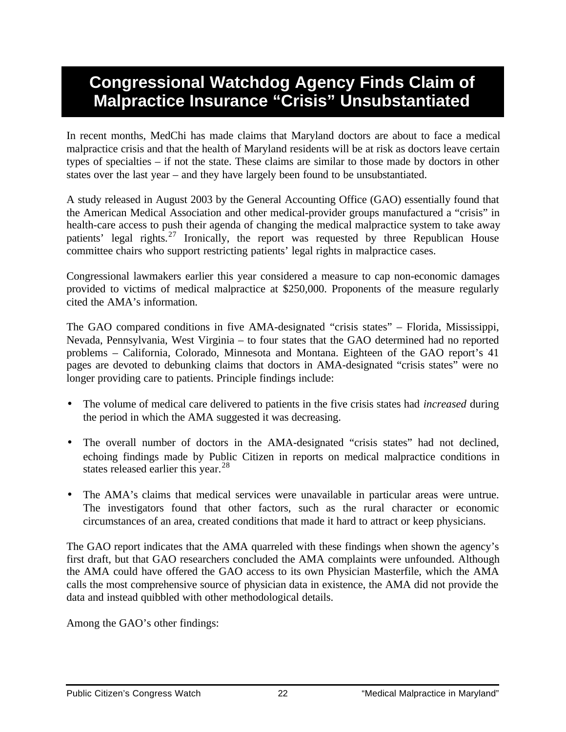# Congressional Watchdog Agency Finds Claim of Malpractice Insurance "Crisis" Unsubstantiated

In recent months, MedChi has made claims that Maryland doctors are about to face a medical malpractice crisis and that the health of Maryland residents will be at risk as doctors leave certain types of specialties – if not the state. These claims are similar to those made by doctors in other states over the last year – and they have largely been found to be unsubstantiated.

A study released in August 2003 by the General Accounting Office (GAO) essentially found that the American Medical Association and other medical-provider groups manufactured a "crisis" in health-care access to push their agenda of changing the medical malpractice system to take away patients' legal rights.[27] Ironically, the report was requested by three Republican House committee chairs who support restricting patients' legal rights in malpractice cases.

Congressional lawmakers earlier this year considered a measure to cap non-economic damages provided to victims of medical malpractice at $250,000. Proponents of the measure regularly cited the AMA's information.

The GAO compared conditions in five AMA-designated "crisis states" – Florida, Mississippi, Nevada, Pennsylvania, West Virginia – to four states that the GAO determined had no reported problems – California, Colorado, Minnesota and Montana. Eighteen of the GAO report's 41 pages are devoted to debunking claims that doctors in AMA-designated "crisis states" were no longer providing care to patients. Principle findings include:

- The volume of medical care delivered to patients in the five crisis states had *increased* during the period in which the AMA suggested it was decreasing.
- The overall number of doctors in the AMA-designated "crisis states" had not declined, echoing findings made by Public Citizen in reports on medical malpractice conditions in states released earlier this year.[28]
- The AMA's claims that medical services were unavailable in particular areas were untrue. The investigators found that other factors, such as the rural character or economic circumstances of an area, created conditions that made it hard to attract or keep physicians.

The GAO report indicates that the AMA quarreled with these findings when shown the agency's first draft, but that GAO researchers concluded the AMA complaints were unfounded. Although the AMA could have offered the GAO access to its own Physician Masterfile, which the AMA calls the most comprehensive source of physician data in existence, the AMA did not provide the data and instead quibbled with other methodological details.

Among the GAO's other findings: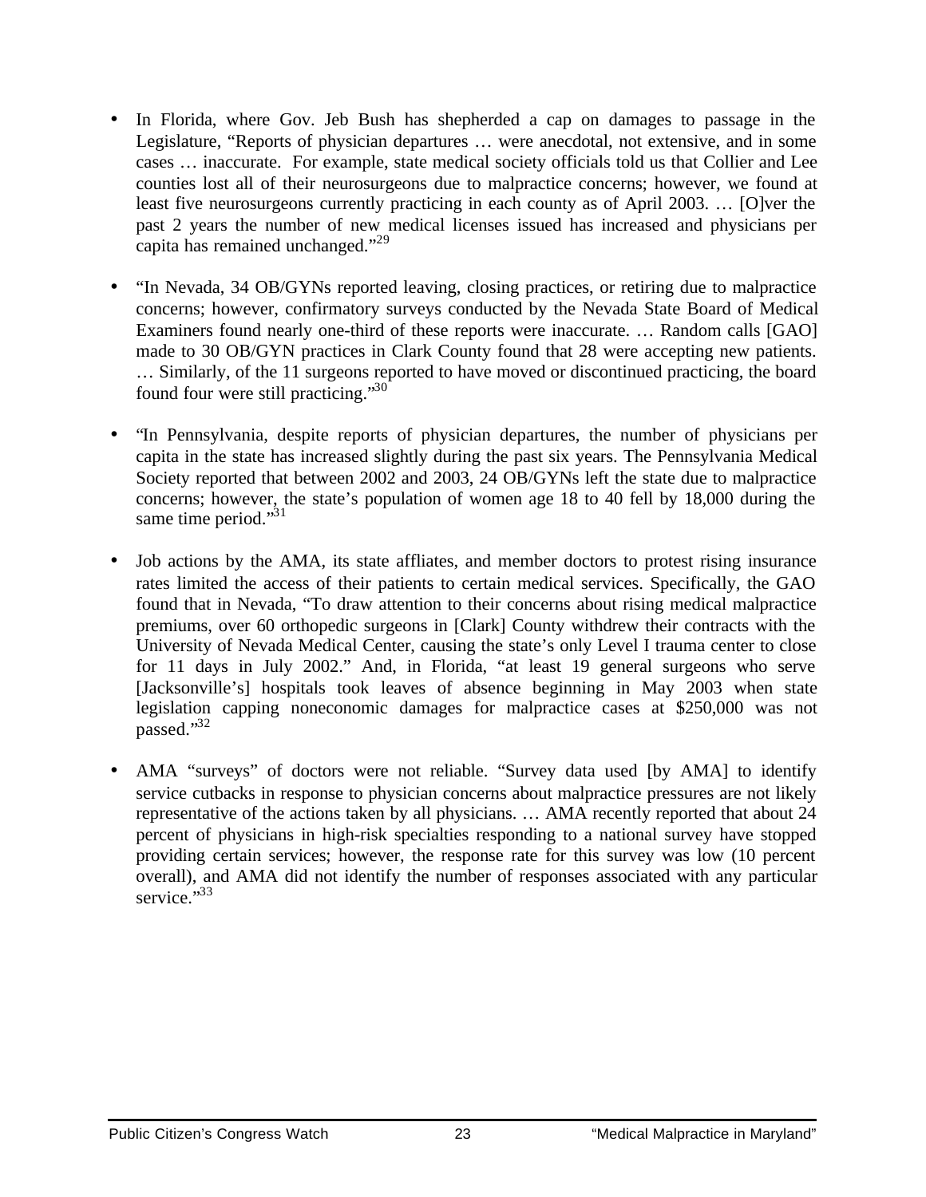- In Florida, where Gov. Jeb Bush has shepherded a cap on damages to passage in the Legislature, "Reports of physician departures … were anecdotal, not extensive, and in some cases … inaccurate. For example, state medical society officials told us that Collier and Lee counties lost all of their neurosurgeons due to malpractice concerns; however, we found at least five neurosurgeons currently practicing in each county as of April 2003. … [O]ver the past 2 years the number of new medical licenses issued has increased and physicians per capita has remained unchanged."[29]

- "In Nevada, 34 OB/GYNs reported leaving, closing practices, or retiring due to malpractice concerns; however, confirmatory surveys conducted by the Nevada State Board of Medical Examiners found nearly one-third of these reports were inaccurate. … Random calls [GAO] made to 30 OB/GYN practices in Clark County found that 28 were accepting new patients. … Similarly, of the 11 surgeons reported to have moved or discontinued practicing, the board found four were still practicing."[30]

- "In Pennsylvania, despite reports of physician departures, the number of physicians per capita in the state has increased slightly during the past six years. The Pennsylvania Medical Society reported that between 2002 and 2003, 24 OB/GYNs left the state due to malpractice concerns; however, the state's population of women age 18 to 40 fell by 18,000 during the same time period."[31]

- Job actions by the AMA, its state affliates, and member doctors to protest rising insurance rates limited the access of their patients to certain medical services. Specifically, the GAO found that in Nevada, "To draw attention to their concerns about rising medical malpractice premiums, over 60 orthopedic surgeons in [Clark] County withdrew their contracts with the University of Nevada Medical Center, causing the state's only Level I trauma center to close for 11 days in July 2002." And, in Florida, "at least 19 general surgeons who serve [Jacksonville's] hospitals took leaves of absence beginning in May 2003 when state legislation capping noneconomic damages for malpractice cases at $250,000 was not passed."[32]

- AMA "surveys" of doctors were not reliable. "Survey data used [by AMA] to identify service cutbacks in response to physician concerns about malpractice pressures are not likely representative of the actions taken by all physicians. … AMA recently reported that about 24 percent of physicians in high-risk specialties responding to a national survey have stopped providing certain services; however, the response rate for this survey was low (10 percent overall), and AMA did not identify the number of responses associated with any particular service."[33]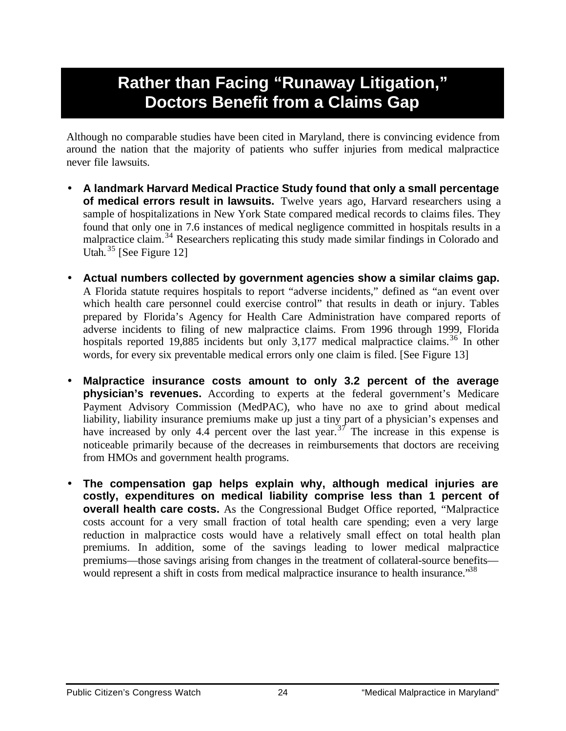# Rather than Facing "Runaway Litigation," Doctors Benefit from a Claims Gap

Although no comparable studies have been cited in Maryland, there is convincing evidence from around the nation that the majority of patients who suffer injuries from medical malpractice never file lawsuits.

- **A landmark Harvard Medical Practice Study found that only a small percentage of medical errors result in lawsuits.** Twelve years ago, Harvard researchers using a sample of hospitalizations in New York State compared medical records to claims files. They found that only one in 7.6 instances of medical negligence committed in hospitals results in a malpractice claim.[34] Researchers replicating this study made similar findings in Colorado and Utah.[35] [See Figure 12]

- **Actual numbers collected by government agencies show a similar claims gap.** A Florida statute requires hospitals to report "adverse incidents," defined as "an event over which health care personnel could exercise control" that results in death or injury. Tables prepared by Florida's Agency for Health Care Administration have compared reports of adverse incidents to filing of new malpractice claims. From 1996 through 1999, Florida hospitals reported 19,885 incidents but only 3,177 medical malpractice claims.[36] In other words, for every six preventable medical errors only one claim is filed. [See Figure 13]

- **Malpractice insurance costs amount to only 3.2 percent of the average physician's revenues.** According to experts at the federal government's Medicare Payment Advisory Commission (MedPAC), who have no axe to grind about medical liability, liability insurance premiums make up just a tiny part of a physician's expenses and have increased by only 4.4 percent over the last year.[37] The increase in this expense is noticeable primarily because of the decreases in reimbursements that doctors are receiving from HMOs and government health programs.

- **The compensation gap helps explain why, although medical injuries are costly, expenditures on medical liability comprise less than 1 percent of overall health care costs.** As the Congressional Budget Office reported, "Malpractice costs account for a very small fraction of total health care spending; even a very large reduction in malpractice costs would have a relatively small effect on total health plan premiums. In addition, some of the savings leading to lower medical malpractice premiums—those savings arising from changes in the treatment of collateral-source benefits—would represent a shift in costs from medical malpractice insurance to health insurance."[38]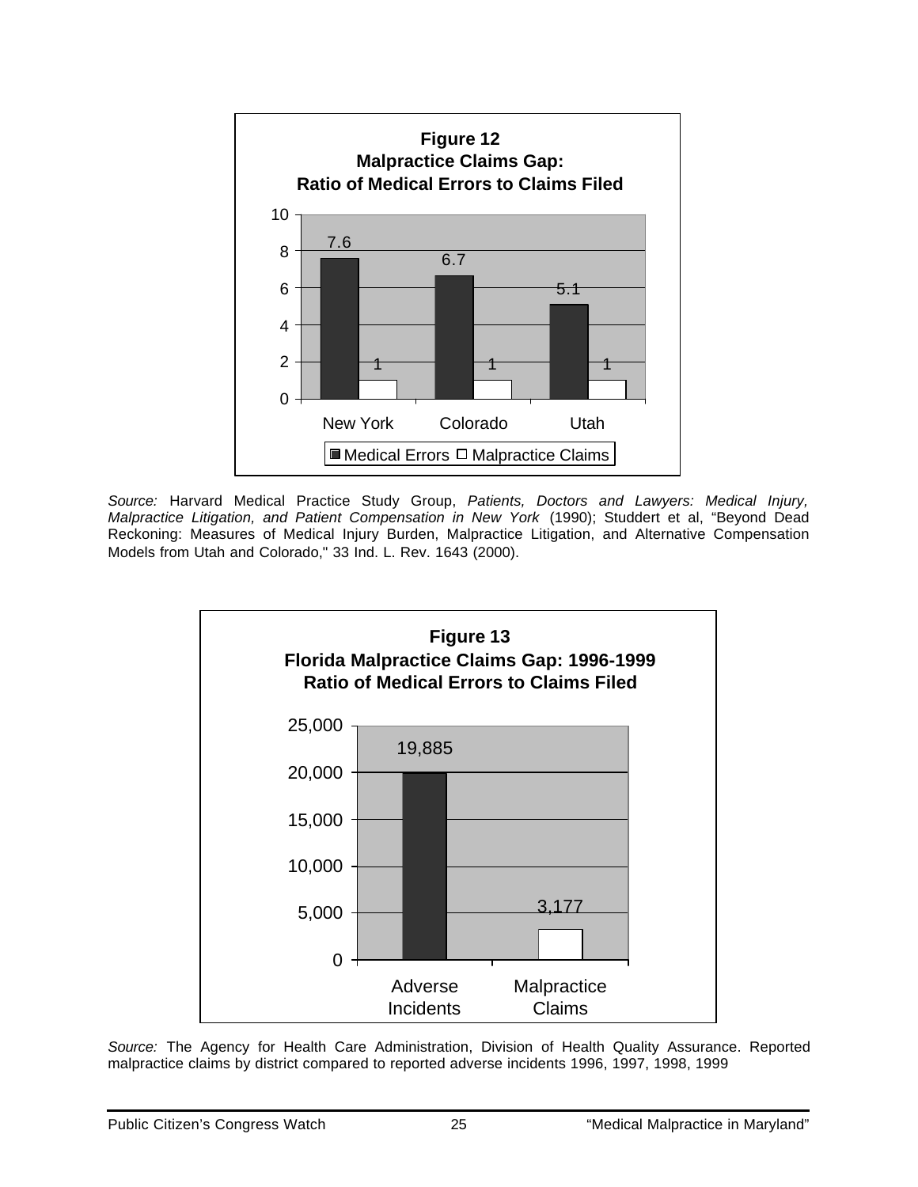**Figure 12**
**Malpractice Claims Gap:**
**Ratio of Medical Errors to Claims Filed**

| | Medical Errors | Malpractice Claims |
|---|---|---|
| New York | 7.6 | 1 |
| Colorado | 6.7 | 1 |
| Utah | 5.1 | 1 |

*Source:* Harvard Medical Practice Study Group, *Patients, Doctors and Lawyers: Medical Injury, Malpractice Litigation, and Patient Compensation in New York* (1990); Studdert et al, "Beyond Dead Reckoning: Measures of Medical Injury Burden, Malpractice Litigation, and Alternative Compensation Models from Utah and Colorado," 33 Ind. L. Rev. 1643 (2000).

**Figure 13**
**Florida Malpractice Claims Gap: 1996-1999**
**Ratio of Medical Errors to Claims Filed**

| Adverse Incidents | Malpractice Claims |
|---|---|
| 19,885 | 3,177 |

*Source:* The Agency for Health Care Administration, Division of Health Quality Assurance. Reported malpractice claims by district compared to reported adverse incidents 1996, 1997, 1998, 1999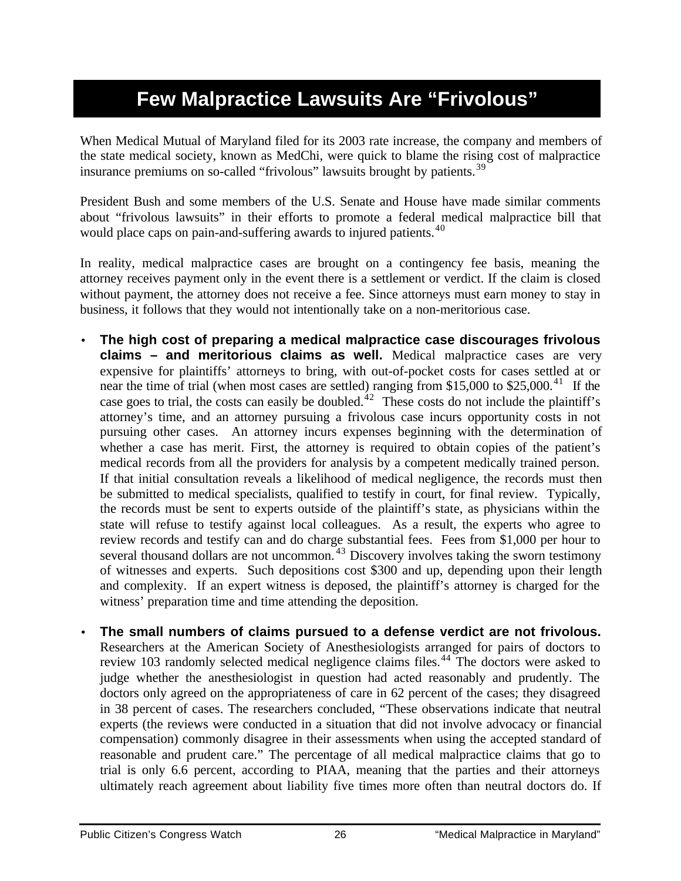# Few Malpractice Lawsuits Are "Frivolous"

When Medical Mutual of Maryland filed for its 2003 rate increase, the company and members of the state medical society, known as MedChi, were quick to blame the rising cost of malpractice insurance premiums on so-called "frivolous" lawsuits brought by patients.[39]

President Bush and some members of the U.S. Senate and House have made similar comments about "frivolous lawsuits" in their efforts to promote a federal medical malpractice bill that would place caps on pain-and-suffering awards to injured patients.[40]

In reality, medical malpractice cases are brought on a contingency fee basis, meaning the attorney receives payment only in the event there is a settlement or verdict. If the claim is closed without payment, the attorney does not receive a fee. Since attorneys must earn money to stay in business, it follows that they would not intentionally take on a non-meritorious case.

- **The high cost of preparing a medical malpractice case discourages frivolous claims – and meritorious claims as well.** Medical malpractice cases are very expensive for plaintiffs' attorneys to bring, with out-of-pocket costs for cases settled at or near the time of trial (when most cases are settled) ranging from $15,000 to $25,000.[41] If the case goes to trial, the costs can easily be doubled.[42] These costs do not include the plaintiff's attorney's time, and an attorney pursuing a frivolous case incurs opportunity costs in not pursuing other cases. An attorney incurs expenses beginning with the determination of whether a case has merit. First, the attorney is required to obtain copies of the patient's medical records from all the providers for analysis by a competent medically trained person. If that initial consultation reveals a likelihood of medical negligence, the records must then be submitted to medical specialists, qualified to testify in court, for final review. Typically, the records must be sent to experts outside of the plaintiff's state, as physicians within the state will refuse to testify against local colleagues. As a result, the experts who agree to review records and testify can and do charge substantial fees. Fees from $1,000 per hour to several thousand dollars are not uncommon.[43] Discovery involves taking the sworn testimony of witnesses and experts. Such depositions cost $300 and up, depending upon their length and complexity. If an expert witness is deposed, the plaintiff's attorney is charged for the witness' preparation time and time attending the deposition.

- **The small numbers of claims pursued to a defense verdict are not frivolous.** Researchers at the American Society of Anesthesiologists arranged for pairs of doctors to review 103 randomly selected medical negligence claims files.[44] The doctors were asked to judge whether the anesthesiologist in question had acted reasonably and prudently. The doctors only agreed on the appropriateness of care in 62 percent of the cases; they disagreed in 38 percent of cases. The researchers concluded, "These observations indicate that neutral experts (the reviews were conducted in a situation that did not involve advocacy or financial compensation) commonly disagree in their assessments when using the accepted standard of reasonable and prudent care." The percentage of all medical malpractice claims that go to trial is only 6.6 percent, according to PIAA, meaning that the parties and their attorneys ultimately reach agreement about liability five times more often than neutral doctors do. If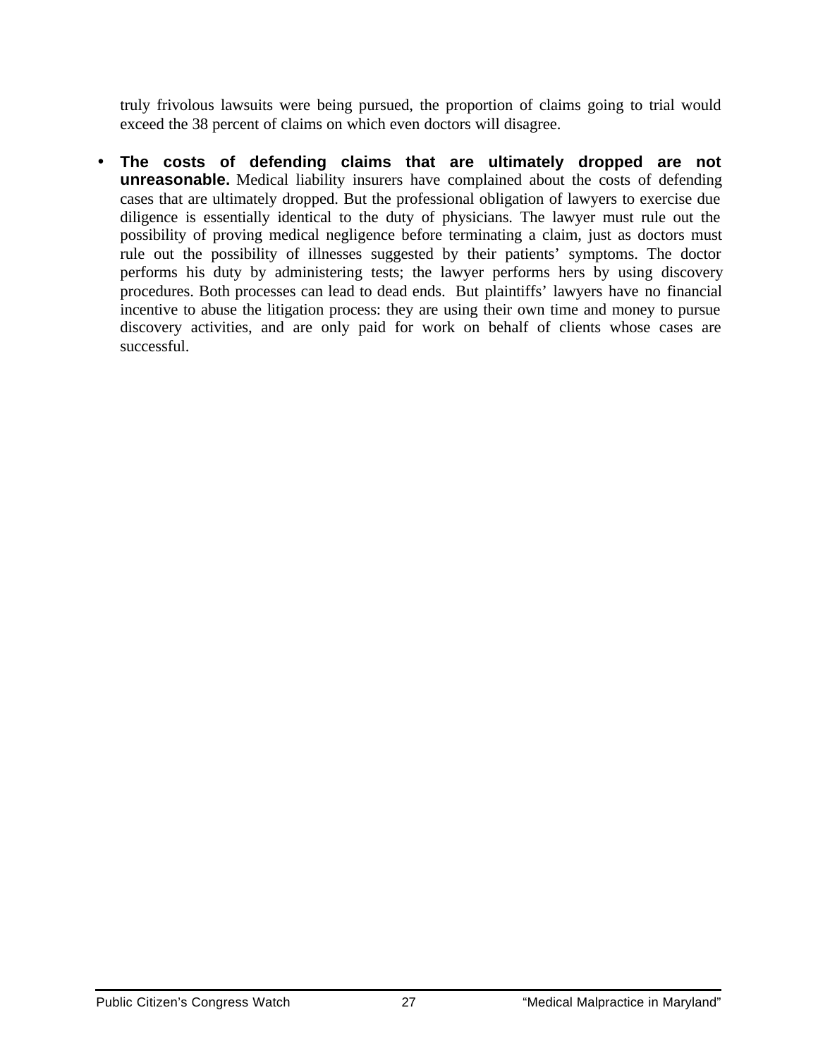truly frivolous lawsuits were being pursued, the proportion of claims going to trial would exceed the 38 percent of claims on which even doctors will disagree.

- **The costs of defending claims that are ultimately dropped are not unreasonable.** Medical liability insurers have complained about the costs of defending cases that are ultimately dropped. But the professional obligation of lawyers to exercise due diligence is essentially identical to the duty of physicians. The lawyer must rule out the possibility of proving medical negligence before terminating a claim, just as doctors must rule out the possibility of illnesses suggested by their patients' symptoms. The doctor performs his duty by administering tests; the lawyer performs hers by using discovery procedures. Both processes can lead to dead ends. But plaintiffs' lawyers have no financial incentive to abuse the litigation process: they are using their own time and money to pursue discovery activities, and are only paid for work on behalf of clients whose cases are successful.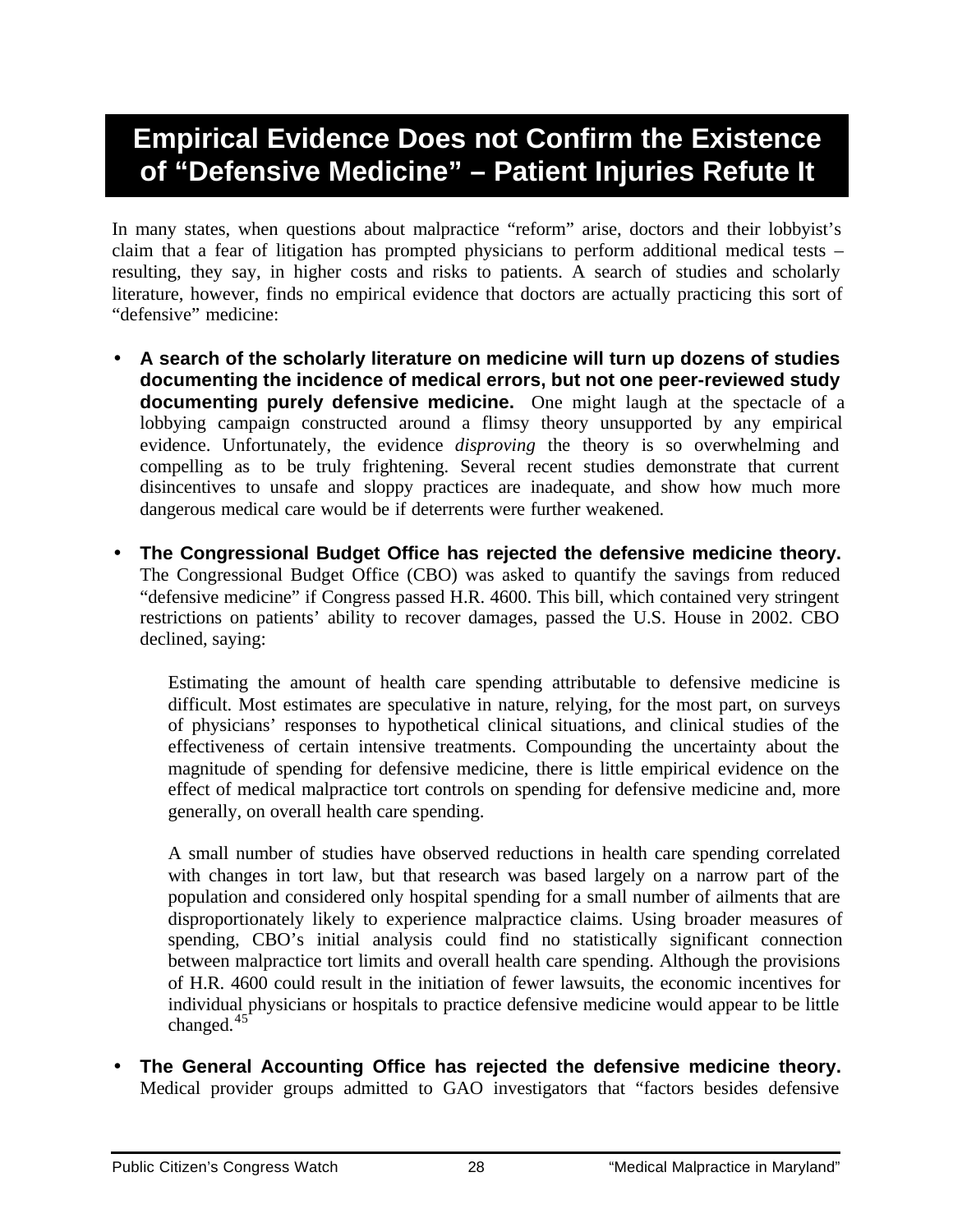# Empirical Evidence Does not Confirm the Existence of "Defensive Medicine" – Patient Injuries Refute It

In many states, when questions about malpractice "reform" arise, doctors and their lobbyist's claim that a fear of litigation has prompted physicians to perform additional medical tests – resulting, they say, in higher costs and risks to patients. A search of studies and scholarly literature, however, finds no empirical evidence that doctors are actually practicing this sort of "defensive" medicine:

- **A search of the scholarly literature on medicine will turn up dozens of studies documenting the incidence of medical errors, but not one peer-reviewed study documenting purely defensive medicine.** One might laugh at the spectacle of a lobbying campaign constructed around a flimsy theory unsupported by any empirical evidence. Unfortunately, the evidence *disproving* the theory is so overwhelming and compelling as to be truly frightening. Several recent studies demonstrate that current disincentives to unsafe and sloppy practices are inadequate, and show how much more dangerous medical care would be if deterrents were further weakened.

- **The Congressional Budget Office has rejected the defensive medicine theory.** The Congressional Budget Office (CBO) was asked to quantify the savings from reduced "defensive medicine" if Congress passed H.R. 4600. This bill, which contained very stringent restrictions on patients' ability to recover damages, passed the U.S. House in 2002. CBO declined, saying:

  > Estimating the amount of health care spending attributable to defensive medicine is difficult. Most estimates are speculative in nature, relying, for the most part, on surveys of physicians' responses to hypothetical clinical situations, and clinical studies of the effectiveness of certain intensive treatments. Compounding the uncertainty about the magnitude of spending for defensive medicine, there is little empirical evidence on the effect of medical malpractice tort controls on spending for defensive medicine and, more generally, on overall health care spending.
  >
  > A small number of studies have observed reductions in health care spending correlated with changes in tort law, but that research was based largely on a narrow part of the population and considered only hospital spending for a small number of ailments that are disproportionately likely to experience malpractice claims. Using broader measures of spending, CBO's initial analysis could find no statistically significant connection between malpractice tort limits and overall health care spending. Although the provisions of H.R. 4600 could result in the initiation of fewer lawsuits, the economic incentives for individual physicians or hospitals to practice defensive medicine would appear to be little changed.[45]

- **The General Accounting Office has rejected the defensive medicine theory.** Medical provider groups admitted to GAO investigators that "factors besides defensive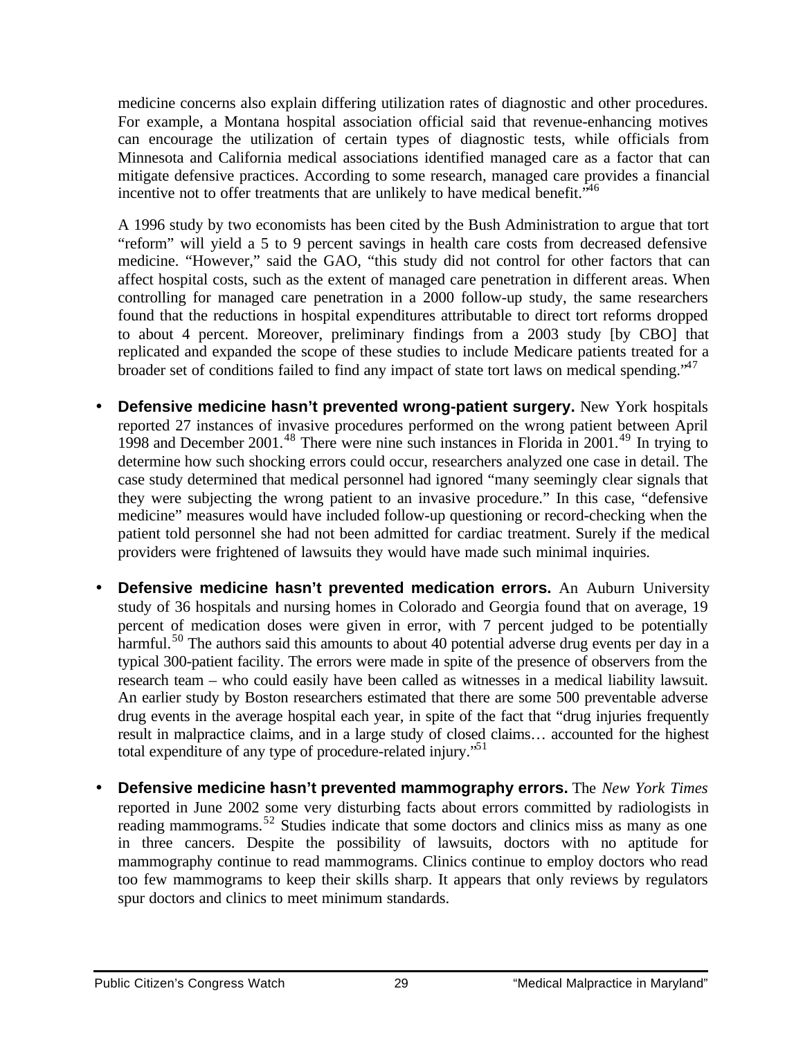medicine concerns also explain differing utilization rates of diagnostic and other procedures. For example, a Montana hospital association official said that revenue-enhancing motives can encourage the utilization of certain types of diagnostic tests, while officials from Minnesota and California medical associations identified managed care as a factor that can mitigate defensive practices. According to some research, managed care provides a financial incentive not to offer treatments that are unlikely to have medical benefit."[46]

A 1996 study by two economists has been cited by the Bush Administration to argue that tort "reform" will yield a 5 to 9 percent savings in health care costs from decreased defensive medicine. "However," said the GAO, "this study did not control for other factors that can affect hospital costs, such as the extent of managed care penetration in different areas. When controlling for managed care penetration in a 2000 follow-up study, the same researchers found that the reductions in hospital expenditures attributable to direct tort reforms dropped to about 4 percent. Moreover, preliminary findings from a 2003 study [by CBO] that replicated and expanded the scope of these studies to include Medicare patients treated for a broader set of conditions failed to find any impact of state tort laws on medical spending."[47]

- **Defensive medicine hasn't prevented wrong-patient surgery.** New York hospitals reported 27 instances of invasive procedures performed on the wrong patient between April 1998 and December 2001.[48] There were nine such instances in Florida in 2001.[49] In trying to determine how such shocking errors could occur, researchers analyzed one case in detail. The case study determined that medical personnel had ignored "many seemingly clear signals that they were subjecting the wrong patient to an invasive procedure." In this case, "defensive medicine" measures would have included follow-up questioning or record-checking when the patient told personnel she had not been admitted for cardiac treatment. Surely if the medical providers were frightened of lawsuits they would have made such minimal inquiries.

- **Defensive medicine hasn't prevented medication errors.** An Auburn University study of 36 hospitals and nursing homes in Colorado and Georgia found that on average, 19 percent of medication doses were given in error, with 7 percent judged to be potentially harmful.[50] The authors said this amounts to about 40 potential adverse drug events per day in a typical 300-patient facility. The errors were made in spite of the presence of observers from the research team – who could easily have been called as witnesses in a medical liability lawsuit. An earlier study by Boston researchers estimated that there are some 500 preventable adverse drug events in the average hospital each year, in spite of the fact that "drug injuries frequently result in malpractice claims, and in a large study of closed claims… accounted for the highest total expenditure of any type of procedure-related injury."[51]

- **Defensive medicine hasn't prevented mammography errors.** The *New York Times* reported in June 2002 some very disturbing facts about errors committed by radiologists in reading mammograms.[52] Studies indicate that some doctors and clinics miss as many as one in three cancers. Despite the possibility of lawsuits, doctors with no aptitude for mammography continue to read mammograms. Clinics continue to employ doctors who read too few mammograms to keep their skills sharp. It appears that only reviews by regulators spur doctors and clinics to meet minimum standards.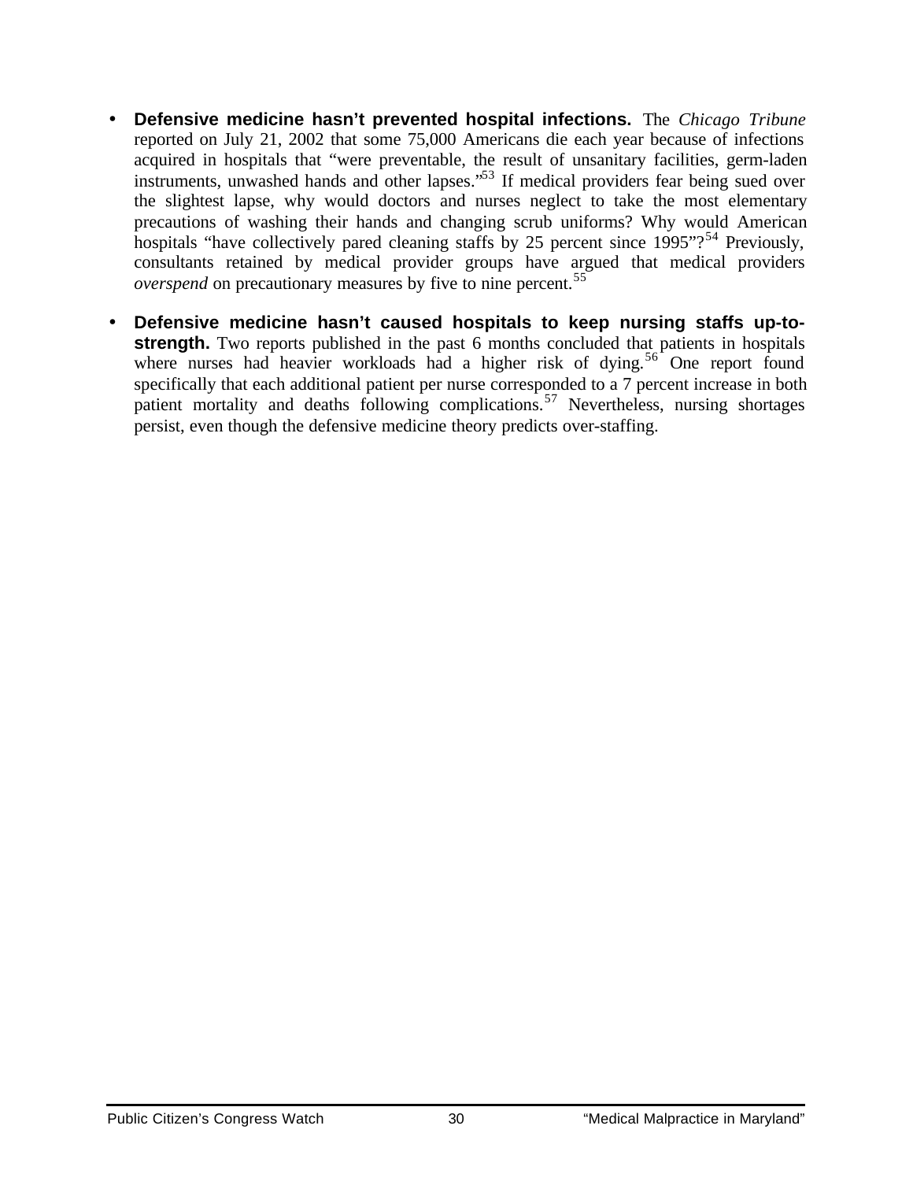- **Defensive medicine hasn't prevented hospital infections.** The *Chicago Tribune* reported on July 21, 2002 that some 75,000 Americans die each year because of infections acquired in hospitals that "were preventable, the result of unsanitary facilities, germ-laden instruments, unwashed hands and other lapses."[53] If medical providers fear being sued over the slightest lapse, why would doctors and nurses neglect to take the most elementary precautions of washing their hands and changing scrub uniforms? Why would American hospitals "have collectively pared cleaning staffs by 25 percent since 1995"?[54] Previously, consultants retained by medical provider groups have argued that medical providers *overspend* on precautionary measures by five to nine percent.[55]

- **Defensive medicine hasn't caused hospitals to keep nursing staffs up-to-strength.** Two reports published in the past 6 months concluded that patients in hospitals where nurses had heavier workloads had a higher risk of dying.[56] One report found specifically that each additional patient per nurse corresponded to a 7 percent increase in both patient mortality and deaths following complications.[57] Nevertheless, nursing shortages persist, even though the defensive medicine theory predicts over-staffing.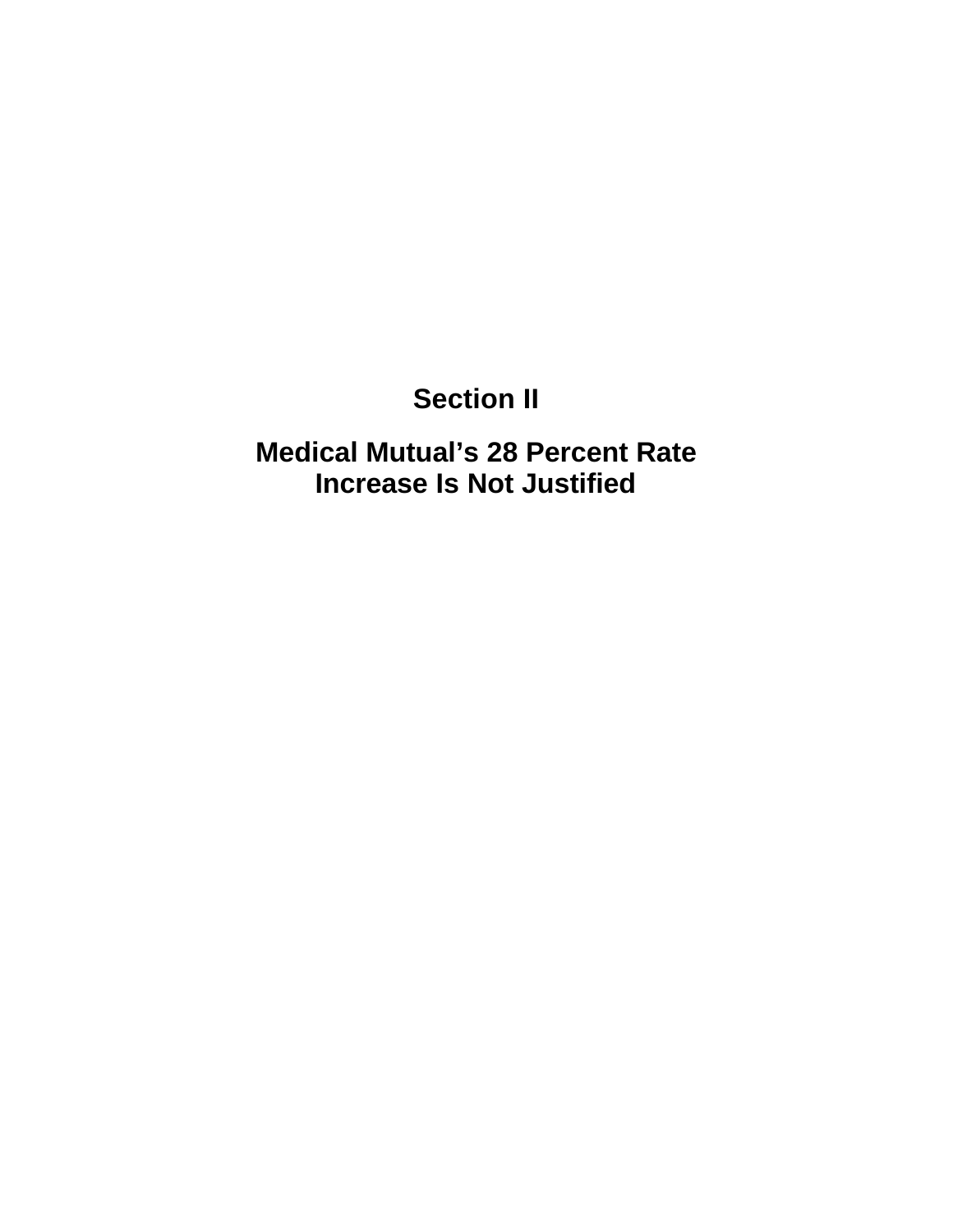# Section II

## Medical Mutual's 28 Percent Rate Increase Is Not Justified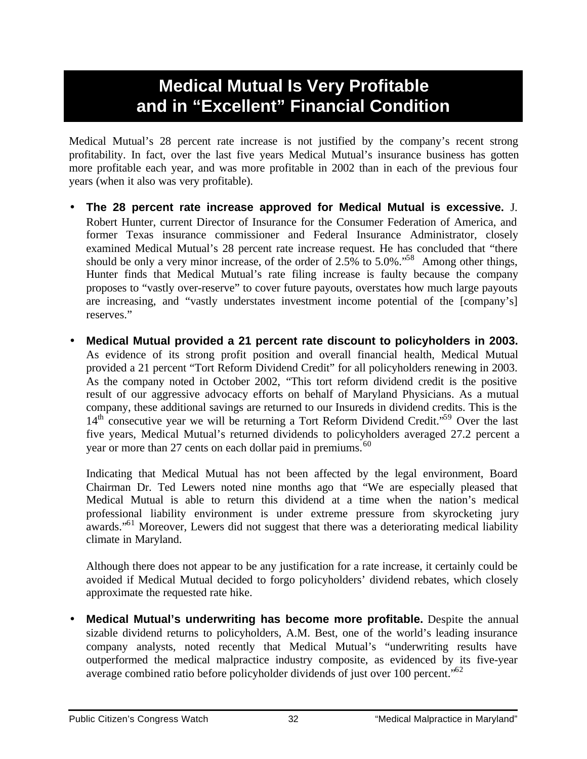# Medical Mutual Is Very Profitable and in "Excellent" Financial Condition

Medical Mutual's 28 percent rate increase is not justified by the company's recent strong profitability. In fact, over the last five years Medical Mutual's insurance business has gotten more profitable each year, and was more profitable in 2002 than in each of the previous four years (when it also was very profitable).

- **The 28 percent rate increase approved for Medical Mutual is excessive.** J. Robert Hunter, current Director of Insurance for the Consumer Federation of America, and former Texas insurance commissioner and Federal Insurance Administrator, closely examined Medical Mutual's 28 percent rate increase request. He has concluded that "there should be only a very minor increase, of the order of 2.5% to 5.0%."[58] Among other things, Hunter finds that Medical Mutual's rate filing increase is faulty because the company proposes to "vastly over-reserve" to cover future payouts, overstates how much large payouts are increasing, and "vastly understates investment income potential of the [company's] reserves."

- **Medical Mutual provided a 21 percent rate discount to policyholders in 2003.** As evidence of its strong profit position and overall financial health, Medical Mutual provided a 21 percent "Tort Reform Dividend Credit" for all policyholders renewing in 2003. As the company noted in October 2002, "This tort reform dividend credit is the positive result of our aggressive advocacy efforts on behalf of Maryland Physicians. As a mutual company, these additional savings are returned to our Insureds in dividend credits. This is the 14th consecutive year we will be returning a Tort Reform Dividend Credit."[59] Over the last five years, Medical Mutual's returned dividends to policyholders averaged 27.2 percent a year or more than 27 cents on each dollar paid in premiums.[60]

  Indicating that Medical Mutual has not been affected by the legal environment, Board Chairman Dr. Ted Lewers noted nine months ago that "We are especially pleased that Medical Mutual is able to return this dividend at a time when the nation's medical professional liability environment is under extreme pressure from skyrocketing jury awards."[61] Moreover, Lewers did not suggest that there was a deteriorating medical liability climate in Maryland.

  Although there does not appear to be any justification for a rate increase, it certainly could be avoided if Medical Mutual decided to forgo policyholders' dividend rebates, which closely approximate the requested rate hike.

- **Medical Mutual's underwriting has become more profitable.** Despite the annual sizable dividend returns to policyholders, A.M. Best, one of the world's leading insurance company analysts, noted recently that Medical Mutual's "underwriting results have outperformed the medical malpractice industry composite, as evidenced by its five-year average combined ratio before policyholder dividends of just over 100 percent."[62]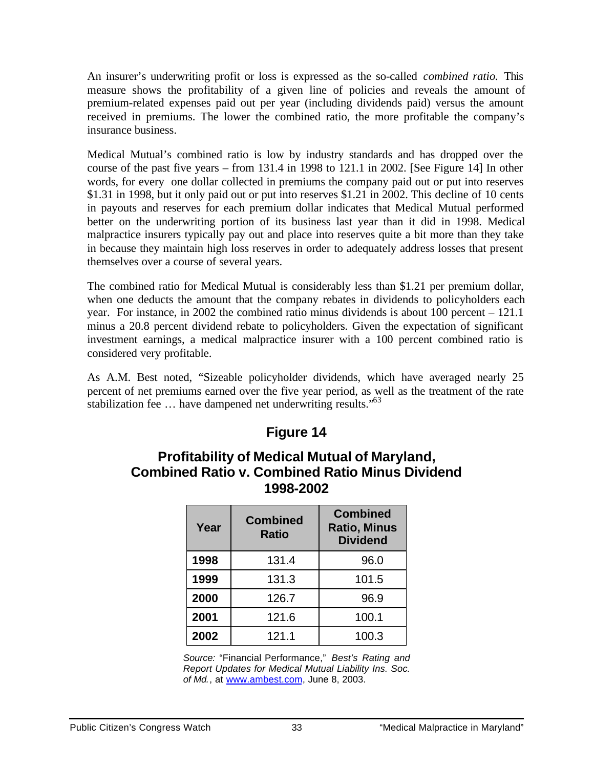An insurer's underwriting profit or loss is expressed as the so-called *combined ratio.* This measure shows the profitability of a given line of policies and reveals the amount of premium-related expenses paid out per year (including dividends paid) versus the amount received in premiums. The lower the combined ratio, the more profitable the company's insurance business.

Medical Mutual's combined ratio is low by industry standards and has dropped over the course of the past five years – from 131.4 in 1998 to 121.1 in 2002. [See Figure 14] In other words, for every one dollar collected in premiums the company paid out or put into reserves $1.31 in 1998, but it only paid out or put into reserves $1.21 in 2002. This decline of 10 cents in payouts and reserves for each premium dollar indicates that Medical Mutual performed better on the underwriting portion of its business last year than it did in 1998. Medical malpractice insurers typically pay out and place into reserves quite a bit more than they take in because they maintain high loss reserves in order to adequately address losses that present themselves over a course of several years.

The combined ratio for Medical Mutual is considerably less than $1.21 per premium dollar, when one deducts the amount that the company rebates in dividends to policyholders each year. For instance, in 2002 the combined ratio minus dividends is about 100 percent – 121.1 minus a 20.8 percent dividend rebate to policyholders. Given the expectation of significant investment earnings, a medical malpractice insurer with a 100 percent combined ratio is considered very profitable.

As A.M. Best noted, "Sizeable policyholder dividends, which have averaged nearly 25 percent of net premiums earned over the five year period, as well as the treatment of the rate stabilization fee … have dampened net underwriting results."[63]

## Figure 14

### Profitability of Medical Mutual of Maryland, Combined Ratio v. Combined Ratio Minus Dividend 1998-2002

| Year | Combined Ratio | Combined Ratio, Minus Dividend |
|---|---|---|
| **1998** | 131.4 | 96.0 |
| **1999** | 131.3 | 101.5 |
| **2000** | 126.7 | 96.9 |
| **2001** | 121.6 | 100.1 |
| **2002** | 121.1 | 100.3 |

*Source:* "Financial Performance," *Best's Rating and Report Updates for Medical Mutual Liability Ins. Soc. of Md.*, at www.ambest.com, June 8, 2003.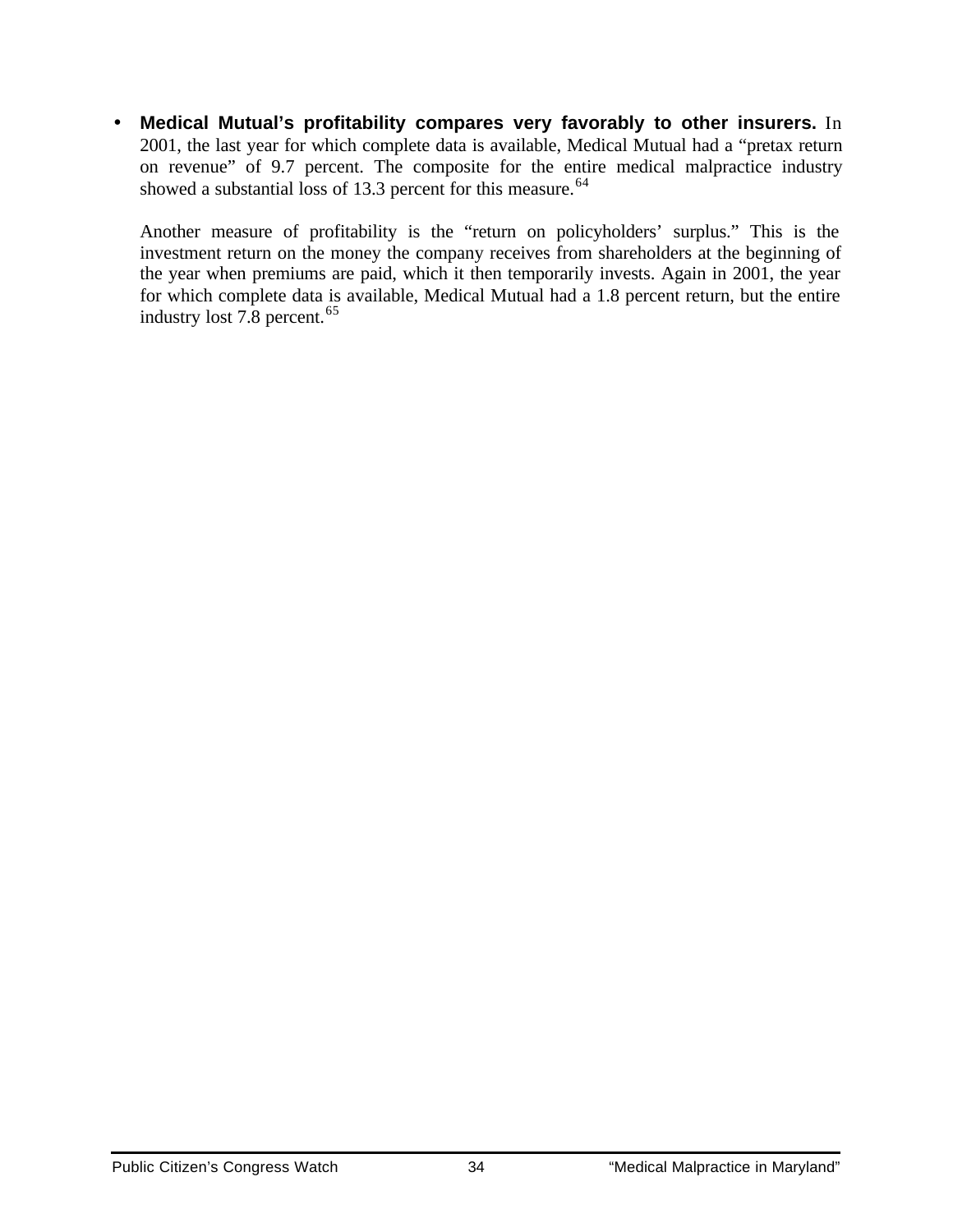- **Medical Mutual's profitability compares very favorably to other insurers.** In 2001, the last year for which complete data is available, Medical Mutual had a "pretax return on revenue" of 9.7 percent. The composite for the entire medical malpractice industry showed a substantial loss of 13.3 percent for this measure.[64]

  Another measure of profitability is the "return on policyholders' surplus." This is the investment return on the money the company receives from shareholders at the beginning of the year when premiums are paid, which it then temporarily invests. Again in 2001, the year for which complete data is available, Medical Mutual had a 1.8 percent return, but the entire industry lost 7.8 percent.[65]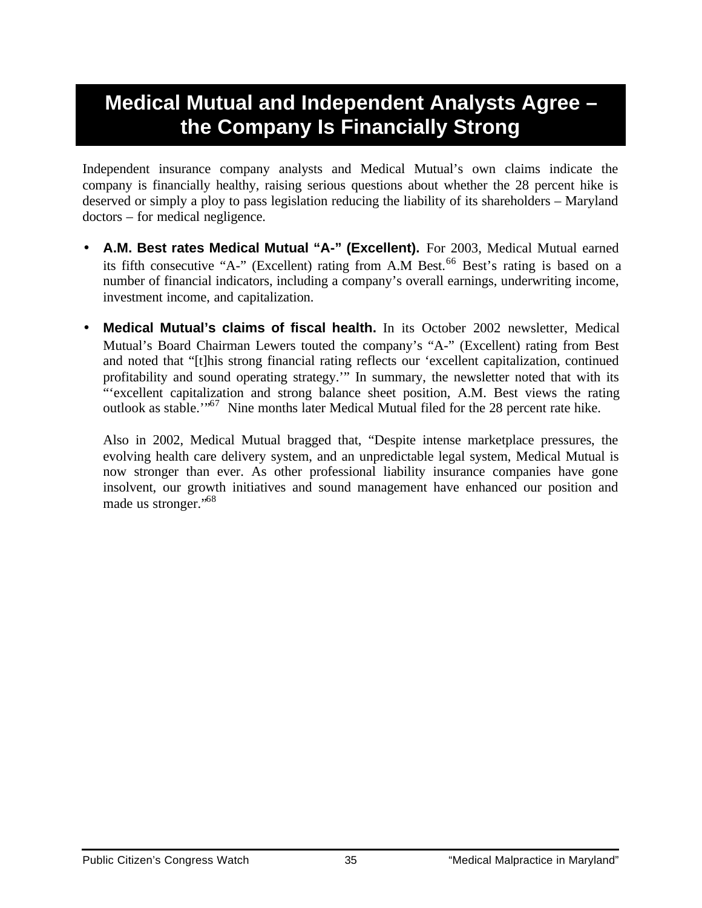## Medical Mutual and Independent Analysts Agree – the Company Is Financially Strong

Independent insurance company analysts and Medical Mutual's own claims indicate the company is financially healthy, raising serious questions about whether the 28 percent hike is deserved or simply a ploy to pass legislation reducing the liability of its shareholders – Maryland doctors – for medical negligence.

- **A.M. Best rates Medical Mutual "A-" (Excellent).** For 2003, Medical Mutual earned its fifth consecutive "A-" (Excellent) rating from A.M Best.[66] Best's rating is based on a number of financial indicators, including a company's overall earnings, underwriting income, investment income, and capitalization.

- **Medical Mutual's claims of fiscal health.** In its October 2002 newsletter, Medical Mutual's Board Chairman Lewers touted the company's "A-" (Excellent) rating from Best and noted that "[t]his strong financial rating reflects our 'excellent capitalization, continued profitability and sound operating strategy.'" In summary, the newsletter noted that with its "'excellent capitalization and strong balance sheet position, A.M. Best views the rating outlook as stable.'"[67] Nine months later Medical Mutual filed for the 28 percent rate hike.

  Also in 2002, Medical Mutual bragged that, "Despite intense marketplace pressures, the evolving health care delivery system, and an unpredictable legal system, Medical Mutual is now stronger than ever. As other professional liability insurance companies have gone insolvent, our growth initiatives and sound management have enhanced our position and made us stronger."[68]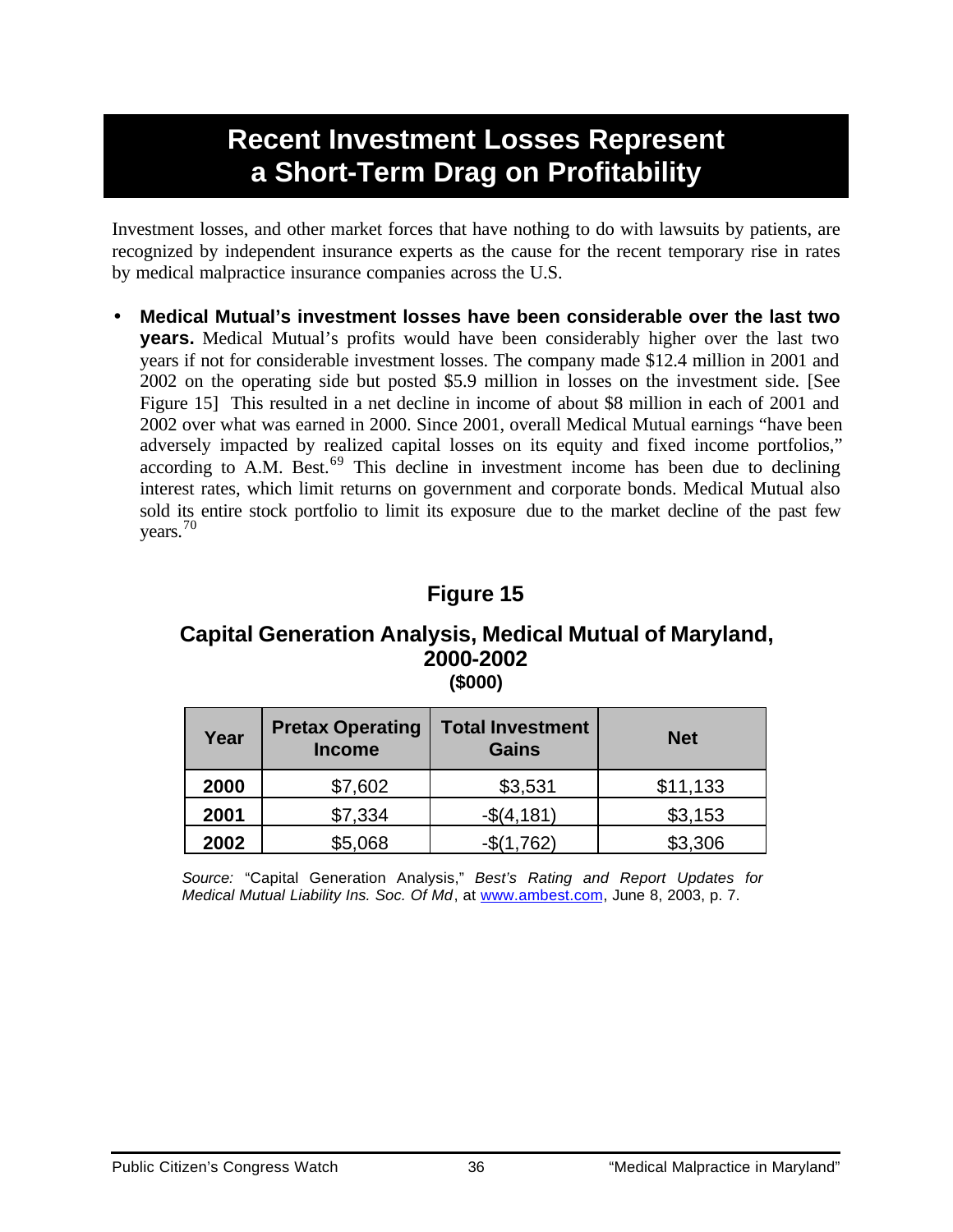# Recent Investment Losses Represent a Short-Term Drag on Profitability

Investment losses, and other market forces that have nothing to do with lawsuits by patients, are recognized by independent insurance experts as the cause for the recent temporary rise in rates by medical malpractice insurance companies across the U.S.

- **Medical Mutual's investment losses have been considerable over the last two years.** Medical Mutual's profits would have been considerably higher over the last two years if not for considerable investment losses. The company made $12.4 million in 2001 and 2002 on the operating side but posted $5.9 million in losses on the investment side. [See Figure 15] This resulted in a net decline in income of about $8 million in each of 2001 and 2002 over what was earned in 2000. Since 2001, overall Medical Mutual earnings "have been adversely impacted by realized capital losses on its equity and fixed income portfolios," according to A.M. Best.[69] This decline in investment income has been due to declining interest rates, which limit returns on government and corporate bonds. Medical Mutual also sold its entire stock portfolio to limit its exposure due to the market decline of the past few years.[70]

## Figure 15

### Capital Generation Analysis, Medical Mutual of Maryland, 2000-2002

**($000)**

| Year | Pretax Operating Income | Total Investment Gains | Net |
|---|---|---|---|
| **2000** | $7,602 | $3,531 | $11,133 |
| **2001** | $7,334 | -$(4,181) | $3,153 |
| **2002** | $5,068 | -$(1,762) | $3,306 |

*Source:* "Capital Generation Analysis," *Best's Rating and Report Updates for Medical Mutual Liability Ins. Soc. Of Md*, at www.ambest.com, June 8, 2003, p. 7.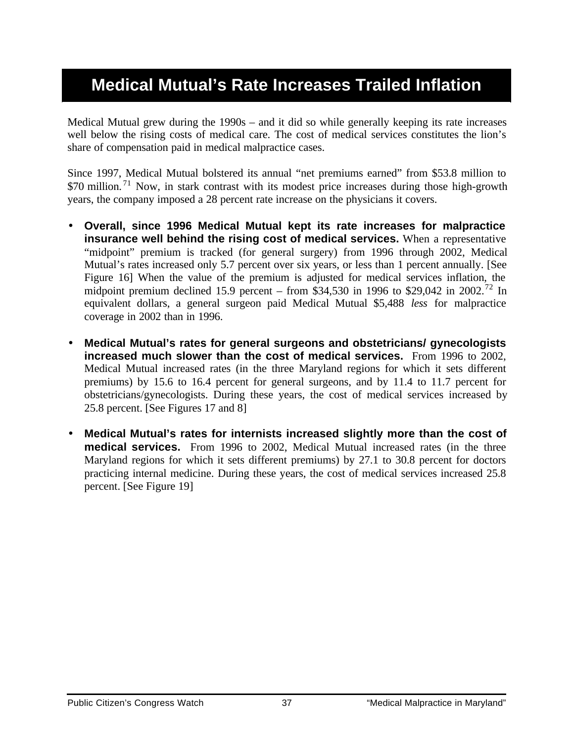# Medical Mutual's Rate Increases Trailed Inflation

Medical Mutual grew during the 1990s – and it did so while generally keeping its rate increases well below the rising costs of medical care. The cost of medical services constitutes the lion's share of compensation paid in medical malpractice cases.

Since 1997, Medical Mutual bolstered its annual "net premiums earned" from $53.8 million to $70 million.[71] Now, in stark contrast with its modest price increases during those high-growth years, the company imposed a 28 percent rate increase on the physicians it covers.

- **Overall, since 1996 Medical Mutual kept its rate increases for malpractice insurance well behind the rising cost of medical services.** When a representative "midpoint" premium is tracked (for general surgery) from 1996 through 2002, Medical Mutual's rates increased only 5.7 percent over six years, or less than 1 percent annually. [See Figure 16] When the value of the premium is adjusted for medical services inflation, the midpoint premium declined 15.9 percent – from $34,530 in 1996 to $29,042 in 2002.[72] In equivalent dollars, a general surgeon paid Medical Mutual $5,488 *less* for malpractice coverage in 2002 than in 1996.

- **Medical Mutual's rates for general surgeons and obstetricians/ gynecologists increased much slower than the cost of medical services.** From 1996 to 2002, Medical Mutual increased rates (in the three Maryland regions for which it sets different premiums) by 15.6 to 16.4 percent for general surgeons, and by 11.4 to 11.7 percent for obstetricians/gynecologists. During these years, the cost of medical services increased by 25.8 percent. [See Figures 17 and 8]

- **Medical Mutual's rates for internists increased slightly more than the cost of medical services.** From 1996 to 2002, Medical Mutual increased rates (in the three Maryland regions for which it sets different premiums) by 27.1 to 30.8 percent for doctors practicing internal medicine. During these years, the cost of medical services increased 25.8 percent. [See Figure 19]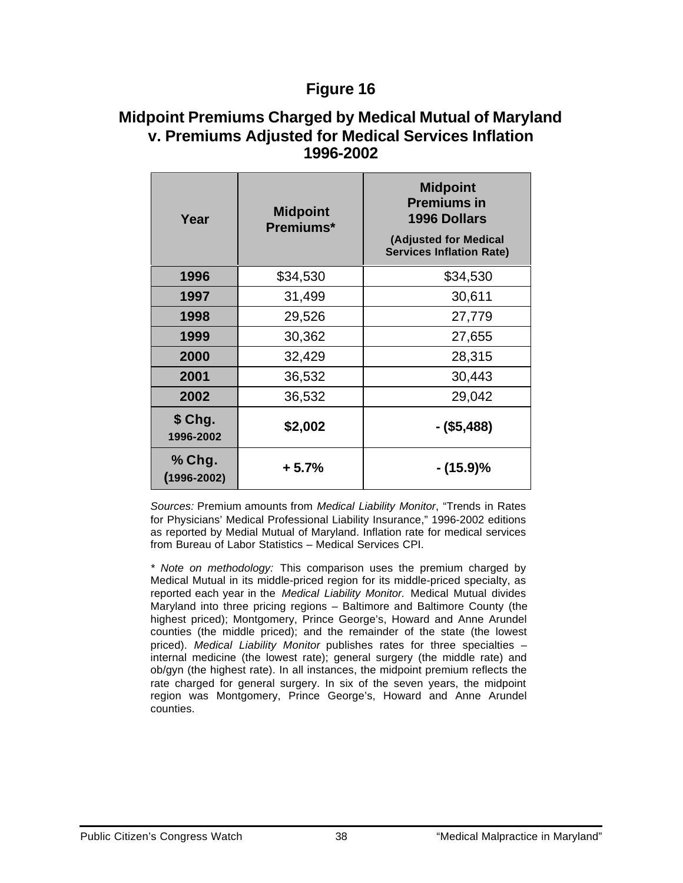## Figure 16

## Midpoint Premiums Charged by Medical Mutual of Maryland v. Premiums Adjusted for Medical Services Inflation 1996-2002

| Year | Midpoint Premiums* | Midpoint Premiums in 1996 Dollars (Adjusted for Medical Services Inflation Rate) |
|---|---|---|
| **1996** | $34,530 | $34,530 |
| **1997** | 31,499 | 30,611 |
| **1998** | 29,526 | 27,779 |
| **1999** | 30,362 | 27,655 |
| **2000** | 32,429 | 28,315 |
| **2001** | 36,532 | 30,443 |
| **2002** | 36,532 | 29,042 |
| **$ Chg. 1996-2002** | **$2,002** | **- ($5,488)** |
| **% Chg. (1996-2002)** | **+ 5.7%** | **- (15.9)%** |

*Sources:* Premium amounts from *Medical Liability Monitor*, "Trends in Rates for Physicians' Medical Professional Liability Insurance," 1996-2002 editions as reported by Medial Mutual of Maryland. Inflation rate for medical services from Bureau of Labor Statistics – Medical Services CPI.

* *Note on methodology:* This comparison uses the premium charged by Medical Mutual in its middle-priced region for its middle-priced specialty, as reported each year in the *Medical Liability Monitor.* Medical Mutual divides Maryland into three pricing regions – Baltimore and Baltimore County (the highest priced); Montgomery, Prince George's, Howard and Anne Arundel counties (the middle priced); and the remainder of the state (the lowest priced). *Medical Liability Monitor* publishes rates for three specialties – internal medicine (the lowest rate); general surgery (the middle rate) and ob/gyn (the highest rate). In all instances, the midpoint premium reflects the rate charged for general surgery. In six of the seven years, the midpoint region was Montgomery, Prince George's, Howard and Anne Arundel counties.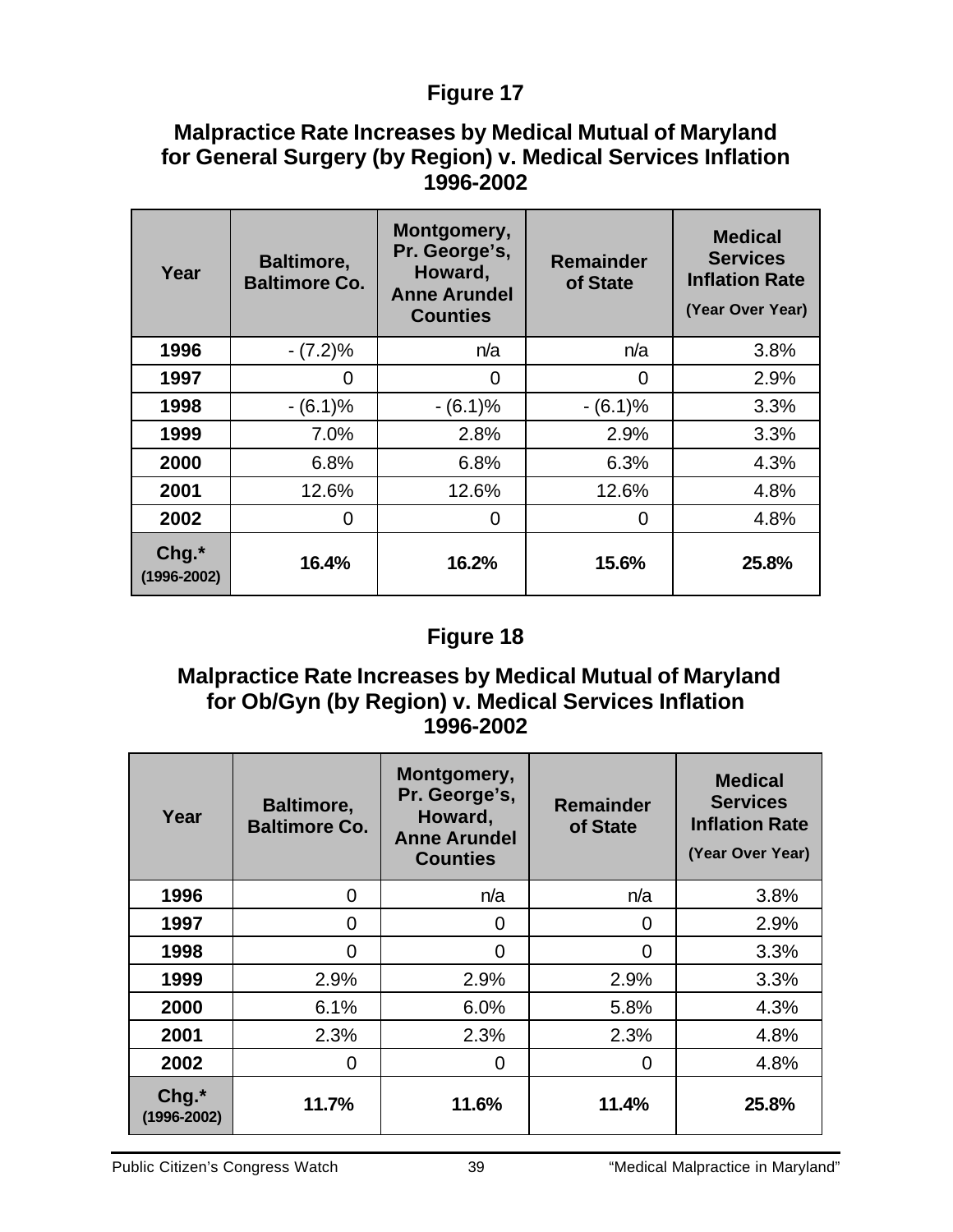## Figure 17

### Malpractice Rate Increases by Medical Mutual of Maryland for General Surgery (by Region) v. Medical Services Inflation 1996-2002

| Year | Baltimore, Baltimore Co. | Montgomery, Pr. George's, Howard, Anne Arundel Counties | Remainder of State | Medical Services Inflation Rate (Year Over Year) |
|---|---|---|---|---|
| 1996 | - (7.2)% | n/a | n/a | 3.8% |
| 1997 | 0 | 0 | 0 | 2.9% |
| 1998 | - (6.1)% | - (6.1)% | - (6.1)% | 3.3% |
| 1999 | 7.0% | 2.8% | 2.9% | 3.3% |
| 2000 | 6.8% | 6.8% | 6.3% | 4.3% |
| 2001 | 12.6% | 12.6% | 12.6% | 4.8% |
| 2002 | 0 | 0 | 0 | 4.8% |
| Chg.* (1996-2002) | **16.4%** | **16.2%** | **15.6%** | **25.8%** |

## Figure 18

### Malpractice Rate Increases by Medical Mutual of Maryland for Ob/Gyn (by Region) v. Medical Services Inflation 1996-2002

| Year | Baltimore, Baltimore Co. | Montgomery, Pr. George's, Howard, Anne Arundel Counties | Remainder of State | Medical Services Inflation Rate (Year Over Year) |
|---|---|---|---|---|
| 1996 | 0 | n/a | n/a | 3.8% |
| 1997 | 0 | 0 | 0 | 2.9% |
| 1998 | 0 | 0 | 0 | 3.3% |
| 1999 | 2.9% | 2.9% | 2.9% | 3.3% |
| 2000 | 6.1% | 6.0% | 5.8% | 4.3% |
| 2001 | 2.3% | 2.3% | 2.3% | 4.8% |
| 2002 | 0 | 0 | 0 | 4.8% |
| Chg.* (1996-2002) | **11.7%** | **11.6%** | **11.4%** | **25.8%** |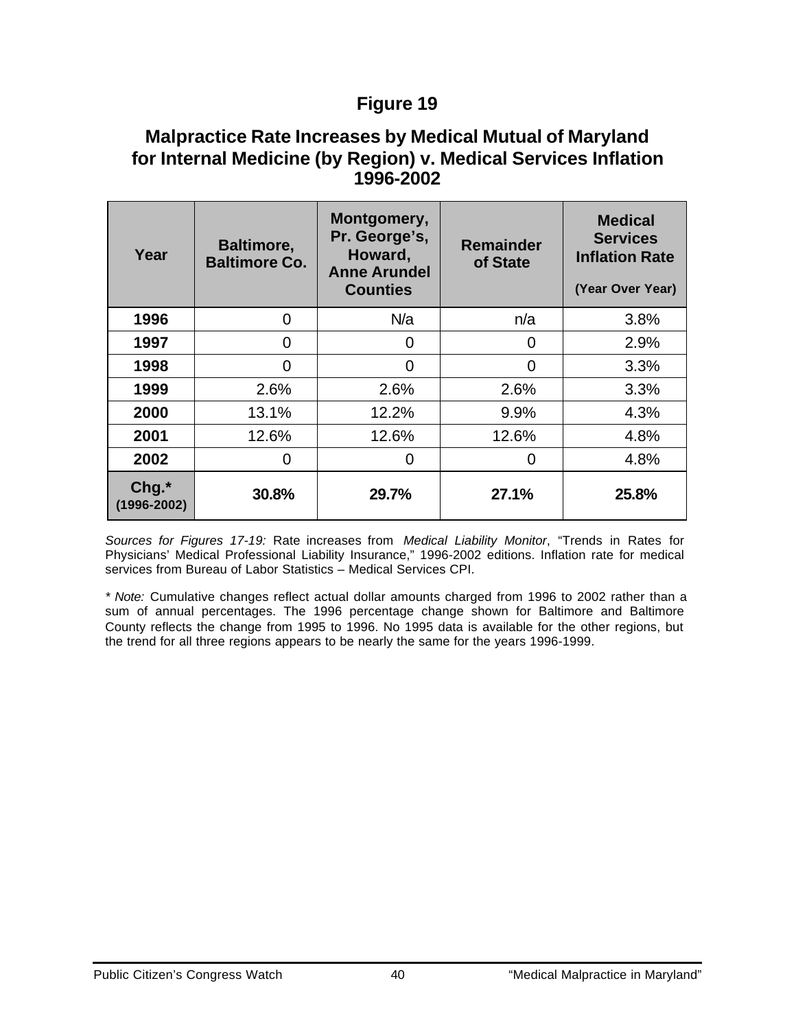## Figure 19

## Malpractice Rate Increases by Medical Mutual of Maryland for Internal Medicine (by Region) v. Medical Services Inflation 1996-2002

| Year | Baltimore, Baltimore Co. | Montgomery, Pr. George's, Howard, Anne Arundel Counties | Remainder of State | Medical Services Inflation Rate (Year Over Year) |
|---|---|---|---|---|
| **1996** | 0 | N/a | n/a | 3.8% |
| **1997** | 0 | 0 | 0 | 2.9% |
| **1998** | 0 | 0 | 0 | 3.3% |
| **1999** | 2.6% | 2.6% | 2.6% | 3.3% |
| **2000** | 13.1% | 12.2% | 9.9% | 4.3% |
| **2001** | 12.6% | 12.6% | 12.6% | 4.8% |
| **2002** | 0 | 0 | 0 | 4.8% |
| **Chg.* (1996-2002)** | **30.8%** | **29.7%** | **27.1%** | **25.8%** |

*Sources for Figures 17-19:* Rate increases from *Medical Liability Monitor*, "Trends in Rates for Physicians' Medical Professional Liability Insurance," 1996-2002 editions. Inflation rate for medical services from Bureau of Labor Statistics – Medical Services CPI.

* *Note:* Cumulative changes reflect actual dollar amounts charged from 1996 to 2002 rather than a sum of annual percentages. The 1996 percentage change shown for Baltimore and Baltimore County reflects the change from 1995 to 1996. No 1995 data is available for the other regions, but the trend for all three regions appears to be nearly the same for the years 1996-1999.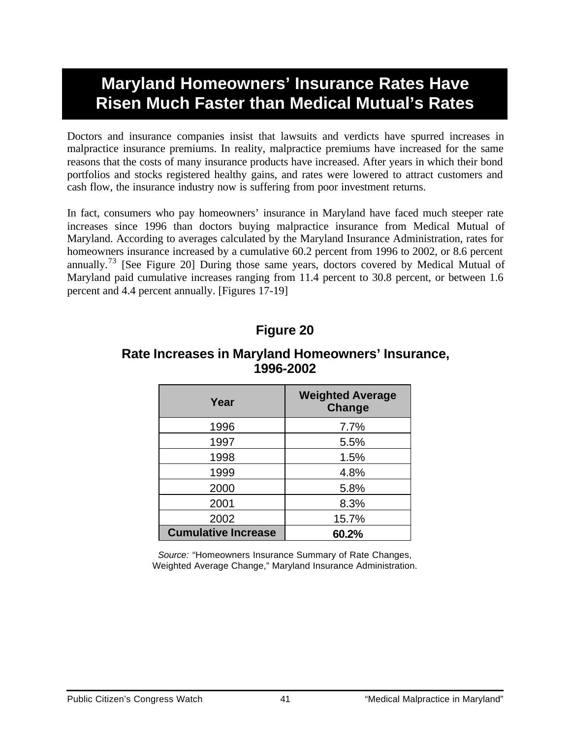# Maryland Homeowners' Insurance Rates Have Risen Much Faster than Medical Mutual's Rates

Doctors and insurance companies insist that lawsuits and verdicts have spurred increases in malpractice insurance premiums. In reality, malpractice premiums have increased for the same reasons that the costs of many insurance products have increased. After years in which their bond portfolios and stocks registered healthy gains, and rates were lowered to attract customers and cash flow, the insurance industry now is suffering from poor investment returns.

In fact, consumers who pay homeowners' insurance in Maryland have faced much steeper rate increases since 1996 than doctors buying malpractice insurance from Medical Mutual of Maryland. According to averages calculated by the Maryland Insurance Administration, rates for homeowners insurance increased by a cumulative 60.2 percent from 1996 to 2002, or 8.6 percent annually.[73] [See Figure 20] During those same years, doctors covered by Medical Mutual of Maryland paid cumulative increases ranging from 11.4 percent to 30.8 percent, or between 1.6 percent and 4.4 percent annually. [Figures 17-19]

### Figure 20

### Rate Increases in Maryland Homeowners' Insurance, 1996-2002

| Year | Weighted Average Change |
|---|---|
| 1996 | 7.7% |
| 1997 | 5.5% |
| 1998 | 1.5% |
| 1999 | 4.8% |
| 2000 | 5.8% |
| 2001 | 8.3% |
| 2002 | 15.7% |
| **Cumulative Increase** | **60.2%** |

*Source:* "Homeowners Insurance Summary of Rate Changes, Weighted Average Change," Maryland Insurance Administration.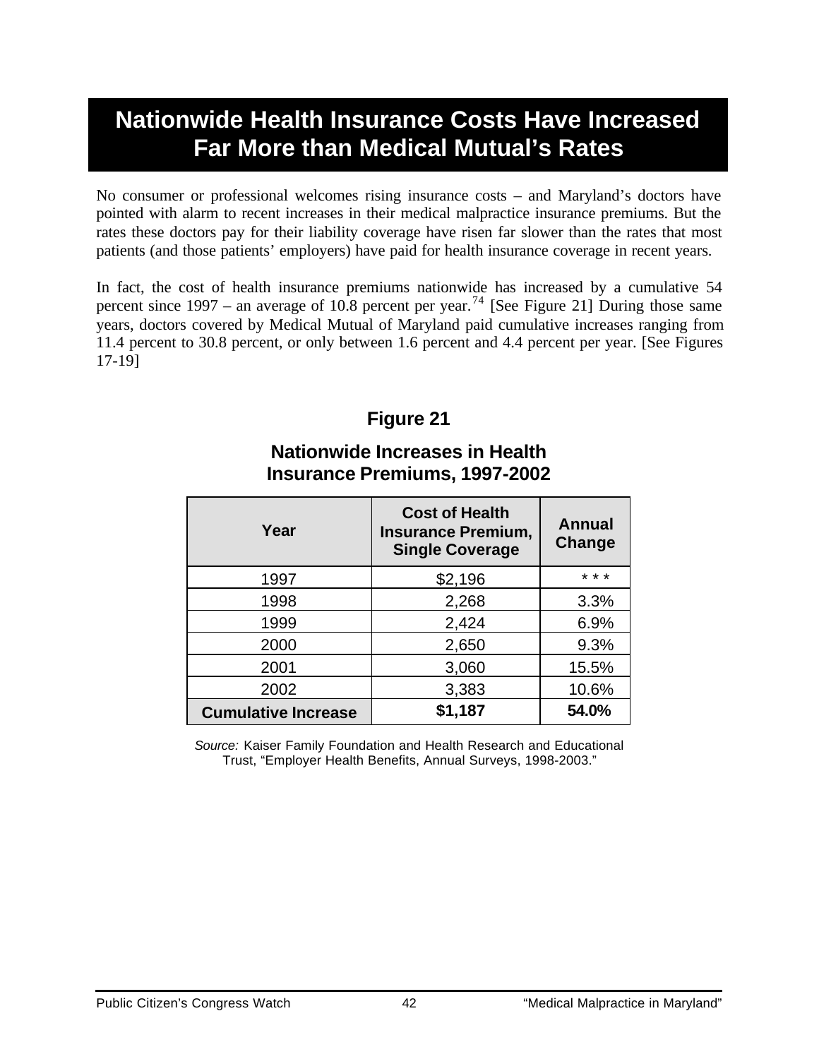# Nationwide Health Insurance Costs Have Increased Far More than Medical Mutual's Rates

No consumer or professional welcomes rising insurance costs – and Maryland's doctors have pointed with alarm to recent increases in their medical malpractice insurance premiums. But the rates these doctors pay for their liability coverage have risen far slower than the rates that most patients (and those patients' employers) have paid for health insurance coverage in recent years.

In fact, the cost of health insurance premiums nationwide has increased by a cumulative 54 percent since 1997 – an average of 10.8 percent per year.[74] [See Figure 21] During those same years, doctors covered by Medical Mutual of Maryland paid cumulative increases ranging from 11.4 percent to 30.8 percent, or only between 1.6 percent and 4.4 percent per year. [See Figures 17-19]

### Figure 21

### Nationwide Increases in Health Insurance Premiums, 1997-2002

| Year | Cost of Health Insurance Premium, Single Coverage | Annual Change |
|---|---|---|
| 1997 | $2,196 | * * * |
| 1998 | 2,268 | 3.3% |
| 1999 | 2,424 | 6.9% |
| 2000 | 2,650 | 9.3% |
| 2001 | 3,060 | 15.5% |
| 2002 | 3,383 | 10.6% |
| **Cumulative Increase** | **$1,187** | **54.0%** |

*Source:* Kaiser Family Foundation and Health Research and Educational Trust, "Employer Health Benefits, Annual Surveys, 1998-2003."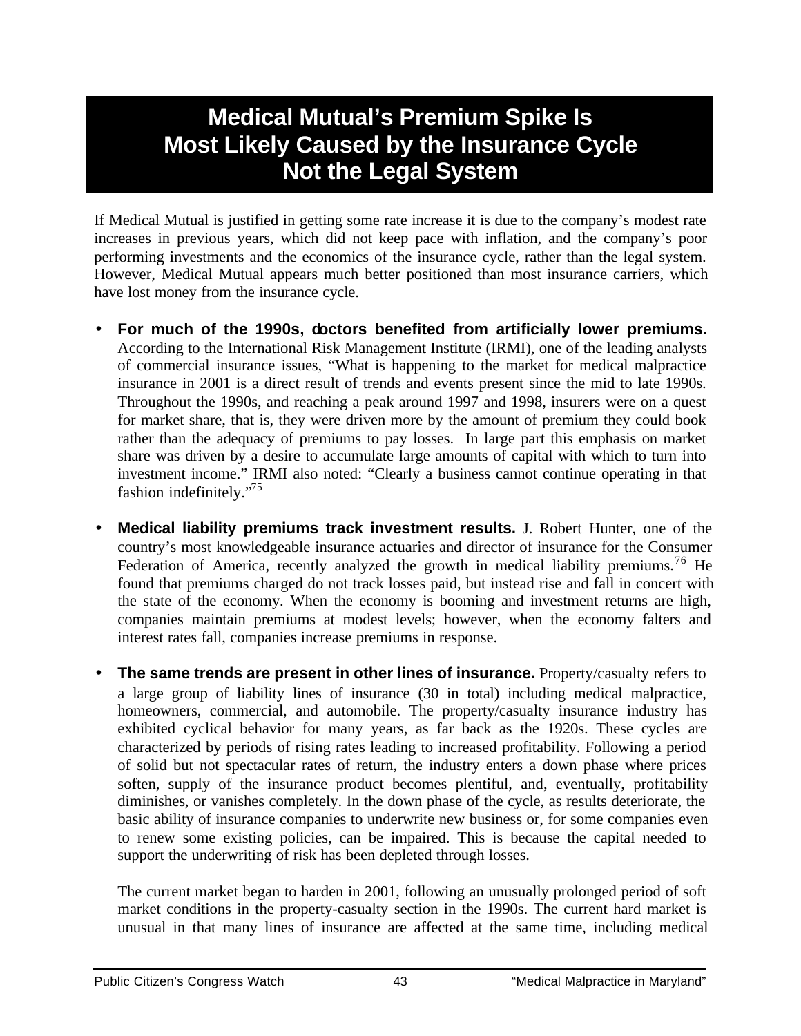# Medical Mutual's Premium Spike Is Most Likely Caused by the Insurance Cycle Not the Legal System

If Medical Mutual is justified in getting some rate increase it is due to the company's modest rate increases in previous years, which did not keep pace with inflation, and the company's poor performing investments and the economics of the insurance cycle, rather than the legal system. However, Medical Mutual appears much better positioned than most insurance carriers, which have lost money from the insurance cycle.

- **For much of the 1990s, doctors benefited from artificially lower premiums.** According to the International Risk Management Institute (IRMI), one of the leading analysts of commercial insurance issues, "What is happening to the market for medical malpractice insurance in 2001 is a direct result of trends and events present since the mid to late 1990s. Throughout the 1990s, and reaching a peak around 1997 and 1998, insurers were on a quest for market share, that is, they were driven more by the amount of premium they could book rather than the adequacy of premiums to pay losses. In large part this emphasis on market share was driven by a desire to accumulate large amounts of capital with which to turn into investment income." IRMI also noted: "Clearly a business cannot continue operating in that fashion indefinitely."[75]

- **Medical liability premiums track investment results.** J. Robert Hunter, one of the country's most knowledgeable insurance actuaries and director of insurance for the Consumer Federation of America, recently analyzed the growth in medical liability premiums.[76] He found that premiums charged do not track losses paid, but instead rise and fall in concert with the state of the economy. When the economy is booming and investment returns are high, companies maintain premiums at modest levels; however, when the economy falters and interest rates fall, companies increase premiums in response.

- **The same trends are present in other lines of insurance.** Property/casualty refers to a large group of liability lines of insurance (30 in total) including medical malpractice, homeowners, commercial, and automobile. The property/casualty insurance industry has exhibited cyclical behavior for many years, as far back as the 1920s. These cycles are characterized by periods of rising rates leading to increased profitability. Following a period of solid but not spectacular rates of return, the industry enters a down phase where prices soften, supply of the insurance product becomes plentiful, and, eventually, profitability diminishes, or vanishes completely. In the down phase of the cycle, as results deteriorate, the basic ability of insurance companies to underwrite new business or, for some companies even to renew some existing policies, can be impaired. This is because the capital needed to support the underwriting of risk has been depleted through losses.

  The current market began to harden in 2001, following an unusually prolonged period of soft market conditions in the property-casualty section in the 1990s. The current hard market is unusual in that many lines of insurance are affected at the same time, including medical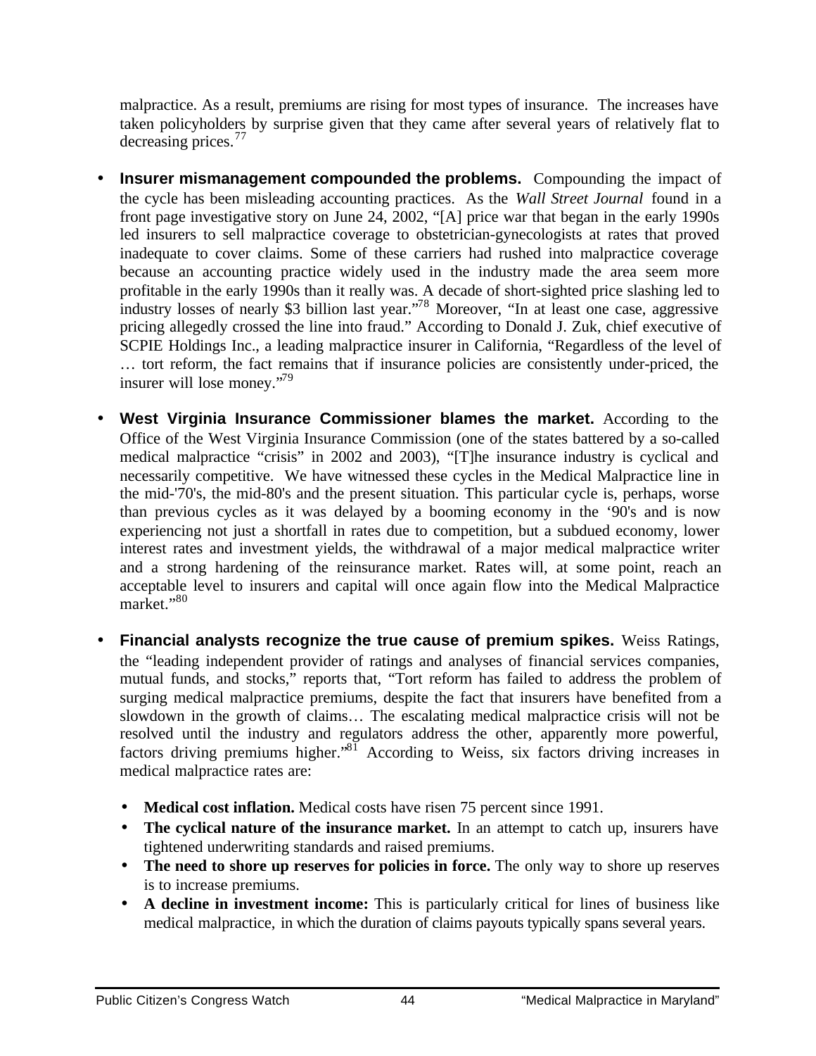malpractice. As a result, premiums are rising for most types of insurance. The increases have taken policyholders by surprise given that they came after several years of relatively flat to decreasing prices.[77]

- **Insurer mismanagement compounded the problems.** Compounding the impact of the cycle has been misleading accounting practices. As the *Wall Street Journal* found in a front page investigative story on June 24, 2002, "[A] price war that began in the early 1990s led insurers to sell malpractice coverage to obstetrician-gynecologists at rates that proved inadequate to cover claims. Some of these carriers had rushed into malpractice coverage because an accounting practice widely used in the industry made the area seem more profitable in the early 1990s than it really was. A decade of short-sighted price slashing led to industry losses of nearly $3 billion last year."[78] Moreover, "In at least one case, aggressive pricing allegedly crossed the line into fraud." According to Donald J. Zuk, chief executive of SCPIE Holdings Inc., a leading malpractice insurer in California, "Regardless of the level of … tort reform, the fact remains that if insurance policies are consistently under-priced, the insurer will lose money."[79]

- **West Virginia Insurance Commissioner blames the market.** According to the Office of the West Virginia Insurance Commission (one of the states battered by a so-called medical malpractice "crisis" in 2002 and 2003), "[T]he insurance industry is cyclical and necessarily competitive. We have witnessed these cycles in the Medical Malpractice line in the mid-'70's, the mid-80's and the present situation. This particular cycle is, perhaps, worse than previous cycles as it was delayed by a booming economy in the '90's and is now experiencing not just a shortfall in rates due to competition, but a subdued economy, lower interest rates and investment yields, the withdrawal of a major medical malpractice writer and a strong hardening of the reinsurance market. Rates will, at some point, reach an acceptable level to insurers and capital will once again flow into the Medical Malpractice market."[80]

- **Financial analysts recognize the true cause of premium spikes.** Weiss Ratings, the "leading independent provider of ratings and analyses of financial services companies, mutual funds, and stocks," reports that, "Tort reform has failed to address the problem of surging medical malpractice premiums, despite the fact that insurers have benefited from a slowdown in the growth of claims… The escalating medical malpractice crisis will not be resolved until the industry and regulators address the other, apparently more powerful, factors driving premiums higher."[81] According to Weiss, six factors driving increases in medical malpractice rates are:

  - **Medical cost inflation.** Medical costs have risen 75 percent since 1991.
  - **The cyclical nature of the insurance market.** In an attempt to catch up, insurers have tightened underwriting standards and raised premiums.
  - **The need to shore up reserves for policies in force.** The only way to shore up reserves is to increase premiums.
  - **A decline in investment income:** This is particularly critical for lines of business like medical malpractice, in which the duration of claims payouts typically spans several years.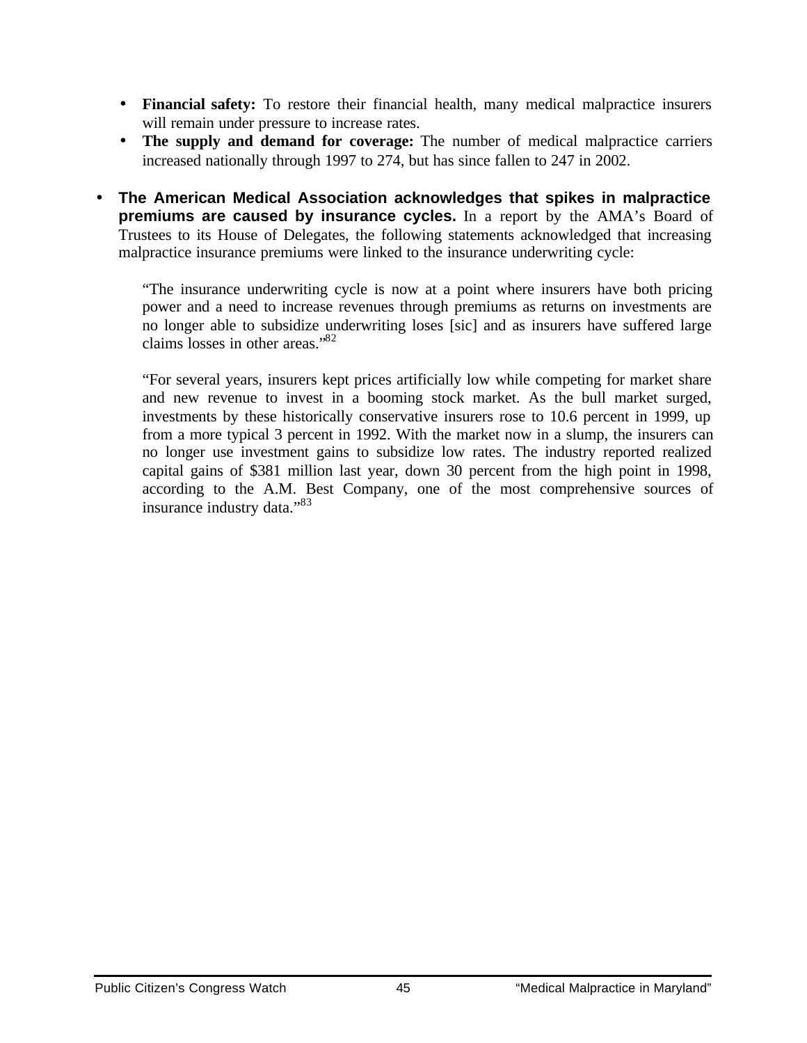- **Financial safety:** To restore their financial health, many medical malpractice insurers will remain under pressure to increase rates.
- **The supply and demand for coverage:** The number of medical malpractice carriers increased nationally through 1997 to 274, but has since fallen to 247 in 2002.

- **The American Medical Association acknowledges that spikes in malpractice premiums are caused by insurance cycles.** In a report by the AMA's Board of Trustees to its House of Delegates, the following statements acknowledged that increasing malpractice insurance premiums were linked to the insurance underwriting cycle:

  "The insurance underwriting cycle is now at a point where insurers have both pricing power and a need to increase revenues through premiums as returns on investments are no longer able to subsidize underwriting loses [sic] and as insurers have suffered large claims losses in other areas."[82]

  "For several years, insurers kept prices artificially low while competing for market share and new revenue to invest in a booming stock market. As the bull market surged, investments by these historically conservative insurers rose to 10.6 percent in 1999, up from a more typical 3 percent in 1992. With the market now in a slump, the insurers can no longer use investment gains to subsidize low rates. The industry reported realized capital gains of $381 million last year, down 30 percent from the high point in 1998, according to the A.M. Best Company, one of the most comprehensive sources of insurance industry data."[83]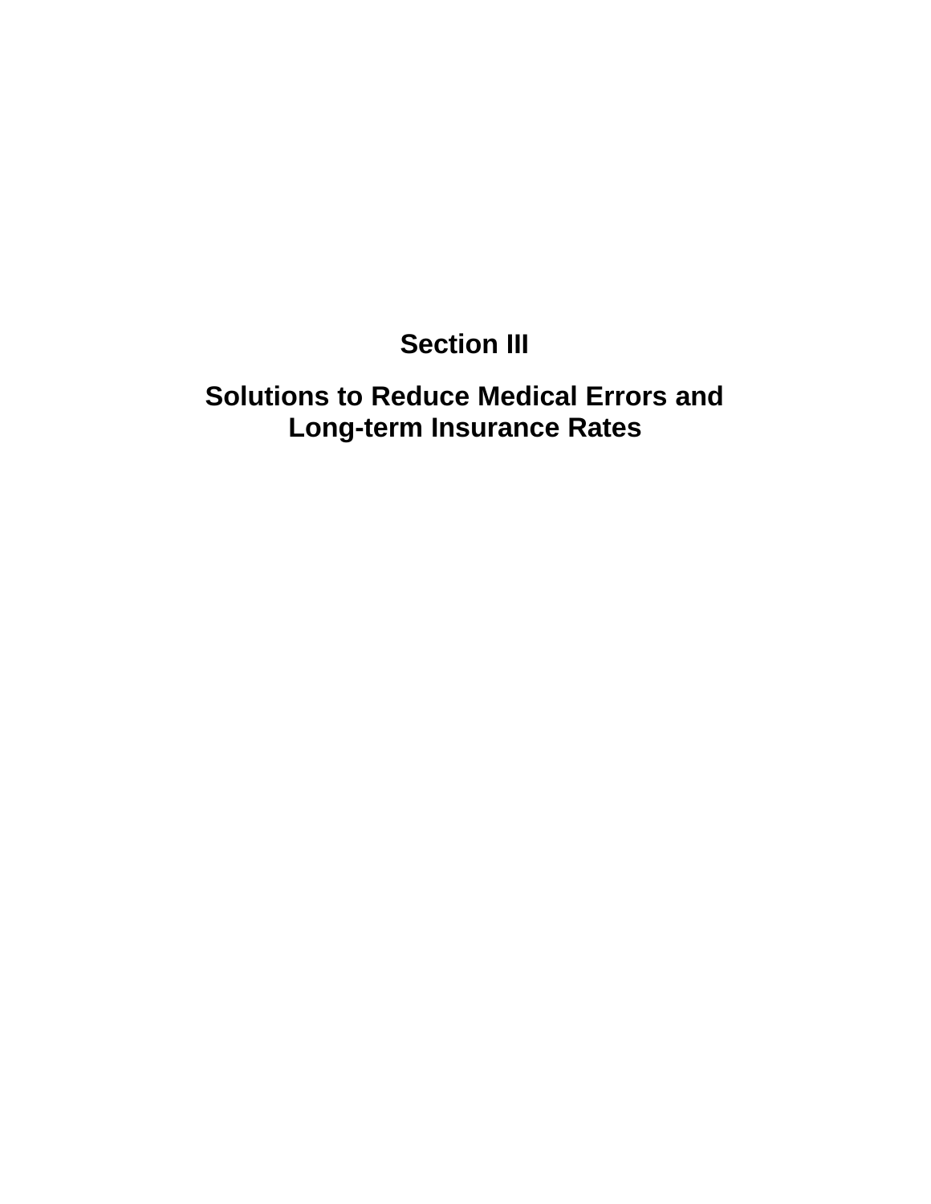# Section III

## Solutions to Reduce Medical Errors and Long-term Insurance Rates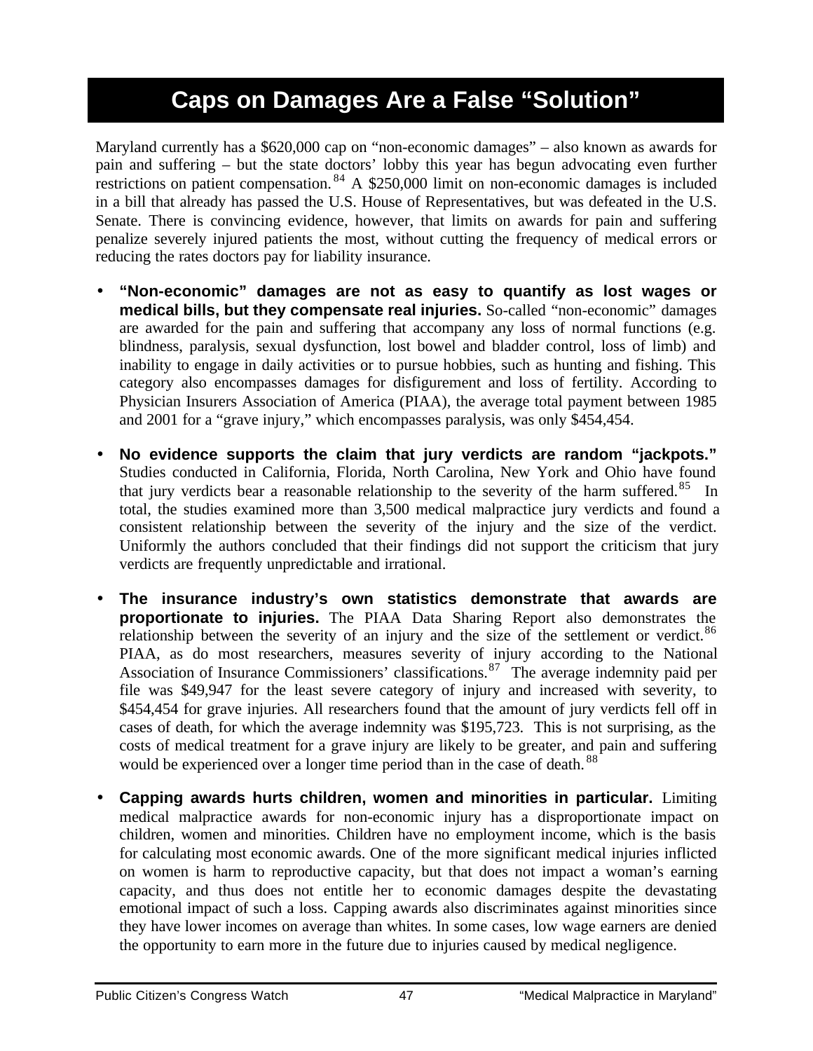# Caps on Damages Are a False "Solution"

Maryland currently has a $620,000 cap on "non-economic damages" – also known as awards for pain and suffering – but the state doctors' lobby this year has begun advocating even further restrictions on patient compensation.[84] A $250,000 limit on non-economic damages is included in a bill that already has passed the U.S. House of Representatives, but was defeated in the U.S. Senate. There is convincing evidence, however, that limits on awards for pain and suffering penalize severely injured patients the most, without cutting the frequency of medical errors or reducing the rates doctors pay for liability insurance.

- **"Non-economic" damages are not as easy to quantify as lost wages or medical bills, but they compensate real injuries.** So-called "non-economic" damages are awarded for the pain and suffering that accompany any loss of normal functions (e.g. blindness, paralysis, sexual dysfunction, lost bowel and bladder control, loss of limb) and inability to engage in daily activities or to pursue hobbies, such as hunting and fishing. This category also encompasses damages for disfigurement and loss of fertility. According to Physician Insurers Association of America (PIAA), the average total payment between 1985 and 2001 for a "grave injury," which encompasses paralysis, was only $454,454.

- **No evidence supports the claim that jury verdicts are random "jackpots."** Studies conducted in California, Florida, North Carolina, New York and Ohio have found that jury verdicts bear a reasonable relationship to the severity of the harm suffered.[85] In total, the studies examined more than 3,500 medical malpractice jury verdicts and found a consistent relationship between the severity of the injury and the size of the verdict. Uniformly the authors concluded that their findings did not support the criticism that jury verdicts are frequently unpredictable and irrational.

- **The insurance industry's own statistics demonstrate that awards are proportionate to injuries.** The PIAA Data Sharing Report also demonstrates the relationship between the severity of an injury and the size of the settlement or verdict.[86] PIAA, as do most researchers, measures severity of injury according to the National Association of Insurance Commissioners' classifications.[87] The average indemnity paid per file was $49,947 for the least severe category of injury and increased with severity, to $454,454 for grave injuries. All researchers found that the amount of jury verdicts fell off in cases of death, for which the average indemnity was $195,723. This is not surprising, as the costs of medical treatment for a grave injury are likely to be greater, and pain and suffering would be experienced over a longer time period than in the case of death.[88]

- **Capping awards hurts children, women and minorities in particular.** Limiting medical malpractice awards for non-economic injury has a disproportionate impact on children, women and minorities. Children have no employment income, which is the basis for calculating most economic awards. One of the more significant medical injuries inflicted on women is harm to reproductive capacity, but that does not impact a woman's earning capacity, and thus does not entitle her to economic damages despite the devastating emotional impact of such a loss. Capping awards also discriminates against minorities since they have lower incomes on average than whites. In some cases, low wage earners are denied the opportunity to earn more in the future due to injuries caused by medical negligence.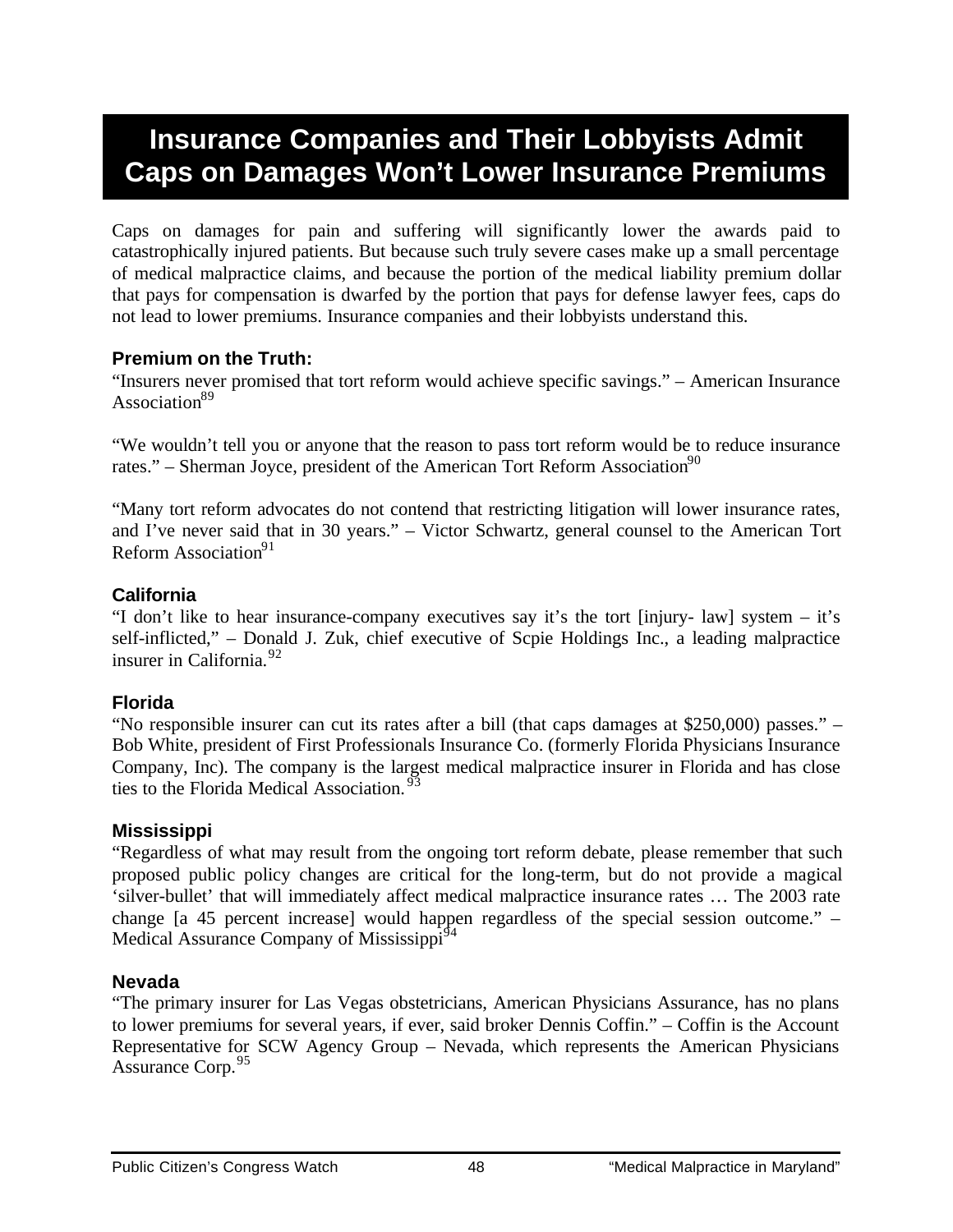# Insurance Companies and Their Lobbyists Admit Caps on Damages Won't Lower Insurance Premiums

Caps on damages for pain and suffering will significantly lower the awards paid to catastrophically injured patients. But because such truly severe cases make up a small percentage of medical malpractice claims, and because the portion of the medical liability premium dollar that pays for compensation is dwarfed by the portion that pays for defense lawyer fees, caps do not lead to lower premiums. Insurance companies and their lobbyists understand this.

### Premium on the Truth:

"Insurers never promised that tort reform would achieve specific savings." – American Insurance Association[89]

"We wouldn't tell you or anyone that the reason to pass tort reform would be to reduce insurance rates." – Sherman Joyce, president of the American Tort Reform Association[90]

"Many tort reform advocates do not contend that restricting litigation will lower insurance rates, and I've never said that in 30 years." – Victor Schwartz, general counsel to the American Tort Reform Association[91]

### California

"I don't like to hear insurance-company executives say it's the tort [injury- law] system – it's self-inflicted," – Donald J. Zuk, chief executive of Scpie Holdings Inc., a leading malpractice insurer in California.[92]

### Florida

"No responsible insurer can cut its rates after a bill (that caps damages at $250,000) passes." – Bob White, president of First Professionals Insurance Co. (formerly Florida Physicians Insurance Company, Inc). The company is the largest medical malpractice insurer in Florida and has close ties to the Florida Medical Association.[93]

### Mississippi

"Regardless of what may result from the ongoing tort reform debate, please remember that such proposed public policy changes are critical for the long-term, but do not provide a magical 'silver-bullet' that will immediately affect medical malpractice insurance rates … The 2003 rate change [a 45 percent increase] would happen regardless of the special session outcome." – Medical Assurance Company of Mississippi[94]

### Nevada

"The primary insurer for Las Vegas obstetricians, American Physicians Assurance, has no plans to lower premiums for several years, if ever, said broker Dennis Coffin." – Coffin is the Account Representative for SCW Agency Group – Nevada, which represents the American Physicians Assurance Corp.[95]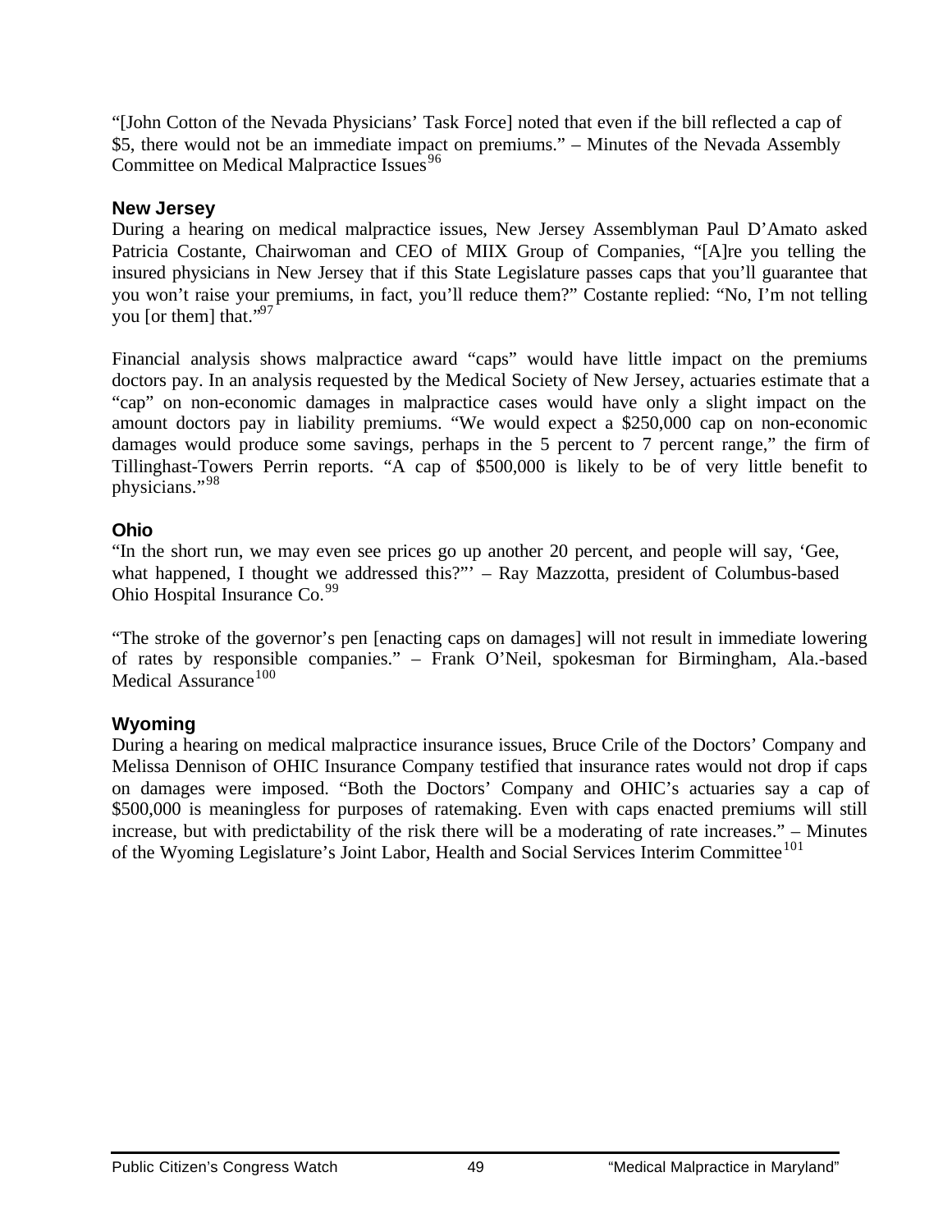"[John Cotton of the Nevada Physicians' Task Force] noted that even if the bill reflected a cap of $5, there would not be an immediate impact on premiums." – Minutes of the Nevada Assembly Committee on Medical Malpractice Issues[96]

### New Jersey

During a hearing on medical malpractice issues, New Jersey Assemblyman Paul D'Amato asked Patricia Costante, Chairwoman and CEO of MIIX Group of Companies, "[A]re you telling the insured physicians in New Jersey that if this State Legislature passes caps that you'll guarantee that you won't raise your premiums, in fact, you'll reduce them?" Costante replied: "No, I'm not telling you [or them] that."[97]

Financial analysis shows malpractice award "caps" would have little impact on the premiums doctors pay. In an analysis requested by the Medical Society of New Jersey, actuaries estimate that a "cap" on non-economic damages in malpractice cases would have only a slight impact on the amount doctors pay in liability premiums. "We would expect a $250,000 cap on non-economic damages would produce some savings, perhaps in the 5 percent to 7 percent range," the firm of Tillinghast-Towers Perrin reports. "A cap of $500,000 is likely to be of very little benefit to physicians."[98]

### Ohio

"In the short run, we may even see prices go up another 20 percent, and people will say, 'Gee, what happened, I thought we addressed this?"' – Ray Mazzotta, president of Columbus-based Ohio Hospital Insurance Co.[99]

"The stroke of the governor's pen [enacting caps on damages] will not result in immediate lowering of rates by responsible companies." – Frank O'Neil, spokesman for Birmingham, Ala.-based Medical Assurance[100]

### Wyoming

During a hearing on medical malpractice insurance issues, Bruce Crile of the Doctors' Company and Melissa Dennison of OHIC Insurance Company testified that insurance rates would not drop if caps on damages were imposed. "Both the Doctors' Company and OHIC's actuaries say a cap of $500,000 is meaningless for purposes of ratemaking. Even with caps enacted premiums will still increase, but with predictability of the risk there will be a moderating of rate increases." – Minutes of the Wyoming Legislature's Joint Labor, Health and Social Services Interim Committee[101]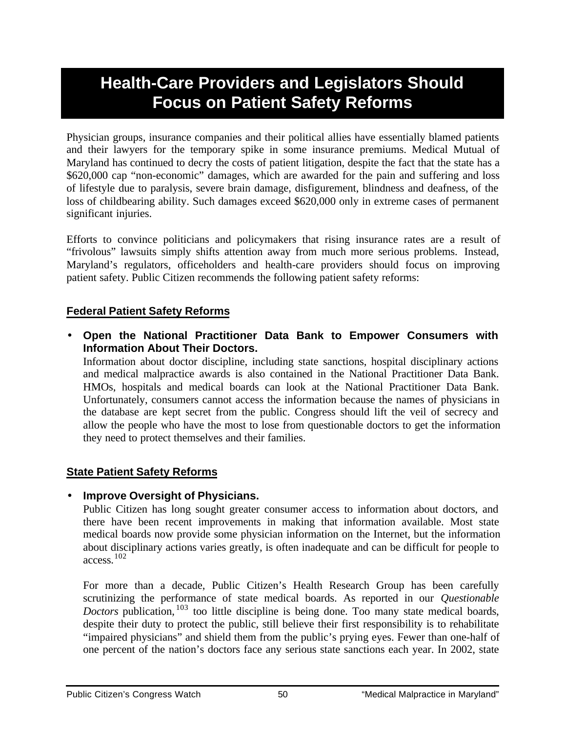# Health-Care Providers and Legislators Should Focus on Patient Safety Reforms

Physician groups, insurance companies and their political allies have essentially blamed patients and their lawyers for the temporary spike in some insurance premiums. Medical Mutual of Maryland has continued to decry the costs of patient litigation, despite the fact that the state has a $620,000 cap "non-economic" damages, which are awarded for the pain and suffering and loss of lifestyle due to paralysis, severe brain damage, disfigurement, blindness and deafness, of the loss of childbearing ability. Such damages exceed $620,000 only in extreme cases of permanent significant injuries.

Efforts to convince politicians and policymakers that rising insurance rates are a result of "frivolous" lawsuits simply shifts attention away from much more serious problems. Instead, Maryland's regulators, officeholders and health-care providers should focus on improving patient safety. Public Citizen recommends the following patient safety reforms:

## Federal Patient Safety Reforms

- **Open the National Practitioner Data Bank to Empower Consumers with Information About Their Doctors.**
  Information about doctor discipline, including state sanctions, hospital disciplinary actions and medical malpractice awards is also contained in the National Practitioner Data Bank. HMOs, hospitals and medical boards can look at the National Practitioner Data Bank. Unfortunately, consumers cannot access the information because the names of physicians in the database are kept secret from the public. Congress should lift the veil of secrecy and allow the people who have the most to lose from questionable doctors to get the information they need to protect themselves and their families.

## State Patient Safety Reforms

- **Improve Oversight of Physicians.**
  Public Citizen has long sought greater consumer access to information about doctors, and there have been recent improvements in making that information available. Most state medical boards now provide some physician information on the Internet, but the information about disciplinary actions varies greatly, is often inadequate and can be difficult for people to access.[102]

  For more than a decade, Public Citizen's Health Research Group has been carefully scrutinizing the performance of state medical boards. As reported in our *Questionable Doctors* publication,[103] too little discipline is being done. Too many state medical boards, despite their duty to protect the public, still believe their first responsibility is to rehabilitate "impaired physicians" and shield them from the public's prying eyes. Fewer than one-half of one percent of the nation's doctors face any serious state sanctions each year. In 2002, state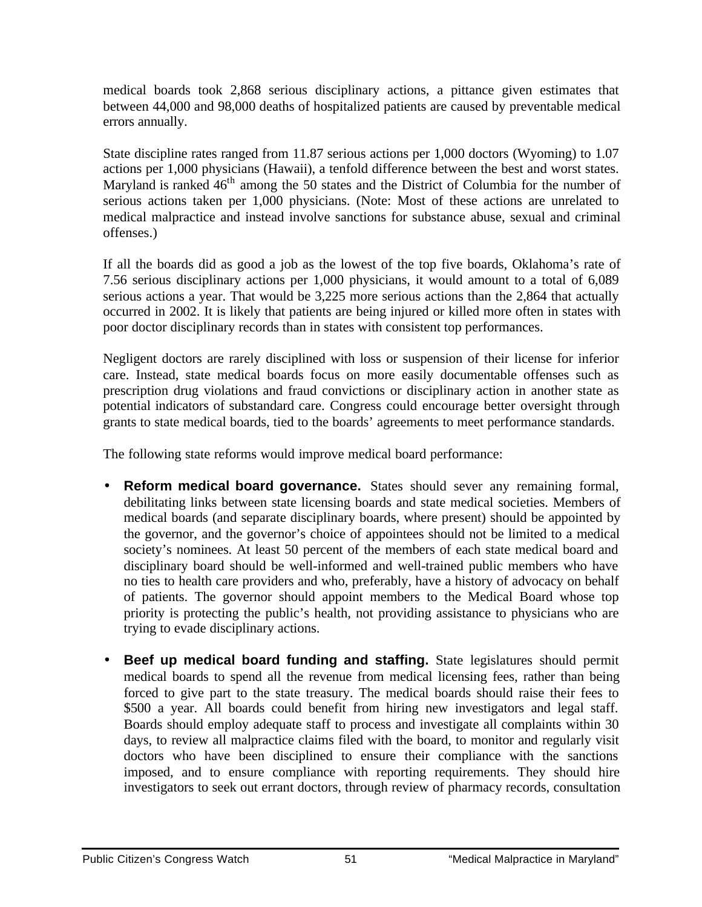medical boards took 2,868 serious disciplinary actions, a pittance given estimates that between 44,000 and 98,000 deaths of hospitalized patients are caused by preventable medical errors annually.

State discipline rates ranged from 11.87 serious actions per 1,000 doctors (Wyoming) to 1.07 actions per 1,000 physicians (Hawaii), a tenfold difference between the best and worst states. Maryland is ranked 46th among the 50 states and the District of Columbia for the number of serious actions taken per 1,000 physicians. (Note: Most of these actions are unrelated to medical malpractice and instead involve sanctions for substance abuse, sexual and criminal offenses.)

If all the boards did as good a job as the lowest of the top five boards, Oklahoma's rate of 7.56 serious disciplinary actions per 1,000 physicians, it would amount to a total of 6,089 serious actions a year. That would be 3,225 more serious actions than the 2,864 that actually occurred in 2002. It is likely that patients are being injured or killed more often in states with poor doctor disciplinary records than in states with consistent top performances.

Negligent doctors are rarely disciplined with loss or suspension of their license for inferior care. Instead, state medical boards focus on more easily documentable offenses such as prescription drug violations and fraud convictions or disciplinary action in another state as potential indicators of substandard care. Congress could encourage better oversight through grants to state medical boards, tied to the boards' agreements to meet performance standards.

The following state reforms would improve medical board performance:

- **Reform medical board governance.** States should sever any remaining formal, debilitating links between state licensing boards and state medical societies. Members of medical boards (and separate disciplinary boards, where present) should be appointed by the governor, and the governor's choice of appointees should not be limited to a medical society's nominees. At least 50 percent of the members of each state medical board and disciplinary board should be well-informed and well-trained public members who have no ties to health care providers and who, preferably, have a history of advocacy on behalf of patients. The governor should appoint members to the Medical Board whose top priority is protecting the public's health, not providing assistance to physicians who are trying to evade disciplinary actions.

- **Beef up medical board funding and staffing.** State legislatures should permit medical boards to spend all the revenue from medical licensing fees, rather than being forced to give part to the state treasury. The medical boards should raise their fees to $500 a year. All boards could benefit from hiring new investigators and legal staff. Boards should employ adequate staff to process and investigate all complaints within 30 days, to review all malpractice claims filed with the board, to monitor and regularly visit doctors who have been disciplined to ensure their compliance with the sanctions imposed, and to ensure compliance with reporting requirements. They should hire investigators to seek out errant doctors, through review of pharmacy records, consultation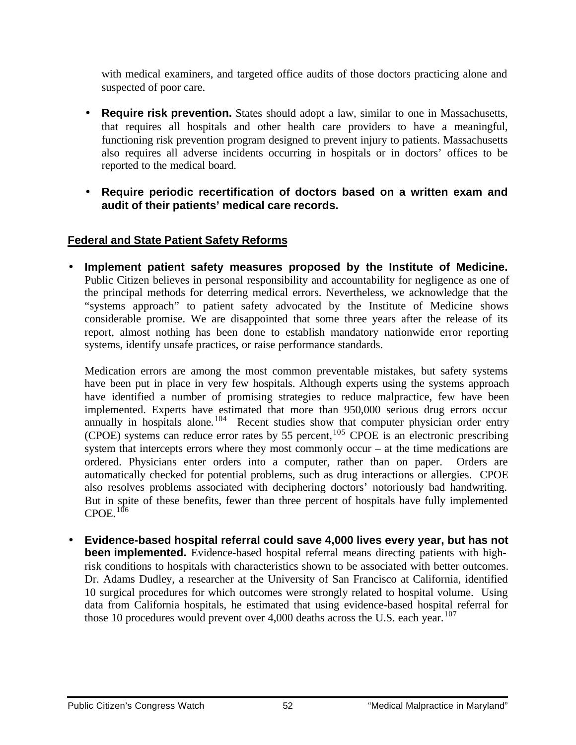with medical examiners, and targeted office audits of those doctors practicing alone and suspected of poor care.

- **Require risk prevention.** States should adopt a law, similar to one in Massachusetts, that requires all hospitals and other health care providers to have a meaningful, functioning risk prevention program designed to prevent injury to patients. Massachusetts also requires all adverse incidents occurring in hospitals or in doctors' offices to be reported to the medical board.

- **Require periodic recertification of doctors based on a written exam and audit of their patients' medical care records.**

## Federal and State Patient Safety Reforms

- **Implement patient safety measures proposed by the Institute of Medicine.** Public Citizen believes in personal responsibility and accountability for negligence as one of the principal methods for deterring medical errors. Nevertheless, we acknowledge that the "systems approach" to patient safety advocated by the Institute of Medicine shows considerable promise. We are disappointed that some three years after the release of its report, almost nothing has been done to establish mandatory nationwide error reporting systems, identify unsafe practices, or raise performance standards.

  Medication errors are among the most common preventable mistakes, but safety systems have been put in place in very few hospitals. Although experts using the systems approach have identified a number of promising strategies to reduce malpractice, few have been implemented. Experts have estimated that more than 950,000 serious drug errors occur annually in hospitals alone.[104] Recent studies show that computer physician order entry (CPOE) systems can reduce error rates by 55 percent,[105] CPOE is an electronic prescribing system that intercepts errors where they most commonly occur – at the time medications are ordered. Physicians enter orders into a computer, rather than on paper. Orders are automatically checked for potential problems, such as drug interactions or allergies. CPOE also resolves problems associated with deciphering doctors' notoriously bad handwriting. But in spite of these benefits, fewer than three percent of hospitals have fully implemented CPOE.[106]

- **Evidence-based hospital referral could save 4,000 lives every year, but has not been implemented.** Evidence-based hospital referral means directing patients with high-risk conditions to hospitals with characteristics shown to be associated with better outcomes. Dr. Adams Dudley, a researcher at the University of San Francisco at California, identified 10 surgical procedures for which outcomes were strongly related to hospital volume. Using data from California hospitals, he estimated that using evidence-based hospital referral for those 10 procedures would prevent over 4,000 deaths across the U.S. each year.[107]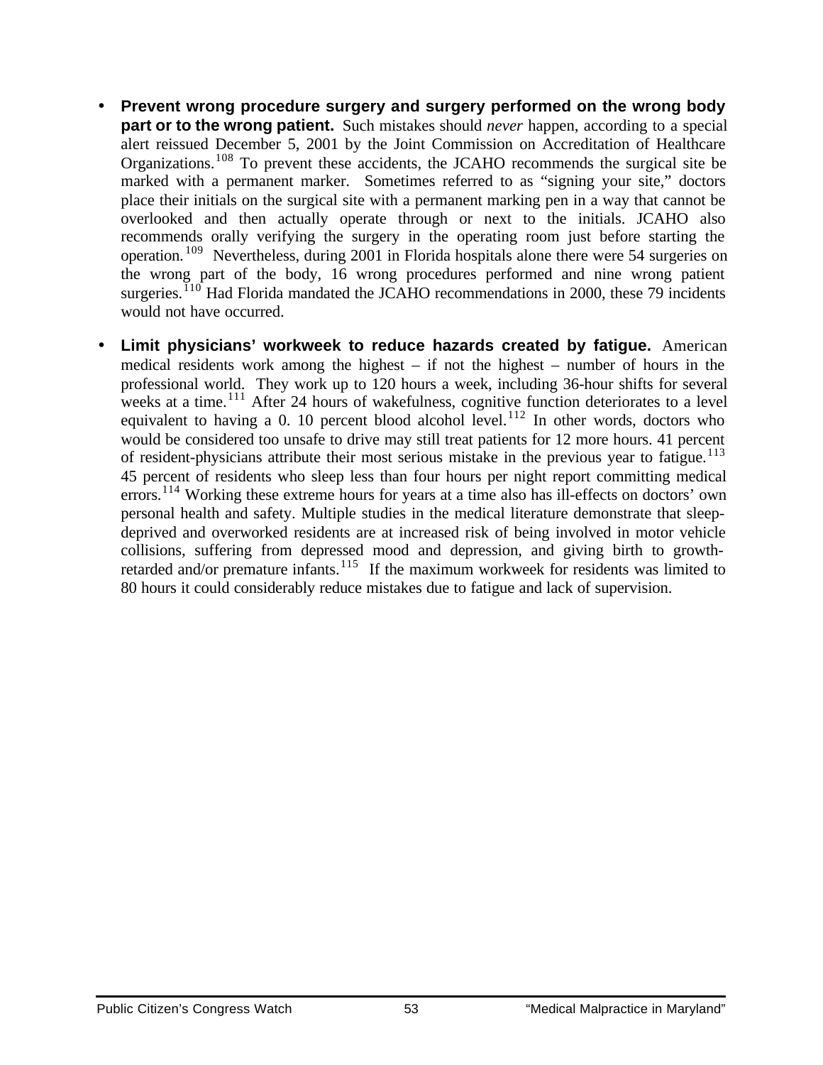- **Prevent wrong procedure surgery and surgery performed on the wrong body part or to the wrong patient.** Such mistakes should *never* happen, according to a special alert reissued December 5, 2001 by the Joint Commission on Accreditation of Healthcare Organizations.[108] To prevent these accidents, the JCAHO recommends the surgical site be marked with a permanent marker. Sometimes referred to as "signing your site," doctors place their initials on the surgical site with a permanent marking pen in a way that cannot be overlooked and then actually operate through or next to the initials. JCAHO also recommends orally verifying the surgery in the operating room just before starting the operation.[109] Nevertheless, during 2001 in Florida hospitals alone there were 54 surgeries on the wrong part of the body, 16 wrong procedures performed and nine wrong patient surgeries.[110] Had Florida mandated the JCAHO recommendations in 2000, these 79 incidents would not have occurred.

- **Limit physicians' workweek to reduce hazards created by fatigue.** American medical residents work among the highest – if not the highest – number of hours in the professional world. They work up to 120 hours a week, including 36-hour shifts for several weeks at a time.[111] After 24 hours of wakefulness, cognitive function deteriorates to a level equivalent to having a 0. 10 percent blood alcohol level.[112] In other words, doctors who would be considered too unsafe to drive may still treat patients for 12 more hours. 41 percent of resident-physicians attribute their most serious mistake in the previous year to fatigue.[113] 45 percent of residents who sleep less than four hours per night report committing medical errors.[114] Working these extreme hours for years at a time also has ill-effects on doctors' own personal health and safety. Multiple studies in the medical literature demonstrate that sleep-deprived and overworked residents are at increased risk of being involved in motor vehicle collisions, suffering from depressed mood and depression, and giving birth to growth-retarded and/or premature infants.[115] If the maximum workweek for residents was limited to 80 hours it could considerably reduce mistakes due to fatigue and lack of supervision.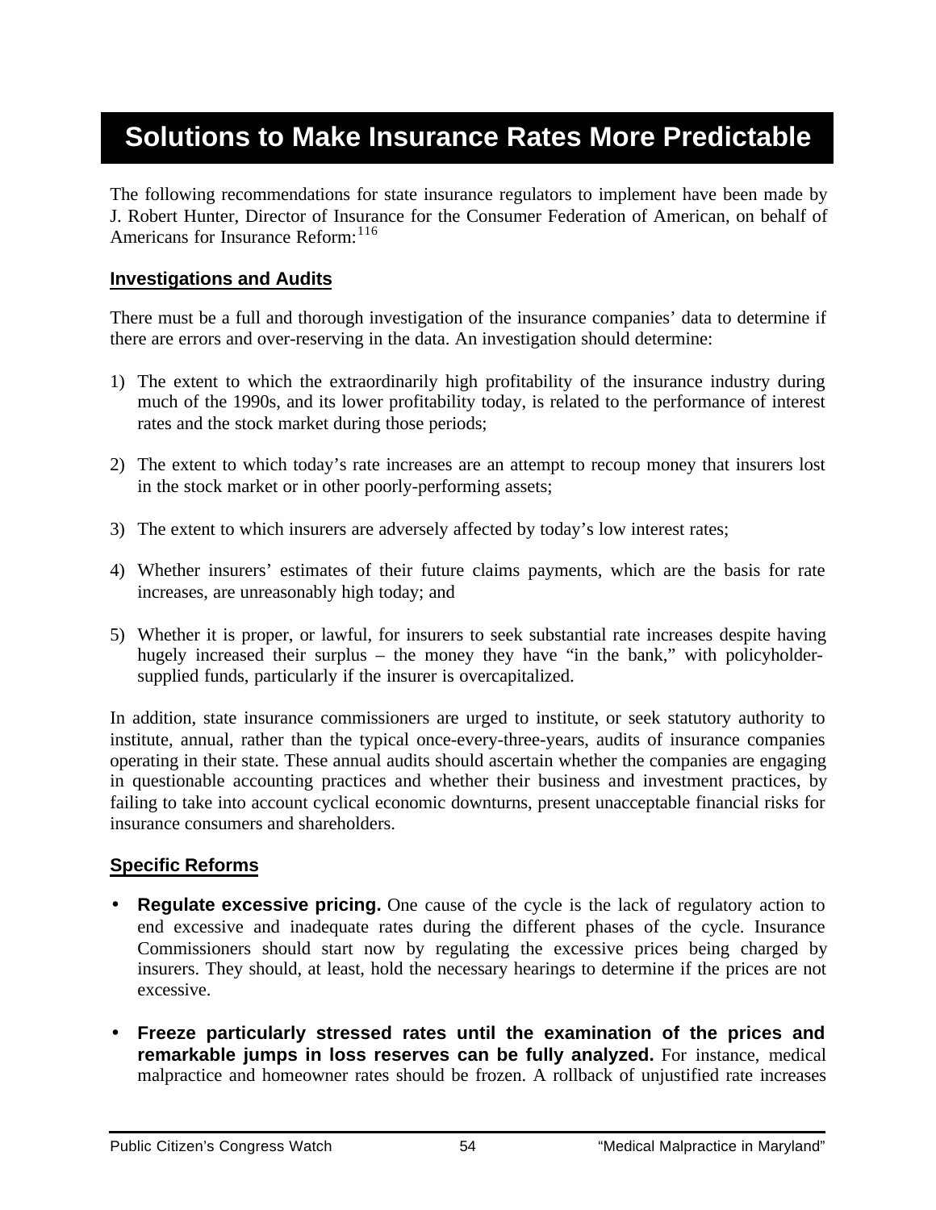# Solutions to Make Insurance Rates More Predictable

The following recommendations for state insurance regulators to implement have been made by J. Robert Hunter, Director of Insurance for the Consumer Federation of American, on behalf of Americans for Insurance Reform:[116]

## Investigations and Audits

There must be a full and thorough investigation of the insurance companies' data to determine if there are errors and over-reserving in the data. An investigation should determine:

1) The extent to which the extraordinarily high profitability of the insurance industry during much of the 1990s, and its lower profitability today, is related to the performance of interest rates and the stock market during those periods;

2) The extent to which today's rate increases are an attempt to recoup money that insurers lost in the stock market or in other poorly-performing assets;

3) The extent to which insurers are adversely affected by today's low interest rates;

4) Whether insurers' estimates of their future claims payments, which are the basis for rate increases, are unreasonably high today; and

5) Whether it is proper, or lawful, for insurers to seek substantial rate increases despite having hugely increased their surplus – the money they have "in the bank," with policyholder-supplied funds, particularly if the insurer is overcapitalized.

In addition, state insurance commissioners are urged to institute, or seek statutory authority to institute, annual, rather than the typical once-every-three-years, audits of insurance companies operating in their state. These annual audits should ascertain whether the companies are engaging in questionable accounting practices and whether their business and investment practices, by failing to take into account cyclical economic downturns, present unacceptable financial risks for insurance consumers and shareholders.

## Specific Reforms

- **Regulate excessive pricing.** One cause of the cycle is the lack of regulatory action to end excessive and inadequate rates during the different phases of the cycle. Insurance Commissioners should start now by regulating the excessive prices being charged by insurers. They should, at least, hold the necessary hearings to determine if the prices are not excessive.

- **Freeze particularly stressed rates until the examination of the prices and remarkable jumps in loss reserves can be fully analyzed.** For instance, medical malpractice and homeowner rates should be frozen. A rollback of unjustified rate increases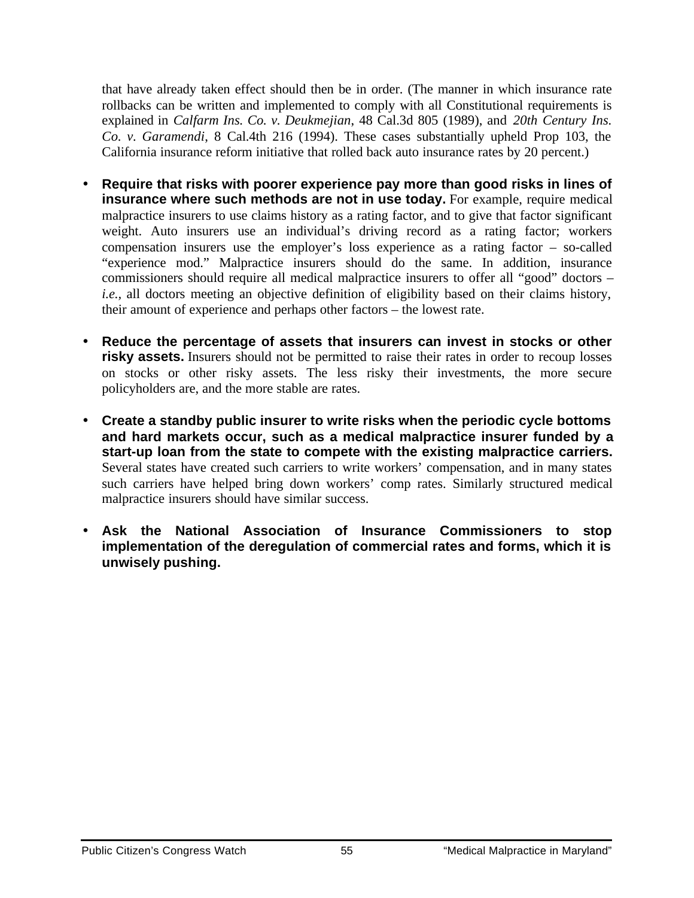that have already taken effect should then be in order. (The manner in which insurance rate rollbacks can be written and implemented to comply with all Constitutional requirements is explained in *Calfarm Ins. Co. v. Deukmejian*, 48 Cal.3d 805 (1989), and *20th Century Ins. Co. v. Garamendi*, 8 Cal.4th 216 (1994). These cases substantially upheld Prop 103, the California insurance reform initiative that rolled back auto insurance rates by 20 percent.)

- **Require that risks with poorer experience pay more than good risks in lines of insurance where such methods are not in use today.** For example, require medical malpractice insurers to use claims history as a rating factor, and to give that factor significant weight. Auto insurers use an individual's driving record as a rating factor; workers compensation insurers use the employer's loss experience as a rating factor – so-called "experience mod." Malpractice insurers should do the same. In addition, insurance commissioners should require all medical malpractice insurers to offer all "good" doctors – *i.e.*, all doctors meeting an objective definition of eligibility based on their claims history, their amount of experience and perhaps other factors – the lowest rate.

- **Reduce the percentage of assets that insurers can invest in stocks or other risky assets.** Insurers should not be permitted to raise their rates in order to recoup losses on stocks or other risky assets. The less risky their investments, the more secure policyholders are, and the more stable are rates.

- **Create a standby public insurer to write risks when the periodic cycle bottoms and hard markets occur, such as a medical malpractice insurer funded by a start-up loan from the state to compete with the existing malpractice carriers.** Several states have created such carriers to write workers' compensation, and in many states such carriers have helped bring down workers' comp rates. Similarly structured medical malpractice insurers should have similar success.

- **Ask the National Association of Insurance Commissioners to stop implementation of the deregulation of commercial rates and forms, which it is unwisely pushing.**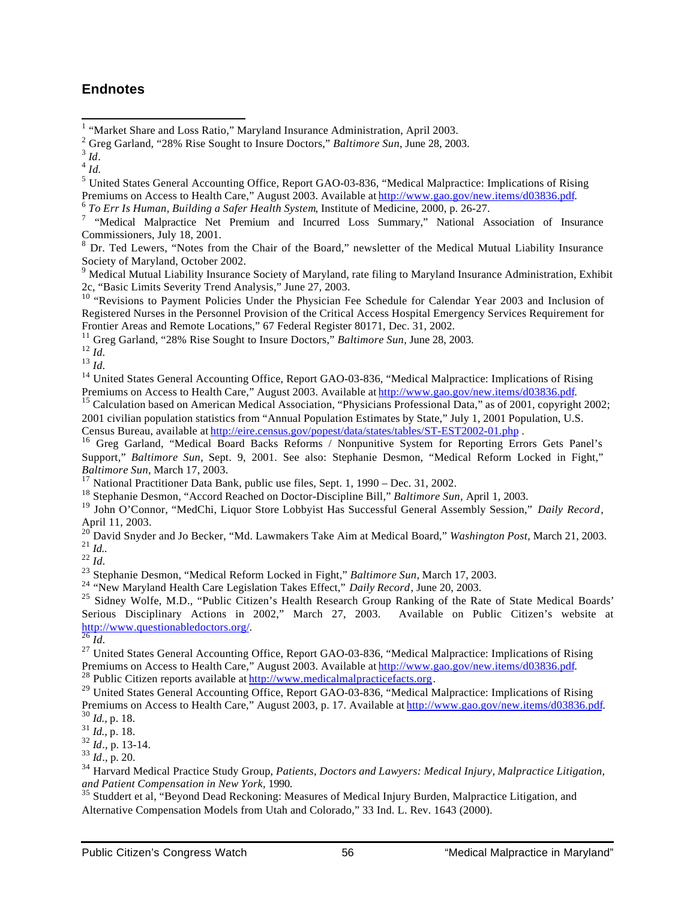## Endnotes

[1] "Market Share and Loss Ratio," Maryland Insurance Administration, April 2003.

[2] Greg Garland, "28% Rise Sought to Insure Doctors," *Baltimore Sun*, June 28, 2003.

[3] *Id*.

[4] *Id.*

[5] United States General Accounting Office, Report GAO-03-836, "Medical Malpractice: Implications of Rising Premiums on Access to Health Care," August 2003. Available at http://www.gao.gov/new.items/d03836.pdf.

[6] *To Err Is Human, Building a Safer Health System*, Institute of Medicine, 2000, p. 26-27.

[7] "Medical Malpractice Net Premium and Incurred Loss Summary," National Association of Insurance Commissioners, July 18, 2001.

[8] Dr. Ted Lewers, "Notes from the Chair of the Board," newsletter of the Medical Mutual Liability Insurance Society of Maryland, October 2002.

[9] Medical Mutual Liability Insurance Society of Maryland, rate filing to Maryland Insurance Administration, Exhibit 2c, "Basic Limits Severity Trend Analysis," June 27, 2003.

[10] "Revisions to Payment Policies Under the Physician Fee Schedule for Calendar Year 2003 and Inclusion of Registered Nurses in the Personnel Provision of the Critical Access Hospital Emergency Services Requirement for Frontier Areas and Remote Locations," 67 Federal Register 80171, Dec. 31, 2002.

[11] Greg Garland, "28% Rise Sought to Insure Doctors," *Baltimore Sun*, June 28, 2003.

[12] *Id.*

[13] *Id.*

[14] United States General Accounting Office, Report GAO-03-836, "Medical Malpractice: Implications of Rising Premiums on Access to Health Care," August 2003. Available at http://www.gao.gov/new.items/d03836.pdf.

[15] Calculation based on American Medical Association, "Physicians Professional Data," as of 2001, copyright 2002; 2001 civilian population statistics from "Annual Population Estimates by State," July 1, 2001 Population, U.S. Census Bureau, available at http://eire.census.gov/popest/data/states/tables/ST-EST2002-01.php .

[16] Greg Garland, "Medical Board Backs Reforms / Nonpunitive System for Reporting Errors Gets Panel's Support," *Baltimore Sun*, Sept. 9, 2001. See also: Stephanie Desmon, "Medical Reform Locked in Fight," *Baltimore Sun*, March 17, 2003.

[17] National Practitioner Data Bank, public use files, Sept. 1, 1990 – Dec. 31, 2002.

[18] Stephanie Desmon, "Accord Reached on Doctor-Discipline Bill," *Baltimore Sun*, April 1, 2003.

[19] John O'Connor, "MedChi, Liquor Store Lobbyist Has Successful General Assembly Session," *Daily Record*, April 11, 2003.

[20] David Snyder and Jo Becker, "Md. Lawmakers Take Aim at Medical Board," *Washington Post*, March 21, 2003.

[21] *Id.*.

[22] *Id.*

[23] Stephanie Desmon, "Medical Reform Locked in Fight," *Baltimore Sun*, March 17, 2003.

[24] "New Maryland Health Care Legislation Takes Effect," *Daily Record*, June 20, 2003.

[25] Sidney Wolfe, M.D., "Public Citizen's Health Research Group Ranking of the Rate of State Medical Boards' Serious Disciplinary Actions in 2002," March 27, 2003. Available on Public Citizen's website at http://www.questionabledoctors.org/.

[26] *Id.*

[27] United States General Accounting Office, Report GAO-03-836, "Medical Malpractice: Implications of Rising Premiums on Access to Health Care," August 2003. Available at http://www.gao.gov/new.items/d03836.pdf.

[28] Public Citizen reports available at http://www.medicalmalpracticefacts.org.

[29] United States General Accounting Office, Report GAO-03-836, "Medical Malpractice: Implications of Rising Premiums on Access to Health Care," August 2003, p. 17. Available at http://www.gao.gov/new.items/d03836.pdf.

[30] *Id.*, p. 18.

[31] *Id.*, p. 18.

[32] *Id*., p. 13-14.

[33] *Id*., p. 20.

[34] Harvard Medical Practice Study Group, *Patients, Doctors and Lawyers: Medical Injury, Malpractice Litigation, and Patient Compensation in New York*, 1990.

[35] Studdert et al, "Beyond Dead Reckoning: Measures of Medical Injury Burden, Malpractice Litigation, and Alternative Compensation Models from Utah and Colorado," 33 Ind. L. Rev. 1643 (2000).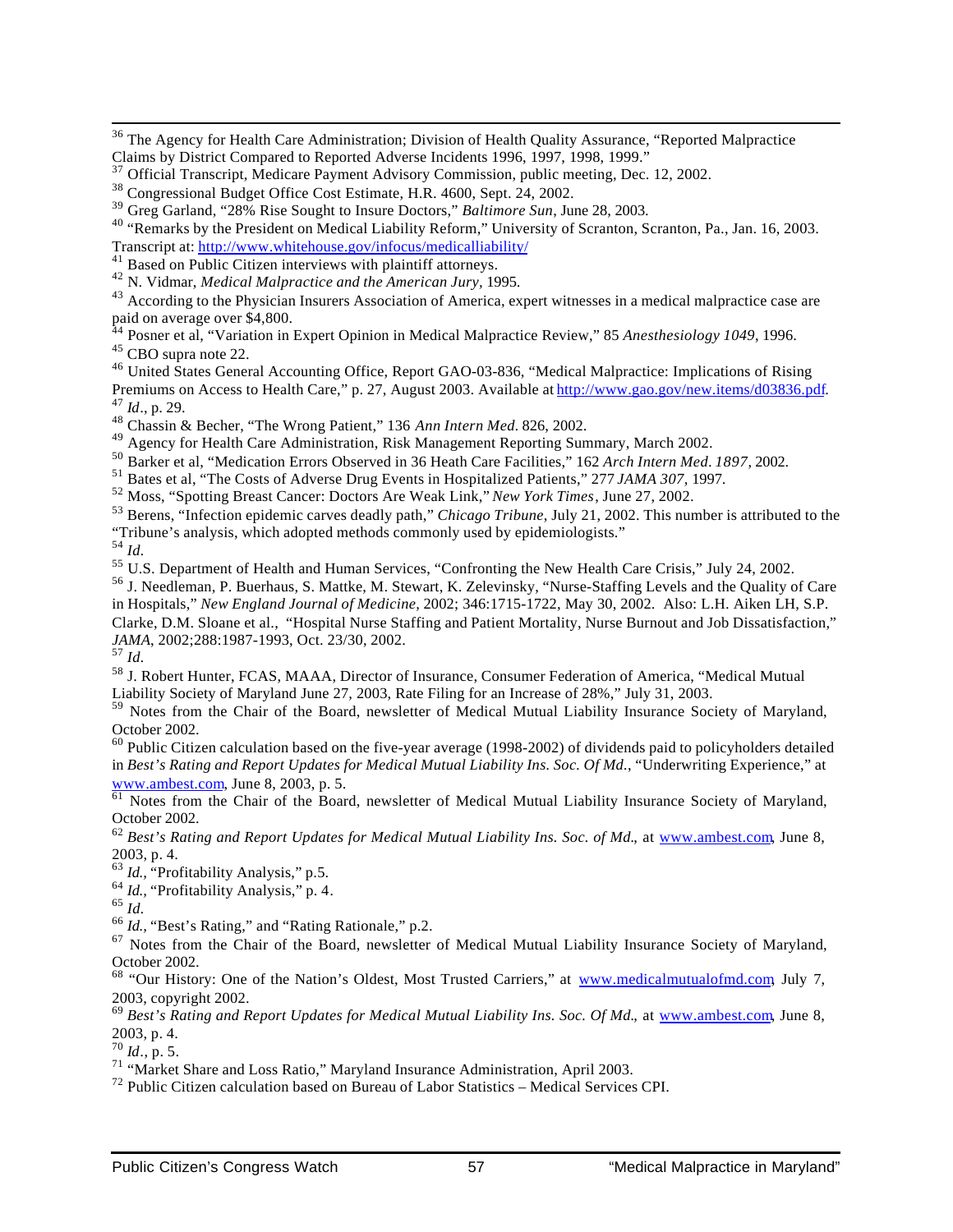[36] The Agency for Health Care Administration; Division of Health Quality Assurance, "Reported Malpractice Claims by District Compared to Reported Adverse Incidents 1996, 1997, 1998, 1999."

[37] Official Transcript, Medicare Payment Advisory Commission, public meeting, Dec. 12, 2002.

[38] Congressional Budget Office Cost Estimate, H.R. 4600, Sept. 24, 2002.

[39] Greg Garland, "28% Rise Sought to Insure Doctors," *Baltimore Sun*, June 28, 2003.

[40] "Remarks by the President on Medical Liability Reform," University of Scranton, Scranton, Pa., Jan. 16, 2003. Transcript at: http://www.whitehouse.gov/infocus/medicalliability/

[41] Based on Public Citizen interviews with plaintiff attorneys.

[42] N. Vidmar, *Medical Malpractice and the American Jury*, 1995.

[43] According to the Physician Insurers Association of America, expert witnesses in a medical malpractice case are paid on average over $4,800.

[44] Posner et al, "Variation in Expert Opinion in Medical Malpractice Review," 85 *Anesthesiology 1049*, 1996.

[45] CBO supra note 22.

[46] United States General Accounting Office, Report GAO-03-836, "Medical Malpractice: Implications of Rising Premiums on Access to Health Care," p. 27, August 2003. Available at http://www.gao.gov/new.items/d03836.pdf.

[47] *Id*., p. 29.

[48] Chassin & Becher, "The Wrong Patient," 136 *Ann Intern Med*. 826, 2002.

[49] Agency for Health Care Administration, Risk Management Reporting Summary, March 2002.

[50] Barker et al, "Medication Errors Observed in 36 Heath Care Facilities," 162 *Arch Intern Med*. *1897*, 2002.

[51] Bates et al, "The Costs of Adverse Drug Events in Hospitalized Patients," 277 *JAMA 307*, 1997.

[52] Moss, "Spotting Breast Cancer: Doctors Are Weak Link," *New York Times*, June 27, 2002.

[53] Berens, "Infection epidemic carves deadly path," *Chicago Tribune*, July 21, 2002. This number is attributed to the "Tribune's analysis, which adopted methods commonly used by epidemiologists."

[54] *Id.*

[55] U.S. Department of Health and Human Services, "Confronting the New Health Care Crisis," July 24, 2002.

[56] J. Needleman, P. Buerhaus, S. Mattke, M. Stewart, K. Zelevinsky, "Nurse-Staffing Levels and the Quality of Care in Hospitals," *New England Journal of Medicine,* 2002; 346:1715-1722, May 30, 2002. Also: L.H. Aiken LH, S.P. Clarke, D.M. Sloane et al., "Hospital Nurse Staffing and Patient Mortality, Nurse Burnout and Job Dissatisfaction," *JAMA*, 2002;288:1987-1993, Oct. 23/30, 2002.

[57] *Id.*

[58] J. Robert Hunter, FCAS, MAAA, Director of Insurance, Consumer Federation of America, "Medical Mutual Liability Society of Maryland June 27, 2003, Rate Filing for an Increase of 28%," July 31, 2003.

[59] Notes from the Chair of the Board, newsletter of Medical Mutual Liability Insurance Society of Maryland, October 2002.

[60] Public Citizen calculation based on the five-year average (1998-2002) of dividends paid to policyholders detailed in *Best's Rating and Report Updates for Medical Mutual Liability Ins. Soc. Of Md.*, "Underwriting Experience," at www.ambest.com, June 8, 2003, p. 5.

[61] Notes from the Chair of the Board, newsletter of Medical Mutual Liability Insurance Society of Maryland, October 2002.

[62] *Best's Rating and Report Updates for Medical Mutual Liability Ins. Soc. of Md.*, at www.ambest.com, June 8, 2003, p. 4.

[63] *Id.*, "Profitability Analysis," p.5.

[64] *Id.*, "Profitability Analysis," p. 4.

[65] *Id.*

[66] *Id.*, "Best's Rating," and "Rating Rationale," p.2.

[67] Notes from the Chair of the Board, newsletter of Medical Mutual Liability Insurance Society of Maryland, October 2002.

[68] "Our History: One of the Nation's Oldest, Most Trusted Carriers," at www.medicalmutualofmd.com, July 7, 2003, copyright 2002.

[69] *Best's Rating and Report Updates for Medical Mutual Liability Ins. Soc. Of Md.*, at www.ambest.com, June 8, 2003, p. 4.

[70] *Id*., p. 5.

[71] "Market Share and Loss Ratio," Maryland Insurance Administration, April 2003.

[72] Public Citizen calculation based on Bureau of Labor Statistics – Medical Services CPI.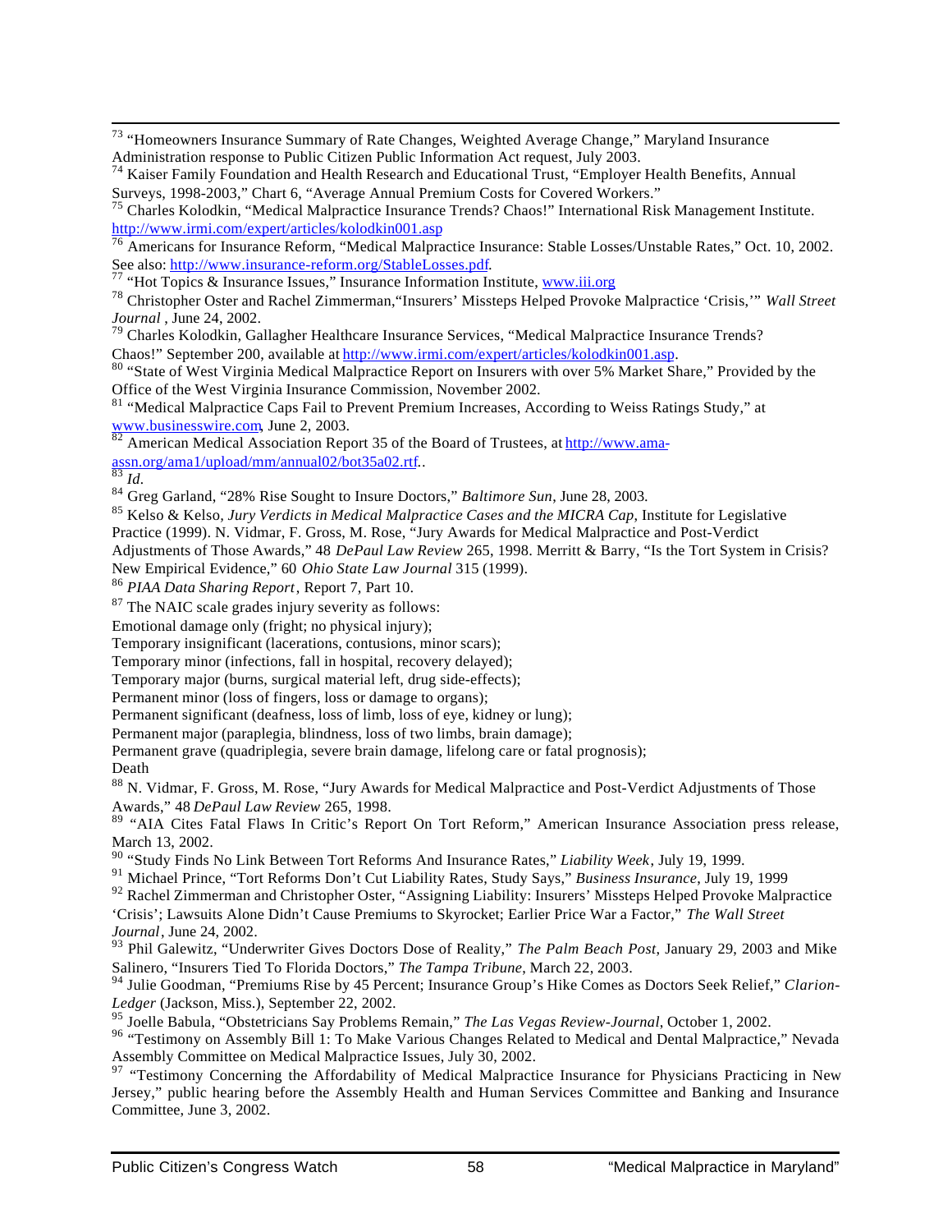[73] "Homeowners Insurance Summary of Rate Changes, Weighted Average Change," Maryland Insurance Administration response to Public Citizen Public Information Act request, July 2003.

[74] Kaiser Family Foundation and Health Research and Educational Trust, "Employer Health Benefits, Annual Surveys, 1998-2003," Chart 6, "Average Annual Premium Costs for Covered Workers."

[75] Charles Kolodkin, "Medical Malpractice Insurance Trends? Chaos!" International Risk Management Institute. http://www.irmi.com/expert/articles/kolodkin001.asp

[76] Americans for Insurance Reform, "Medical Malpractice Insurance: Stable Losses/Unstable Rates," Oct. 10, 2002. See also: http://www.insurance-reform.org/StableLosses.pdf.

[77] "Hot Topics & Insurance Issues," Insurance Information Institute, www.iii.org

[78] Christopher Oster and Rachel Zimmerman,"Insurers' Missteps Helped Provoke Malpractice 'Crisis,'" *Wall Street Journal* , June 24, 2002.

[79] Charles Kolodkin, Gallagher Healthcare Insurance Services, "Medical Malpractice Insurance Trends? Chaos!" September 200, available at http://www.irmi.com/expert/articles/kolodkin001.asp.

[80] "State of West Virginia Medical Malpractice Report on Insurers with over 5% Market Share," Provided by the Office of the West Virginia Insurance Commission, November 2002.

[81] "Medical Malpractice Caps Fail to Prevent Premium Increases, According to Weiss Ratings Study," at www.businesswire.com, June 2, 2003.

[82] American Medical Association Report 35 of the Board of Trustees, at http://www.ama-assn.org/ama1/upload/mm/annual02/bot35a02.rtf..

[83] *Id.*

[84] Greg Garland, "28% Rise Sought to Insure Doctors," *Baltimore Sun*, June 28, 2003.

[85] Kelso & Kelso, *Jury Verdicts in Medical Malpractice Cases and the MICRA Cap*, Institute for Legislative Practice (1999). N. Vidmar, F. Gross, M. Rose, "Jury Awards for Medical Malpractice and Post-Verdict Adjustments of Those Awards," 48 *DePaul Law Review* 265, 1998. Merritt & Barry, "Is the Tort System in Crisis? New Empirical Evidence," 60 *Ohio State Law Journal* 315 (1999).

[86] *PIAA Data Sharing Report*, Report 7, Part 10.

[87] The NAIC scale grades injury severity as follows:
Emotional damage only (fright; no physical injury);
Temporary insignificant (lacerations, contusions, minor scars);
Temporary minor (infections, fall in hospital, recovery delayed);
Temporary major (burns, surgical material left, drug side-effects);
Permanent minor (loss of fingers, loss or damage to organs);
Permanent significant (deafness, loss of limb, loss of eye, kidney or lung);
Permanent major (paraplegia, blindness, loss of two limbs, brain damage);
Permanent grave (quadriplegia, severe brain damage, lifelong care or fatal prognosis);
Death

[88] N. Vidmar, F. Gross, M. Rose, "Jury Awards for Medical Malpractice and Post-Verdict Adjustments of Those Awards," 48 *DePaul Law Review* 265, 1998.

[89] "AIA Cites Fatal Flaws In Critic's Report On Tort Reform," American Insurance Association press release, March 13, 2002.

[90] "Study Finds No Link Between Tort Reforms And Insurance Rates," *Liability Week*, July 19, 1999.

[91] Michael Prince, "Tort Reforms Don't Cut Liability Rates, Study Says," *Business Insurance*, July 19, 1999

[92] Rachel Zimmerman and Christopher Oster, "Assigning Liability: Insurers' Missteps Helped Provoke Malpractice 'Crisis'; Lawsuits Alone Didn't Cause Premiums to Skyrocket; Earlier Price War a Factor," *The Wall Street Journal*, June 24, 2002.

[93] Phil Galewitz, "Underwriter Gives Doctors Dose of Reality," *The Palm Beach Post*, January 29, 2003 and Mike Salinero, "Insurers Tied To Florida Doctors," *The Tampa Tribune*, March 22, 2003.

[94] Julie Goodman, "Premiums Rise by 45 Percent; Insurance Group's Hike Comes as Doctors Seek Relief," *Clarion-Ledger* (Jackson, Miss.), September 22, 2002.

[95] Joelle Babula, "Obstetricians Say Problems Remain," *The Las Vegas Review-Journal*, October 1, 2002.

[96] "Testimony on Assembly Bill 1: To Make Various Changes Related to Medical and Dental Malpractice," Nevada Assembly Committee on Medical Malpractice Issues, July 30, 2002.

[97] "Testimony Concerning the Affordability of Medical Malpractice Insurance for Physicians Practicing in New Jersey," public hearing before the Assembly Health and Human Services Committee and Banking and Insurance Committee, June 3, 2002.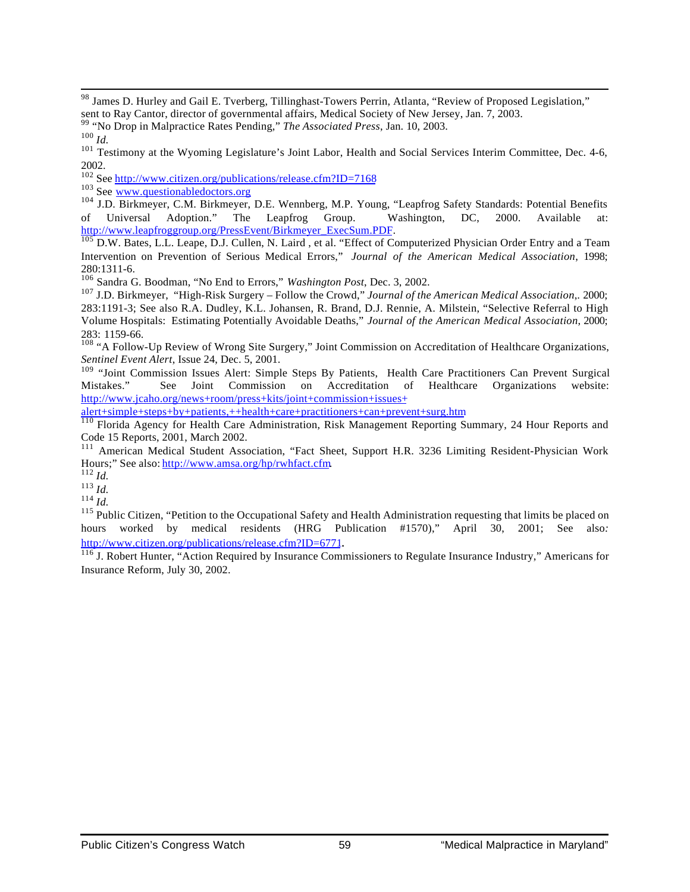[98] James D. Hurley and Gail E. Tverberg, Tillinghast-Towers Perrin, Atlanta, "Review of Proposed Legislation," sent to Ray Cantor, director of governmental affairs, Medical Society of New Jersey, Jan. 7, 2003.

[99] "No Drop in Malpractice Rates Pending," *The Associated Press*, Jan. 10, 2003.

[100] *Id.*

[101] Testimony at the Wyoming Legislature's Joint Labor, Health and Social Services Interim Committee, Dec. 4-6, 2002.

[102] See http://www.citizen.org/publications/release.cfm?ID=7168

[103] See www.questionabledoctors.org

[104] J.D. Birkmeyer, C.M. Birkmeyer, D.E. Wennberg, M.P. Young, "Leapfrog Safety Standards: Potential Benefits of Universal Adoption." The Leapfrog Group. Washington, DC, 2000. Available at: http://www.leapfroggroup.org/PressEvent/Birkmeyer_ExecSum.PDF.

[105] D.W. Bates, L.L. Leape, D.J. Cullen, N. Laird , et al. "Effect of Computerized Physician Order Entry and a Team Intervention on Prevention of Serious Medical Errors," *Journal of the American Medical Association*, 1998; 280:1311-6.

[106] Sandra G. Boodman, "No End to Errors," *Washington Post*, Dec. 3, 2002.

[107] J.D. Birkmeyer, "High-Risk Surgery – Follow the Crowd," *Journal of the American Medical Association*,. 2000; 283:1191-3; See also R.A. Dudley, K.L. Johansen, R. Brand, D.J. Rennie, A. Milstein, "Selective Referral to High Volume Hospitals: Estimating Potentially Avoidable Deaths," *Journal of the American Medical Association*, 2000; 283: 1159-66.

[108] "A Follow-Up Review of Wrong Site Surgery," Joint Commission on Accreditation of Healthcare Organizations, *Sentinel Event Alert*, Issue 24, Dec. 5, 2001.

[109] "Joint Commission Issues Alert: Simple Steps By Patients, Health Care Practitioners Can Prevent Surgical Mistakes." See Joint Commission on Accreditation of Healthcare Organizations website: http://www.jcaho.org/news+room/press+kits/joint+commission+issues+alert+simple+steps+by+patients,++health+care+practitioners+can+prevent+surg.htm

[110] Florida Agency for Health Care Administration, Risk Management Reporting Summary, 24 Hour Reports and Code 15 Reports, 2001, March 2002.

[111] American Medical Student Association, "Fact Sheet, Support H.R. 3236 Limiting Resident-Physician Work Hours;" See also: http://www.amsa.org/hp/rwhfact.cfm.

[112] *Id.*

[113] *Id.*

[114] *Id.*

[115] Public Citizen, "Petition to the Occupational Safety and Health Administration requesting that limits be placed on hours worked by medical residents (HRG Publication #1570)," April 30, 2001; See also*:* http://www.citizen.org/publications/release.cfm?ID=6771.

[116] J. Robert Hunter, "Action Required by Insurance Commissioners to Regulate Insurance Industry," Americans for Insurance Reform, July 30, 2002.